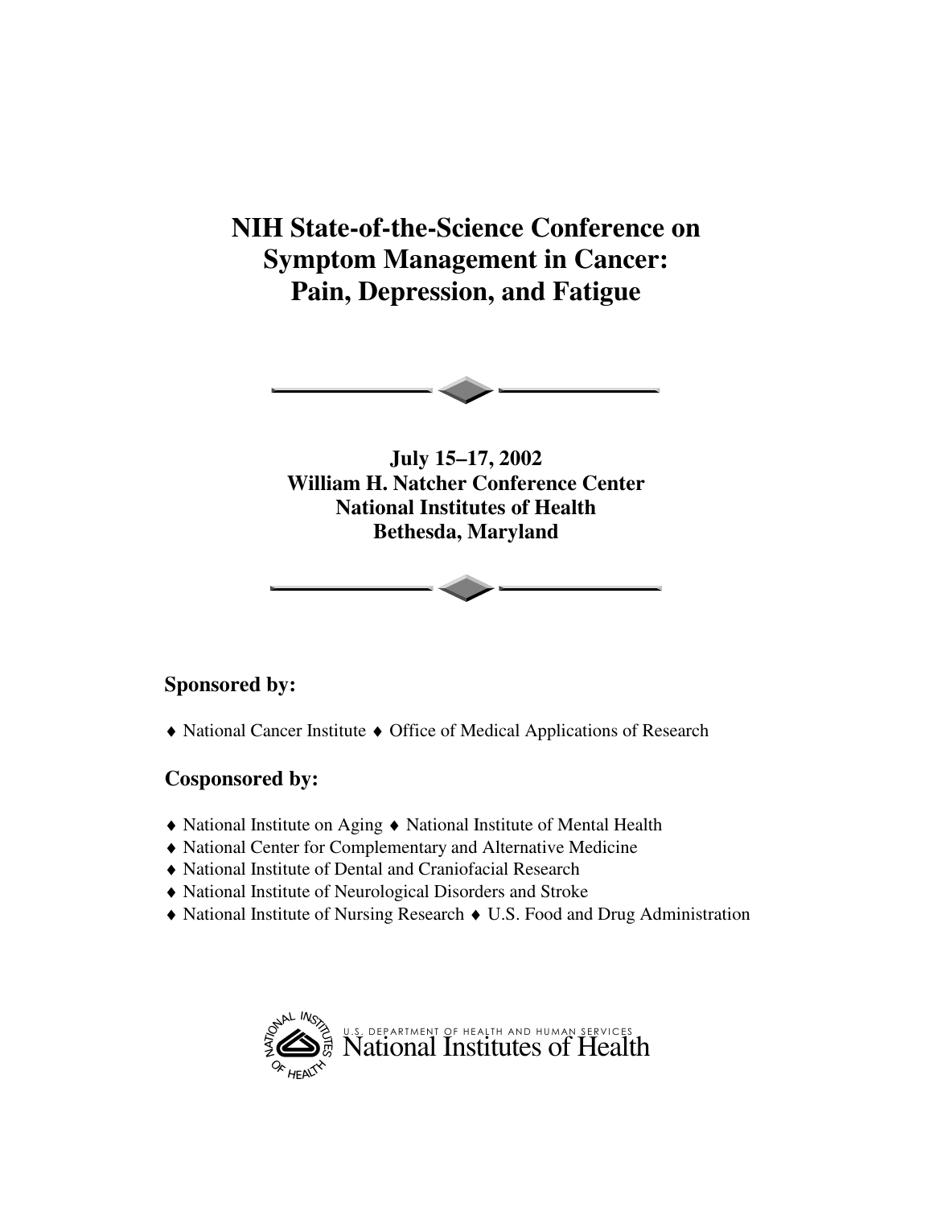# NIH State-of-the-Science Conference on Symptom Management in Cancer: Pain, Depression, and Fatigue

**July 15–17, 2002**
**William H. Natcher Conference Center**
**National Institutes of Health**
**Bethesda, Maryland**

## Sponsored by:

♦ National Cancer Institute ♦ Office of Medical Applications of Research

## Cosponsored by:

♦ National Institute on Aging ♦ National Institute of Mental Health
♦ National Center for Complementary and Alternative Medicine
♦ National Institute of Dental and Craniofacial Research
♦ National Institute of Neurological Disorders and Stroke
♦ National Institute of Nursing Research ♦ U.S. Food and Drug Administration

U.S. DEPARTMENT OF HEALTH AND HUMAN SERVICES
National Institutes of Health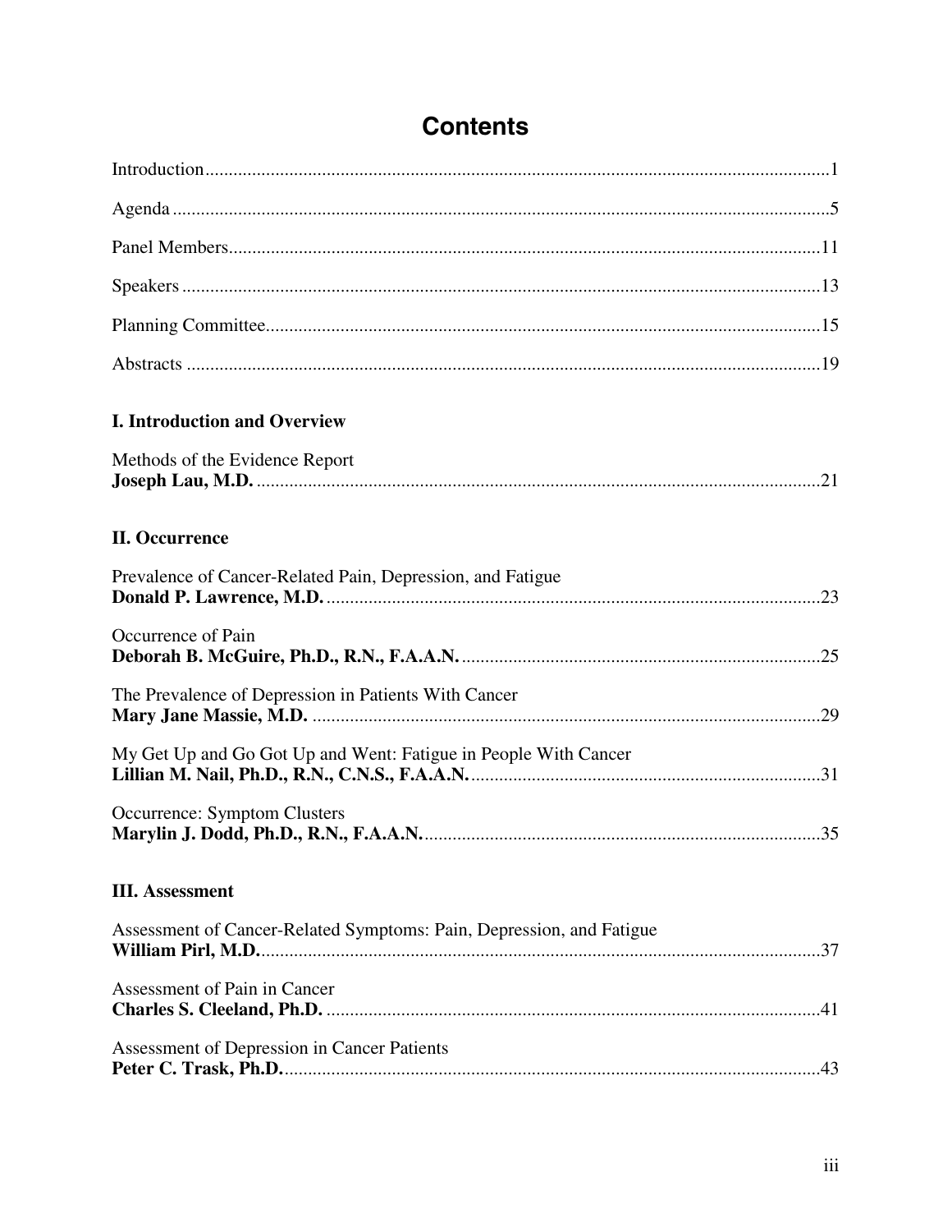# Contents

Introduction ..... 1

Agenda ..... 5

Panel Members ..... 11

Speakers ..... 13

Planning Committee ..... 15

Abstracts ..... 19

### I. Introduction and Overview

Methods of the Evidence Report
**Joseph Lau, M.D.** ..... 21

### II. Occurrence

Prevalence of Cancer-Related Pain, Depression, and Fatigue
**Donald P. Lawrence, M.D.** ..... 23

Occurrence of Pain
**Deborah B. McGuire, Ph.D., R.N., F.A.A.N.** ..... 25

The Prevalence of Depression in Patients With Cancer
**Mary Jane Massie, M.D.** ..... 29

My Get Up and Go Got Up and Went: Fatigue in People With Cancer
**Lillian M. Nail, Ph.D., R.N., C.N.S., F.A.A.N.** ..... 31

Occurrence: Symptom Clusters
**Marylin J. Dodd, Ph.D., R.N., F.A.A.N.** ..... 35

### III. Assessment

Assessment of Cancer-Related Symptoms: Pain, Depression, and Fatigue
**William Pirl, M.D.** ..... 37

Assessment of Pain in Cancer
**Charles S. Cleeland, Ph.D.** ..... 41

Assessment of Depression in Cancer Patients
**Peter C. Trask, Ph.D.** ..... 43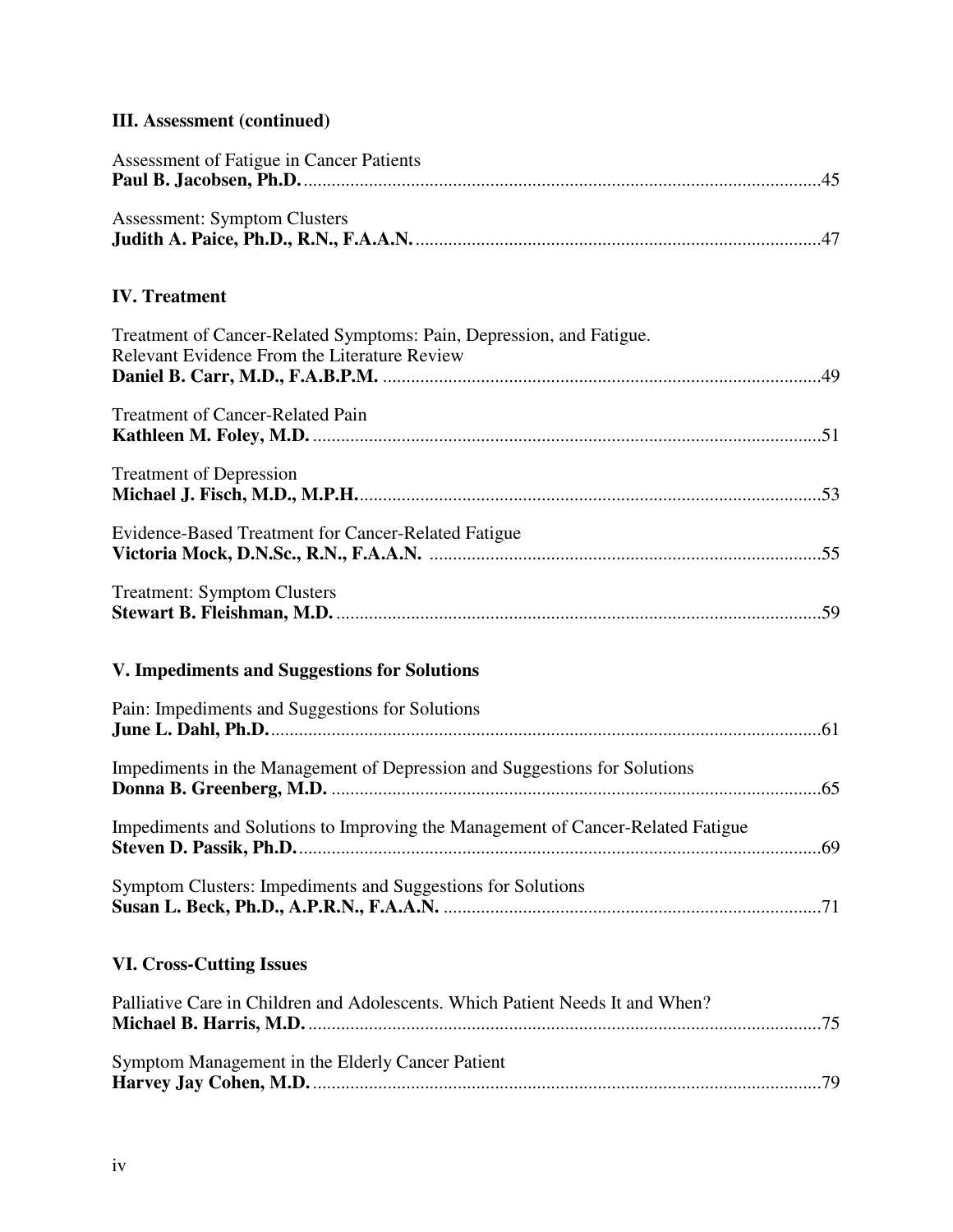### III. Assessment (continued)

Assessment of Fatigue in Cancer Patients
**Paul B. Jacobsen, Ph.D.** ....................................................................................................45

Assessment: Symptom Clusters
**Judith A. Paice, Ph.D., R.N., F.A.A.N.** ...............................................................................47

### IV. Treatment

Treatment of Cancer-Related Symptoms: Pain, Depression, and Fatigue. Relevant Evidence From the Literature Review
**Daniel B. Carr, M.D., F.A.B.P.M.** .......................................................................................49

Treatment of Cancer-Related Pain
**Kathleen M. Foley, M.D.** .....................................................................................................51

Treatment of Depression
**Michael J. Fisch, M.D., M.P.H.** ...........................................................................................53

Evidence-Based Treatment for Cancer-Related Fatigue
**Victoria Mock, D.N.Sc., R.N., F.A.A.N.** .............................................................................55

Treatment: Symptom Clusters
**Stewart B. Fleishman, M.D.** .................................................................................................59

### V. Impediments and Suggestions for Solutions

Pain: Impediments and Suggestions for Solutions
**June L. Dahl, Ph.D.** ..............................................................................................................61

Impediments in the Management of Depression and Suggestions for Solutions
**Donna B. Greenberg, M.D.** ..................................................................................................65

Impediments and Solutions to Improving the Management of Cancer-Related Fatigue
**Steven D. Passik, Ph.D.** .......................................................................................................69

Symptom Clusters: Impediments and Suggestions for Solutions
**Susan L. Beck, Ph.D., A.P.R.N., F.A.A.N.** ..........................................................................71

### VI. Cross-Cutting Issues

Palliative Care in Children and Adolescents. Which Patient Needs It and When?
**Michael B. Harris, M.D.** .......................................................................................................75

Symptom Management in the Elderly Cancer Patient
**Harvey Jay Cohen, M.D.** ......................................................................................................79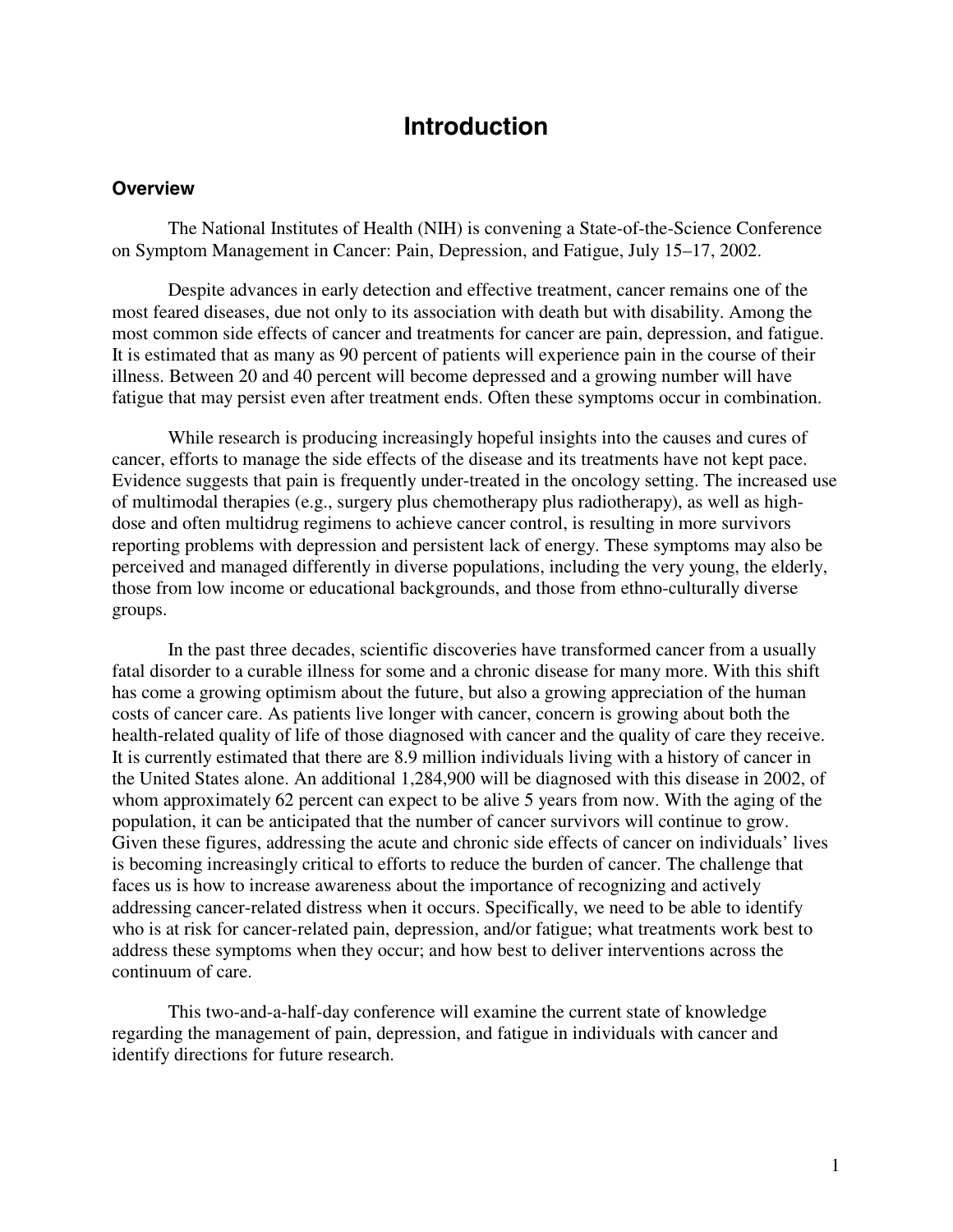# Introduction

## Overview

The National Institutes of Health (NIH) is convening a State-of-the-Science Conference on Symptom Management in Cancer: Pain, Depression, and Fatigue, July 15–17, 2002.

Despite advances in early detection and effective treatment, cancer remains one of the most feared diseases, due not only to its association with death but with disability. Among the most common side effects of cancer and treatments for cancer are pain, depression, and fatigue. It is estimated that as many as 90 percent of patients will experience pain in the course of their illness. Between 20 and 40 percent will become depressed and a growing number will have fatigue that may persist even after treatment ends. Often these symptoms occur in combination.

While research is producing increasingly hopeful insights into the causes and cures of cancer, efforts to manage the side effects of the disease and its treatments have not kept pace. Evidence suggests that pain is frequently under-treated in the oncology setting. The increased use of multimodal therapies (e.g., surgery plus chemotherapy plus radiotherapy), as well as high-dose and often multidrug regimens to achieve cancer control, is resulting in more survivors reporting problems with depression and persistent lack of energy. These symptoms may also be perceived and managed differently in diverse populations, including the very young, the elderly, those from low income or educational backgrounds, and those from ethno-culturally diverse groups.

In the past three decades, scientific discoveries have transformed cancer from a usually fatal disorder to a curable illness for some and a chronic disease for many more. With this shift has come a growing optimism about the future, but also a growing appreciation of the human costs of cancer care. As patients live longer with cancer, concern is growing about both the health-related quality of life of those diagnosed with cancer and the quality of care they receive. It is currently estimated that there are 8.9 million individuals living with a history of cancer in the United States alone. An additional 1,284,900 will be diagnosed with this disease in 2002, of whom approximately 62 percent can expect to be alive 5 years from now. With the aging of the population, it can be anticipated that the number of cancer survivors will continue to grow. Given these figures, addressing the acute and chronic side effects of cancer on individuals' lives is becoming increasingly critical to efforts to reduce the burden of cancer. The challenge that faces us is how to increase awareness about the importance of recognizing and actively addressing cancer-related distress when it occurs. Specifically, we need to be able to identify who is at risk for cancer-related pain, depression, and/or fatigue; what treatments work best to address these symptoms when they occur; and how best to deliver interventions across the continuum of care.

This two-and-a-half-day conference will examine the current state of knowledge regarding the management of pain, depression, and fatigue in individuals with cancer and identify directions for future research.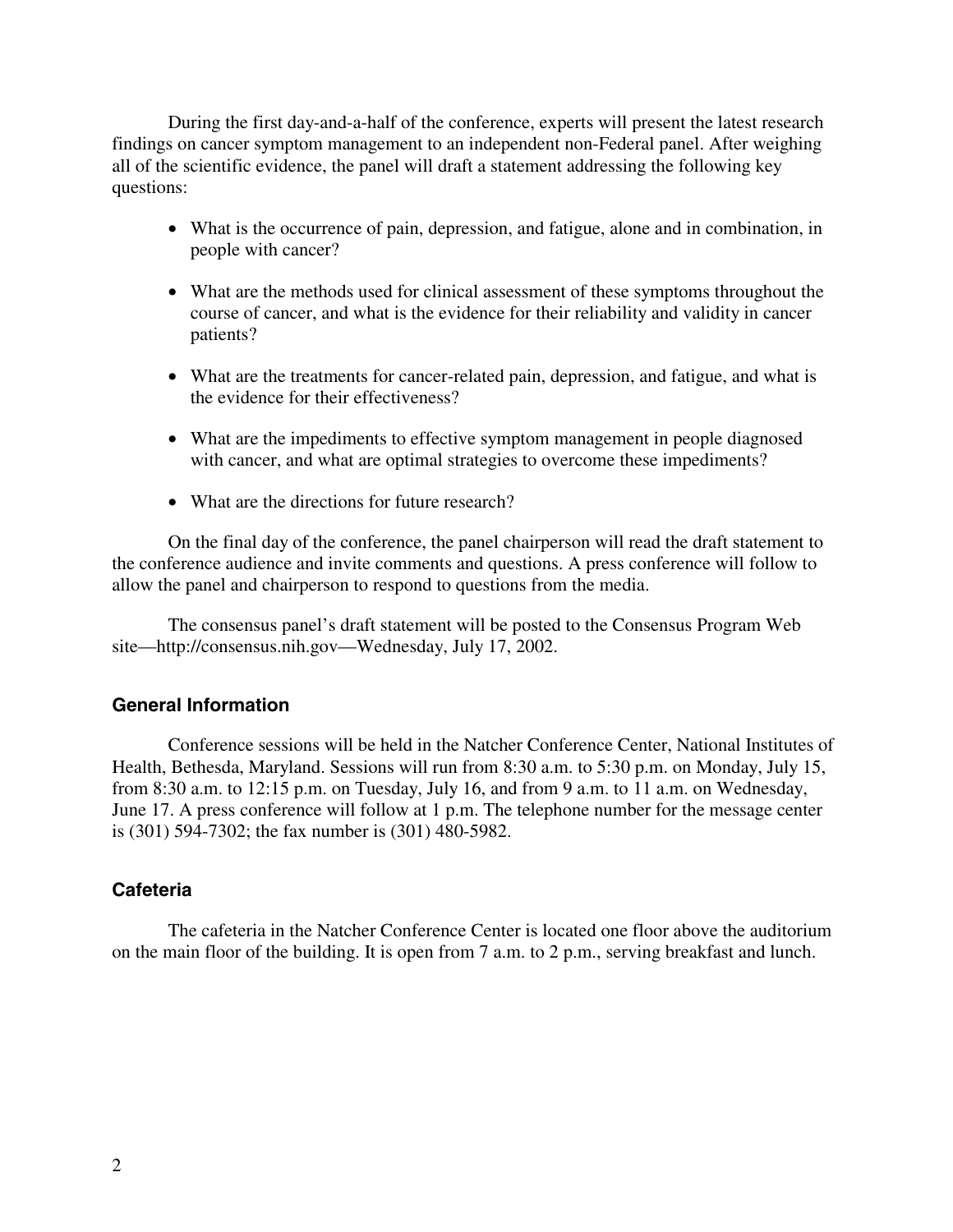During the first day-and-a-half of the conference, experts will present the latest research findings on cancer symptom management to an independent non-Federal panel. After weighing all of the scientific evidence, the panel will draft a statement addressing the following key questions:

- What is the occurrence of pain, depression, and fatigue, alone and in combination, in people with cancer?
- What are the methods used for clinical assessment of these symptoms throughout the course of cancer, and what is the evidence for their reliability and validity in cancer patients?
- What are the treatments for cancer-related pain, depression, and fatigue, and what is the evidence for their effectiveness?
- What are the impediments to effective symptom management in people diagnosed with cancer, and what are optimal strategies to overcome these impediments?
- What are the directions for future research?

On the final day of the conference, the panel chairperson will read the draft statement to the conference audience and invite comments and questions. A press conference will follow to allow the panel and chairperson to respond to questions from the media.

The consensus panel's draft statement will be posted to the Consensus Program Web site—http://consensus.nih.gov—Wednesday, July 17, 2002.

### General Information

Conference sessions will be held in the Natcher Conference Center, National Institutes of Health, Bethesda, Maryland. Sessions will run from 8:30 a.m. to 5:30 p.m. on Monday, July 15, from 8:30 a.m. to 12:15 p.m. on Tuesday, July 16, and from 9 a.m. to 11 a.m. on Wednesday, June 17. A press conference will follow at 1 p.m. The telephone number for the message center is (301) 594-7302; the fax number is (301) 480-5982.

### Cafeteria

The cafeteria in the Natcher Conference Center is located one floor above the auditorium on the main floor of the building. It is open from 7 a.m. to 2 p.m., serving breakfast and lunch.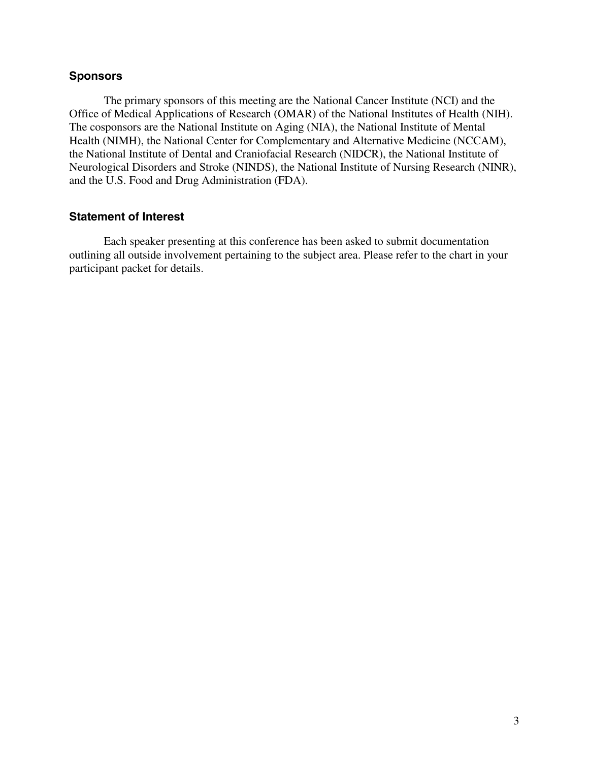### Sponsors

The primary sponsors of this meeting are the National Cancer Institute (NCI) and the Office of Medical Applications of Research (OMAR) of the National Institutes of Health (NIH). The cosponsors are the National Institute on Aging (NIA), the National Institute of Mental Health (NIMH), the National Center for Complementary and Alternative Medicine (NCCAM), the National Institute of Dental and Craniofacial Research (NIDCR), the National Institute of Neurological Disorders and Stroke (NINDS), the National Institute of Nursing Research (NINR), and the U.S. Food and Drug Administration (FDA).

### Statement of Interest

Each speaker presenting at this conference has been asked to submit documentation outlining all outside involvement pertaining to the subject area. Please refer to the chart in your participant packet for details.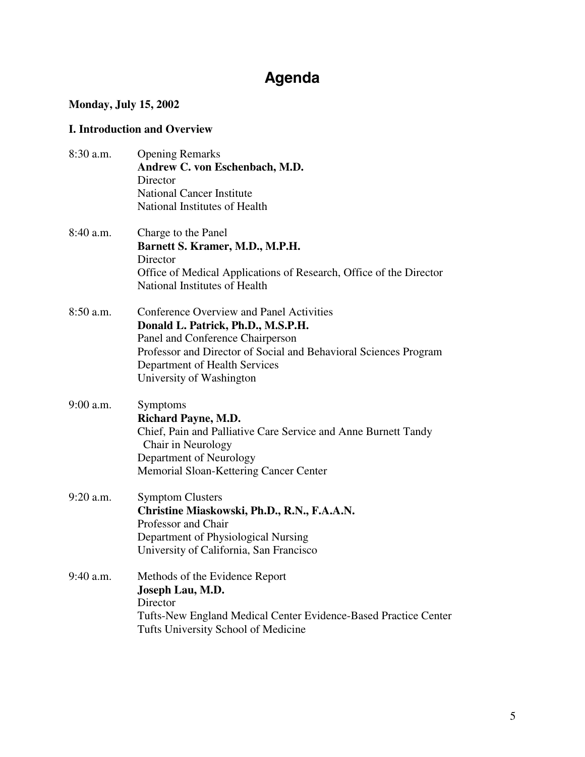# Agenda

**Monday, July 15, 2002**

### I. Introduction and Overview

8:30 a.m. Opening Remarks
**Andrew C. von Eschenbach, M.D.**
Director
National Cancer Institute
National Institutes of Health

8:40 a.m. Charge to the Panel
**Barnett S. Kramer, M.D., M.P.H.**
Director
Office of Medical Applications of Research, Office of the Director
National Institutes of Health

8:50 a.m. Conference Overview and Panel Activities
**Donald L. Patrick, Ph.D., M.S.P.H.**
Panel and Conference Chairperson
Professor and Director of Social and Behavioral Sciences Program
Department of Health Services
University of Washington

9:00 a.m. Symptoms
**Richard Payne, M.D.**
Chief, Pain and Palliative Care Service and Anne Burnett Tandy Chair in Neurology
Department of Neurology
Memorial Sloan-Kettering Cancer Center

9:20 a.m. Symptom Clusters
**Christine Miaskowski, Ph.D., R.N., F.A.A.N.**
Professor and Chair
Department of Physiological Nursing
University of California, San Francisco

9:40 a.m. Methods of the Evidence Report
**Joseph Lau, M.D.**
Director
Tufts-New England Medical Center Evidence-Based Practice Center
Tufts University School of Medicine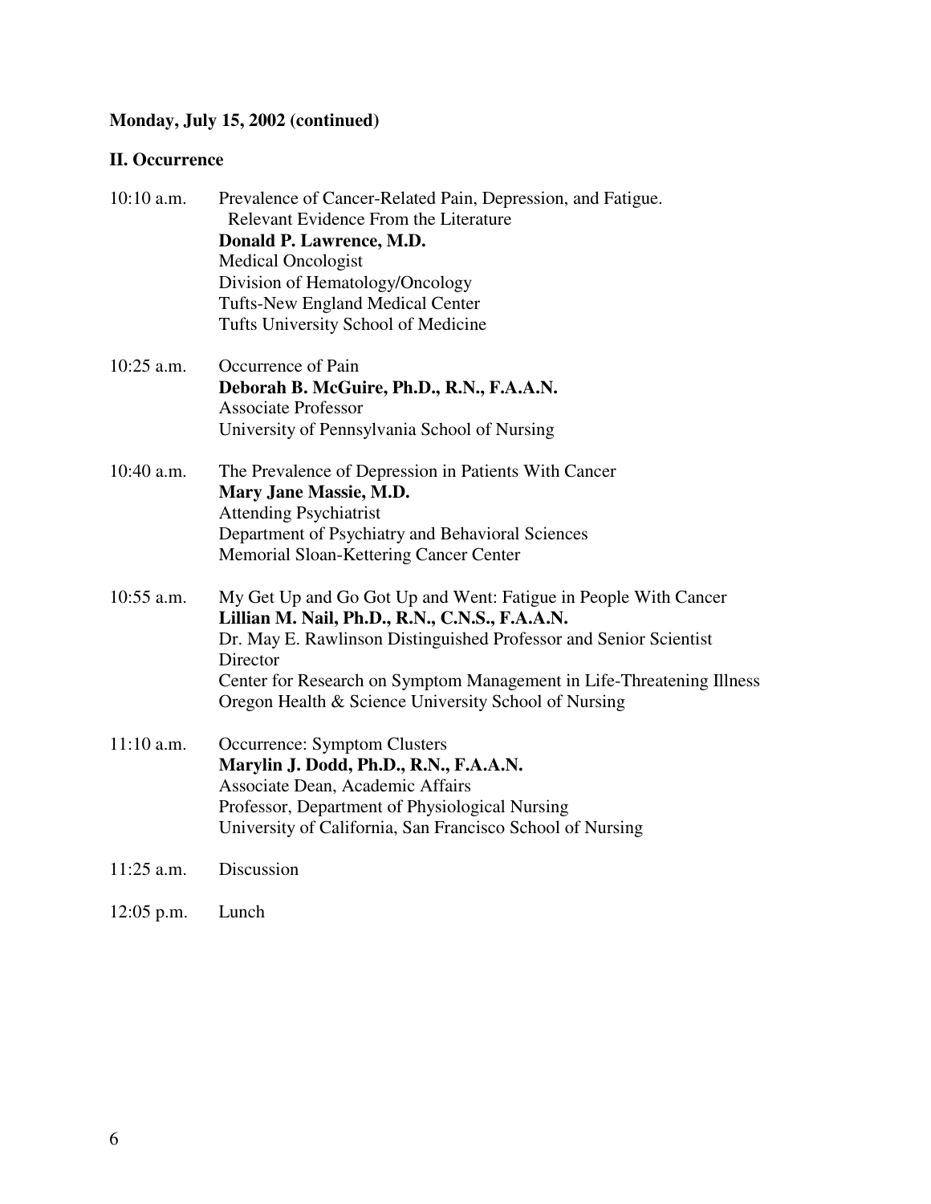**Monday, July 15, 2002 (continued)**

**II. Occurrence**

10:10 a.m. Prevalence of Cancer-Related Pain, Depression, and Fatigue. Relevant Evidence From the Literature
**Donald P. Lawrence, M.D.**
Medical Oncologist
Division of Hematology/Oncology
Tufts-New England Medical Center
Tufts University School of Medicine

10:25 a.m. Occurrence of Pain
**Deborah B. McGuire, Ph.D., R.N., F.A.A.N.**
Associate Professor
University of Pennsylvania School of Nursing

10:40 a.m. The Prevalence of Depression in Patients With Cancer
**Mary Jane Massie, M.D.**
Attending Psychiatrist
Department of Psychiatry and Behavioral Sciences
Memorial Sloan-Kettering Cancer Center

10:55 a.m. My Get Up and Go Got Up and Went: Fatigue in People With Cancer
**Lillian M. Nail, Ph.D., R.N., C.N.S., F.A.A.N.**
Dr. May E. Rawlinson Distinguished Professor and Senior Scientist
Director
Center for Research on Symptom Management in Life-Threatening Illness
Oregon Health & Science University School of Nursing

11:10 a.m. Occurrence: Symptom Clusters
**Marylin J. Dodd, Ph.D., R.N., F.A.A.N.**
Associate Dean, Academic Affairs
Professor, Department of Physiological Nursing
University of California, San Francisco School of Nursing

11:25 a.m. Discussion

12:05 p.m. Lunch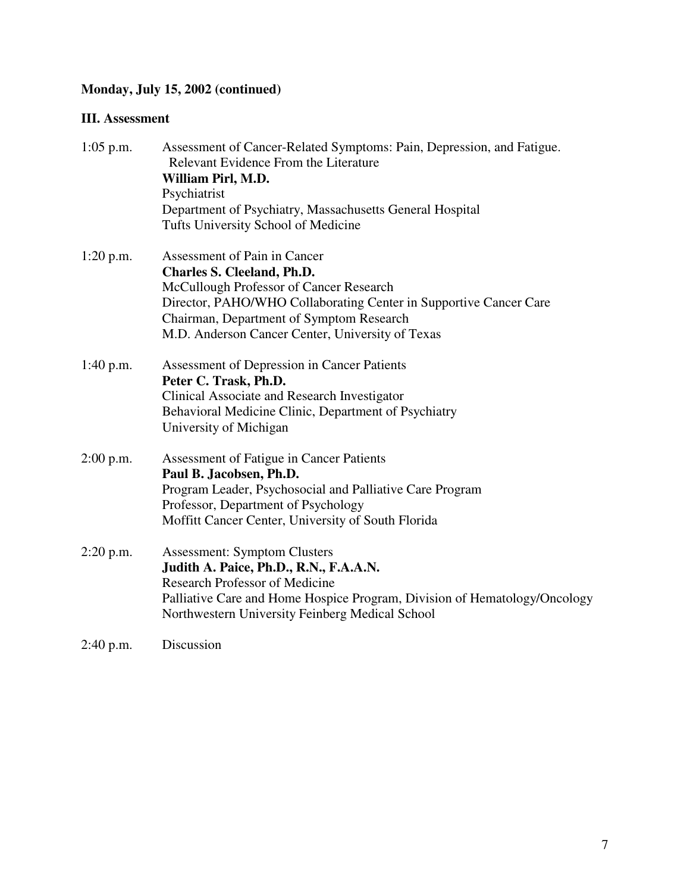**Monday, July 15, 2002 (continued)**

**III. Assessment**

1:05 p.m. Assessment of Cancer-Related Symptoms: Pain, Depression, and Fatigue. Relevant Evidence From the Literature
**William Pirl, M.D.**
Psychiatrist
Department of Psychiatry, Massachusetts General Hospital
Tufts University School of Medicine

1:20 p.m. Assessment of Pain in Cancer
**Charles S. Cleeland, Ph.D.**
McCullough Professor of Cancer Research
Director, PAHO/WHO Collaborating Center in Supportive Cancer Care
Chairman, Department of Symptom Research
M.D. Anderson Cancer Center, University of Texas

1:40 p.m. Assessment of Depression in Cancer Patients
**Peter C. Trask, Ph.D.**
Clinical Associate and Research Investigator
Behavioral Medicine Clinic, Department of Psychiatry
University of Michigan

2:00 p.m. Assessment of Fatigue in Cancer Patients
**Paul B. Jacobsen, Ph.D.**
Program Leader, Psychosocial and Palliative Care Program
Professor, Department of Psychology
Moffitt Cancer Center, University of South Florida

2:20 p.m. Assessment: Symptom Clusters
**Judith A. Paice, Ph.D., R.N., F.A.A.N.**
Research Professor of Medicine
Palliative Care and Home Hospice Program, Division of Hematology/Oncology
Northwestern University Feinberg Medical School

2:40 p.m. Discussion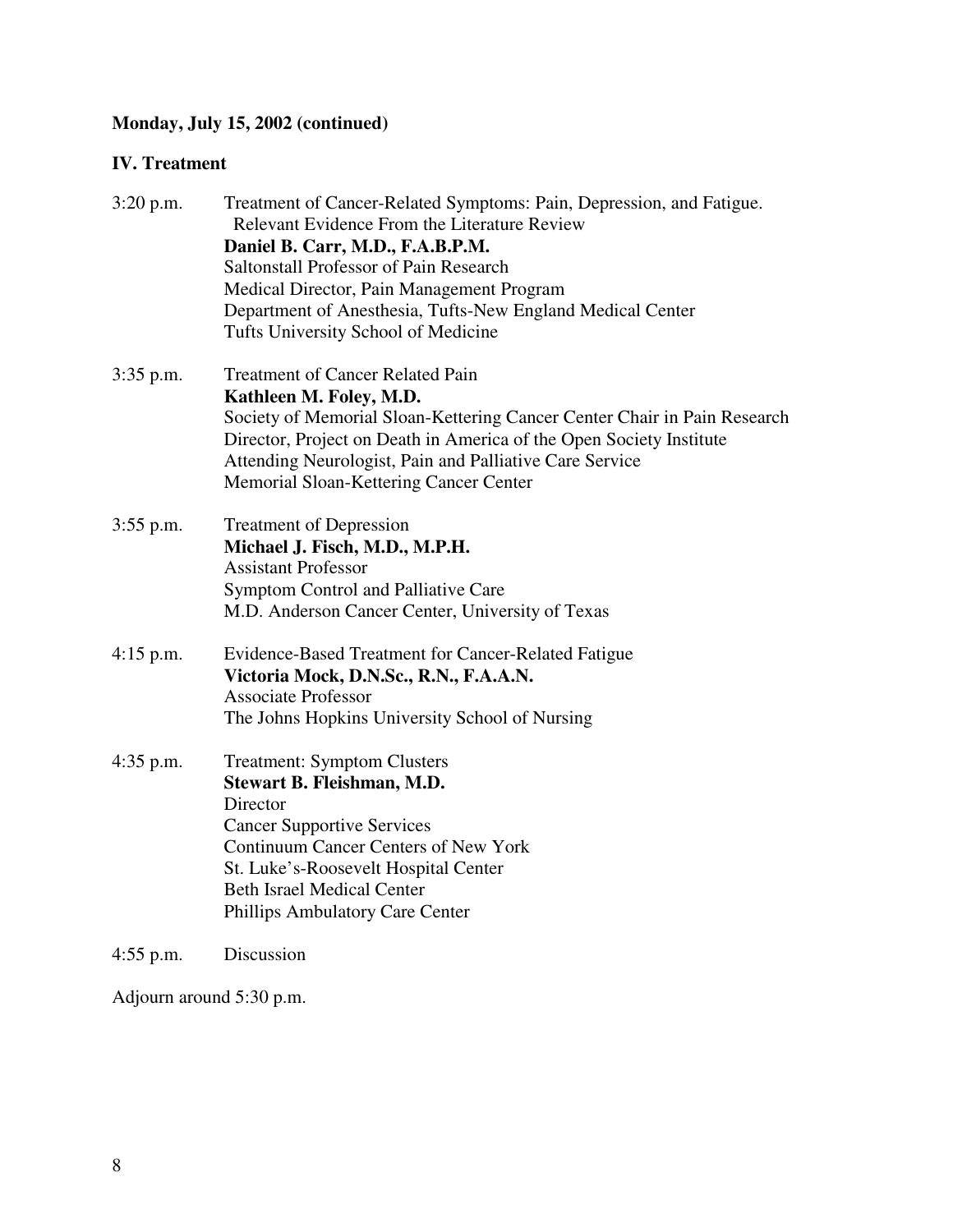**Monday, July 15, 2002 (continued)**

## IV. Treatment

3:20 p.m. Treatment of Cancer-Related Symptoms: Pain, Depression, and Fatigue. Relevant Evidence From the Literature Review
**Daniel B. Carr, M.D., F.A.B.P.M.**
Saltonstall Professor of Pain Research
Medical Director, Pain Management Program
Department of Anesthesia, Tufts-New England Medical Center
Tufts University School of Medicine

3:35 p.m. Treatment of Cancer Related Pain
**Kathleen M. Foley, M.D.**
Society of Memorial Sloan-Kettering Cancer Center Chair in Pain Research
Director, Project on Death in America of the Open Society Institute
Attending Neurologist, Pain and Palliative Care Service
Memorial Sloan-Kettering Cancer Center

3:55 p.m. Treatment of Depression
**Michael J. Fisch, M.D., M.P.H.**
Assistant Professor
Symptom Control and Palliative Care
M.D. Anderson Cancer Center, University of Texas

4:15 p.m. Evidence-Based Treatment for Cancer-Related Fatigue
**Victoria Mock, D.N.Sc., R.N., F.A.A.N.**
Associate Professor
The Johns Hopkins University School of Nursing

4:35 p.m. Treatment: Symptom Clusters
**Stewart B. Fleishman, M.D.**
Director
Cancer Supportive Services
Continuum Cancer Centers of New York
St. Luke's-Roosevelt Hospital Center
Beth Israel Medical Center
Phillips Ambulatory Care Center

4:55 p.m. Discussion

Adjourn around 5:30 p.m.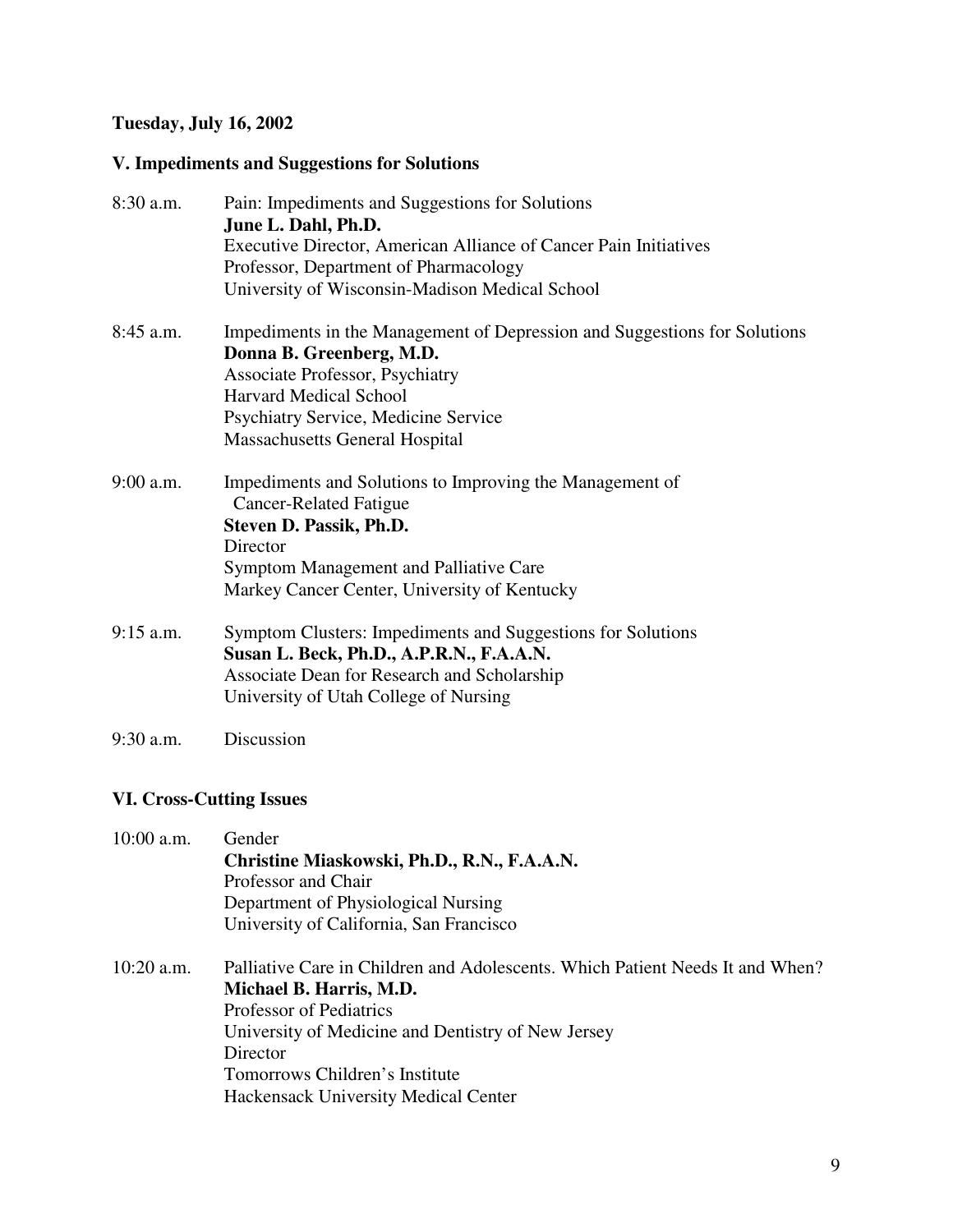**Tuesday, July 16, 2002**

**V. Impediments and Suggestions for Solutions**

8:30 a.m. Pain: Impediments and Suggestions for Solutions
**June L. Dahl, Ph.D.**
Executive Director, American Alliance of Cancer Pain Initiatives
Professor, Department of Pharmacology
University of Wisconsin-Madison Medical School

8:45 a.m. Impediments in the Management of Depression and Suggestions for Solutions
**Donna B. Greenberg, M.D.**
Associate Professor, Psychiatry
Harvard Medical School
Psychiatry Service, Medicine Service
Massachusetts General Hospital

9:00 a.m. Impediments and Solutions to Improving the Management of Cancer-Related Fatigue
**Steven D. Passik, Ph.D.**
Director
Symptom Management and Palliative Care
Markey Cancer Center, University of Kentucky

9:15 a.m. Symptom Clusters: Impediments and Suggestions for Solutions
**Susan L. Beck, Ph.D., A.P.R.N., F.A.A.N.**
Associate Dean for Research and Scholarship
University of Utah College of Nursing

9:30 a.m. Discussion

**VI. Cross-Cutting Issues**

10:00 a.m. Gender
**Christine Miaskowski, Ph.D., R.N., F.A.A.N.**
Professor and Chair
Department of Physiological Nursing
University of California, San Francisco

10:20 a.m. Palliative Care in Children and Adolescents. Which Patient Needs It and When?
**Michael B. Harris, M.D.**
Professor of Pediatrics
University of Medicine and Dentistry of New Jersey
Director
Tomorrows Children's Institute
Hackensack University Medical Center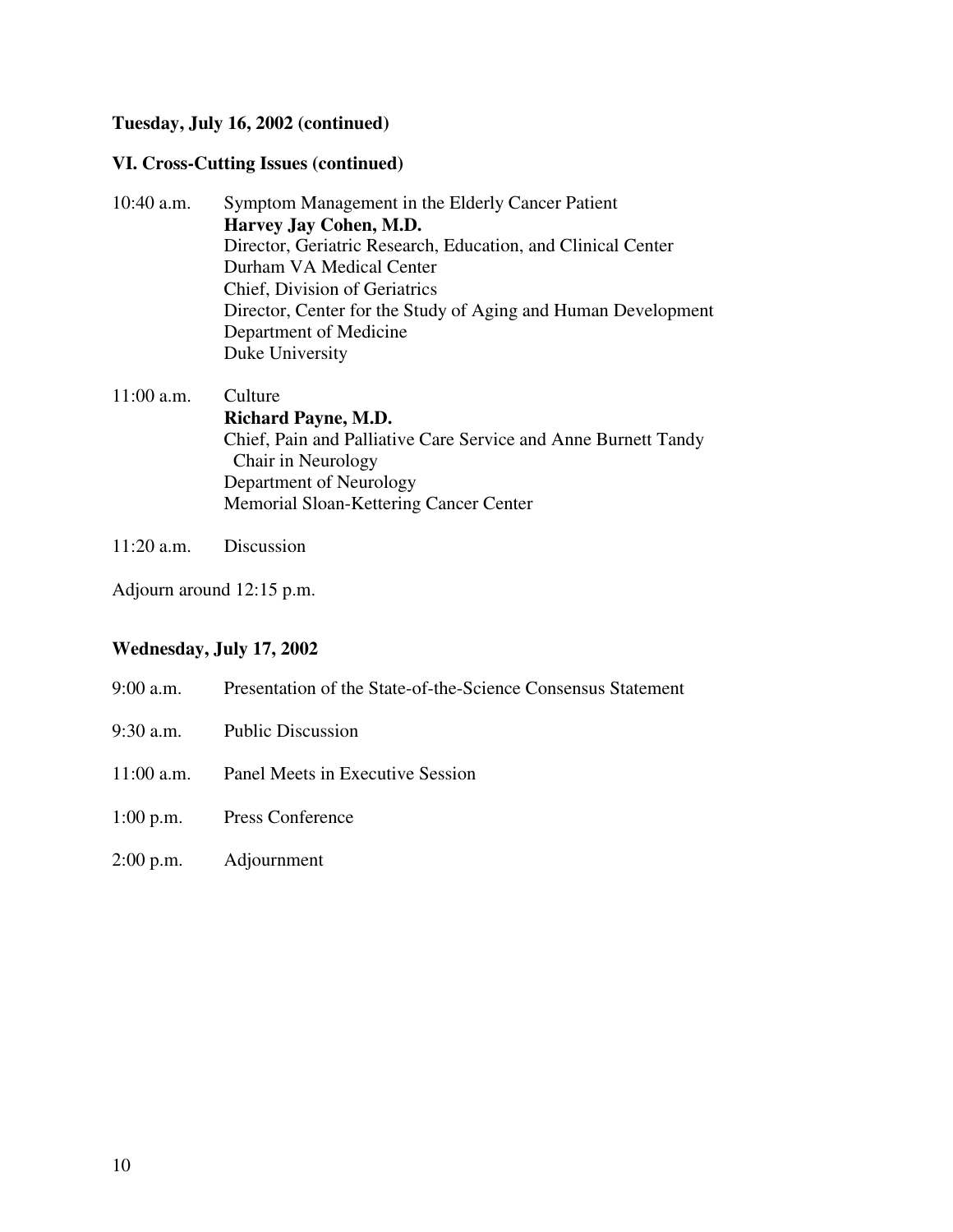**Tuesday, July 16, 2002 (continued)**

**VI. Cross-Cutting Issues (continued)**

10:40 a.m. Symptom Management in the Elderly Cancer Patient
**Harvey Jay Cohen, M.D.**
Director, Geriatric Research, Education, and Clinical Center
Durham VA Medical Center
Chief, Division of Geriatrics
Director, Center for the Study of Aging and Human Development
Department of Medicine
Duke University

11:00 a.m. Culture
**Richard Payne, M.D.**
Chief, Pain and Palliative Care Service and Anne Burnett Tandy Chair in Neurology
Department of Neurology
Memorial Sloan-Kettering Cancer Center

11:20 a.m. Discussion

Adjourn around 12:15 p.m.

**Wednesday, July 17, 2002**

9:00 a.m. Presentation of the State-of-the-Science Consensus Statement

9:30 a.m. Public Discussion

11:00 a.m. Panel Meets in Executive Session

1:00 p.m. Press Conference

2:00 p.m. Adjournment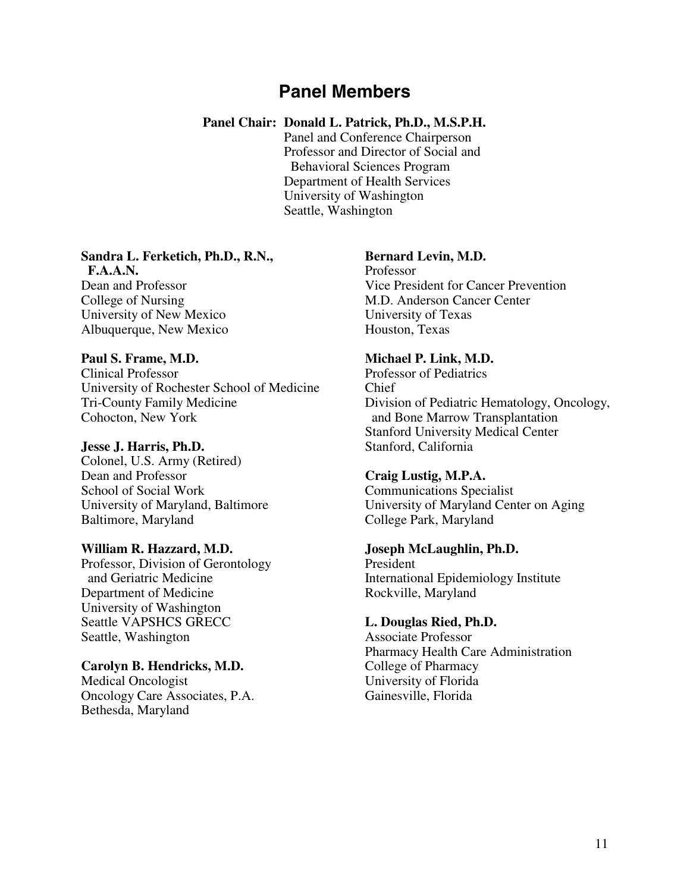# Panel Members

**Panel Chair: Donald L. Patrick, Ph.D., M.S.P.H.**
Panel and Conference Chairperson
Professor and Director of Social and Behavioral Sciences Program
Department of Health Services
University of Washington
Seattle, Washington

**Sandra L. Ferketich, Ph.D., R.N., F.A.A.N.**
Dean and Professor
College of Nursing
University of New Mexico
Albuquerque, New Mexico

**Paul S. Frame, M.D.**
Clinical Professor
University of Rochester School of Medicine
Tri-County Family Medicine
Cohocton, New York

**Jesse J. Harris, Ph.D.**
Colonel, U.S. Army (Retired)
Dean and Professor
School of Social Work
University of Maryland, Baltimore
Baltimore, Maryland

**William R. Hazzard, M.D.**
Professor, Division of Gerontology and Geriatric Medicine
Department of Medicine
University of Washington
Seattle VAPSHCS GRECC
Seattle, Washington

**Carolyn B. Hendricks, M.D.**
Medical Oncologist
Oncology Care Associates, P.A.
Bethesda, Maryland

**Bernard Levin, M.D.**
Professor
Vice President for Cancer Prevention
M.D. Anderson Cancer Center
University of Texas
Houston, Texas

**Michael P. Link, M.D.**
Professor of Pediatrics
Chief
Division of Pediatric Hematology, Oncology, and Bone Marrow Transplantation
Stanford University Medical Center
Stanford, California

**Craig Lustig, M.P.A.**
Communications Specialist
University of Maryland Center on Aging
College Park, Maryland

**Joseph McLaughlin, Ph.D.**
President
International Epidemiology Institute
Rockville, Maryland

**L. Douglas Ried, Ph.D.**
Associate Professor
Pharmacy Health Care Administration
College of Pharmacy
University of Florida
Gainesville, Florida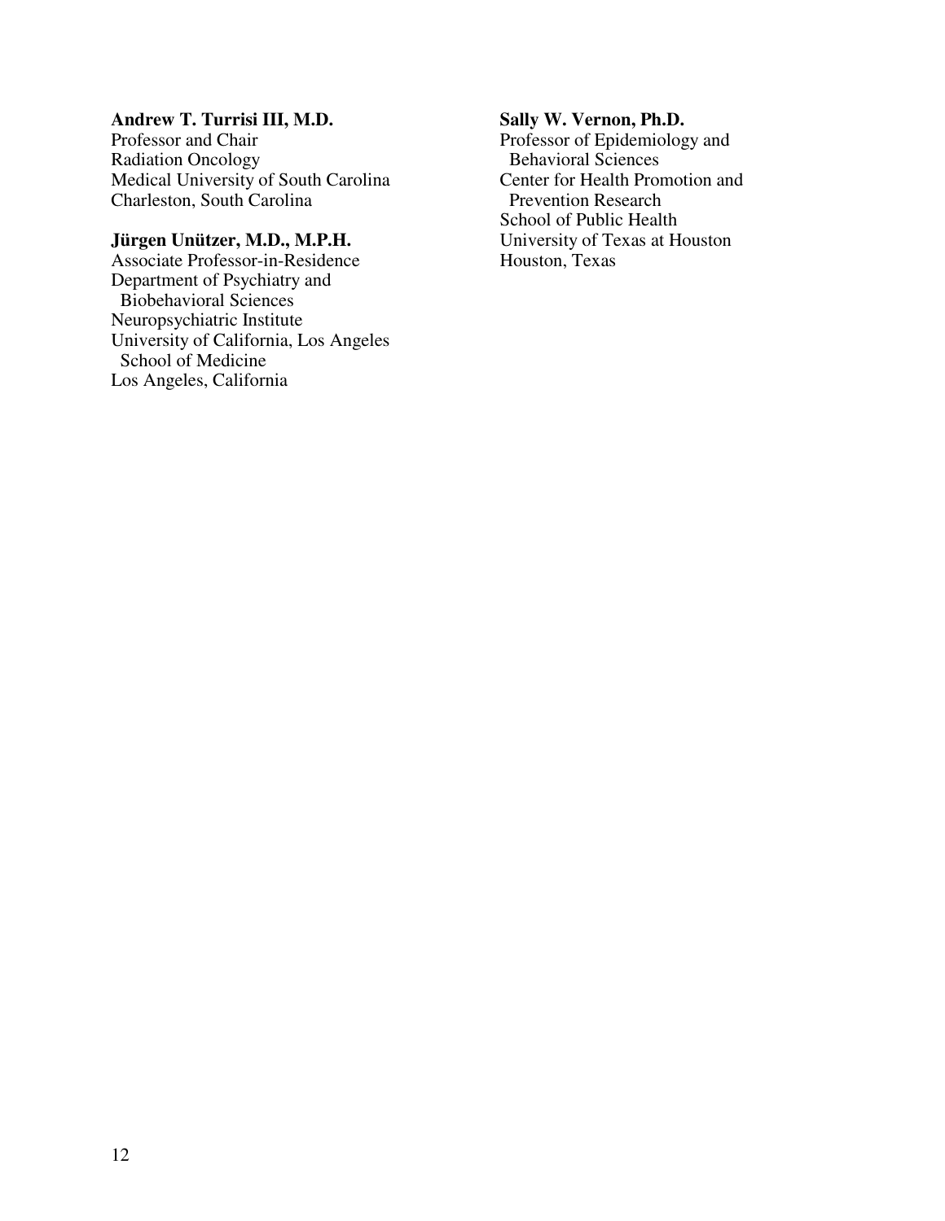**Andrew T. Turrisi III, M.D.**
Professor and Chair
Radiation Oncology
Medical University of South Carolina
Charleston, South Carolina

**Jürgen Unützer, M.D., M.P.H.**
Associate Professor-in-Residence
Department of Psychiatry and Biobehavioral Sciences
Neuropsychiatric Institute
University of California, Los Angeles School of Medicine
Los Angeles, California

**Sally W. Vernon, Ph.D.**
Professor of Epidemiology and Behavioral Sciences
Center for Health Promotion and Prevention Research
School of Public Health
University of Texas at Houston
Houston, Texas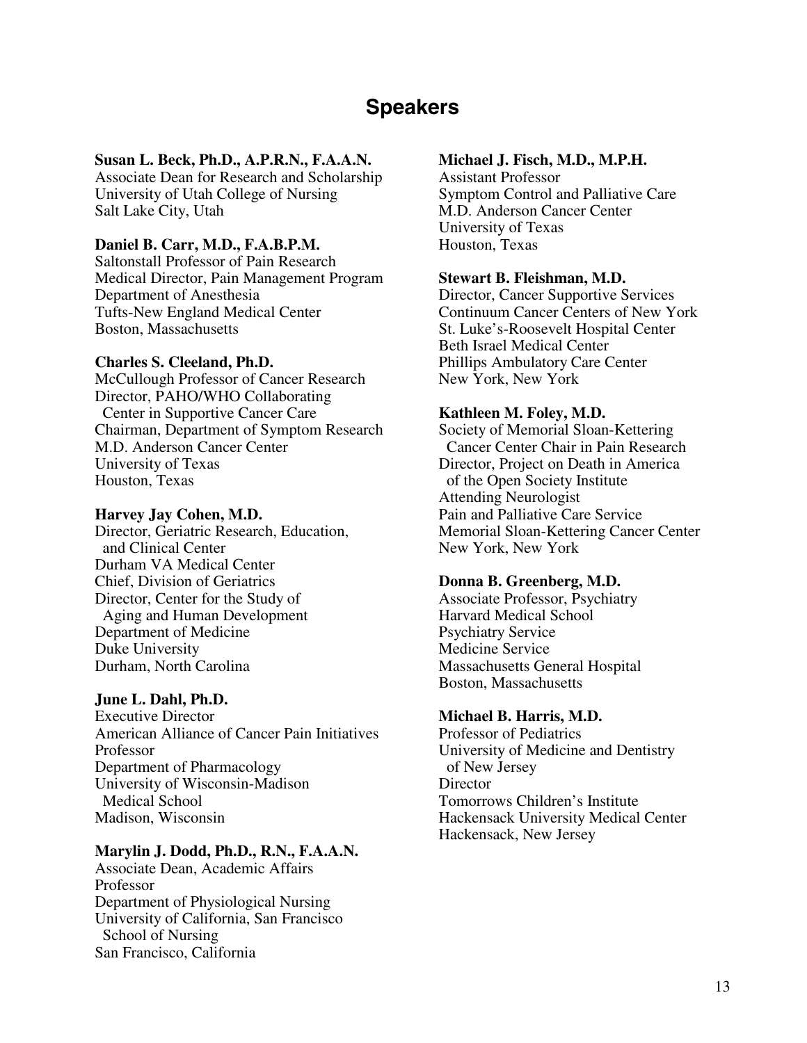# Speakers

**Susan L. Beck, Ph.D., A.P.R.N., F.A.A.N.**
Associate Dean for Research and Scholarship
University of Utah College of Nursing
Salt Lake City, Utah

**Daniel B. Carr, M.D., F.A.B.P.M.**
Saltonstall Professor of Pain Research
Medical Director, Pain Management Program
Department of Anesthesia
Tufts-New England Medical Center
Boston, Massachusetts

**Charles S. Cleeland, Ph.D.**
McCullough Professor of Cancer Research
Director, PAHO/WHO Collaborating
Center in Supportive Cancer Care
Chairman, Department of Symptom Research
M.D. Anderson Cancer Center
University of Texas
Houston, Texas

**Harvey Jay Cohen, M.D.**
Director, Geriatric Research, Education,
and Clinical Center
Durham VA Medical Center
Chief, Division of Geriatrics
Director, Center for the Study of
Aging and Human Development
Department of Medicine
Duke University
Durham, North Carolina

**June L. Dahl, Ph.D.**
Executive Director
American Alliance of Cancer Pain Initiatives
Professor
Department of Pharmacology
University of Wisconsin-Madison
Medical School
Madison, Wisconsin

**Marylin J. Dodd, Ph.D., R.N., F.A.A.N.**
Associate Dean, Academic Affairs
Professor
Department of Physiological Nursing
University of California, San Francisco
School of Nursing
San Francisco, California

**Michael J. Fisch, M.D., M.P.H.**
Assistant Professor
Symptom Control and Palliative Care
M.D. Anderson Cancer Center
University of Texas
Houston, Texas

**Stewart B. Fleishman, M.D.**
Director, Cancer Supportive Services
Continuum Cancer Centers of New York
St. Luke's-Roosevelt Hospital Center
Beth Israel Medical Center
Phillips Ambulatory Care Center
New York, New York

**Kathleen M. Foley, M.D.**
Society of Memorial Sloan-Kettering
Cancer Center Chair in Pain Research
Director, Project on Death in America
of the Open Society Institute
Attending Neurologist
Pain and Palliative Care Service
Memorial Sloan-Kettering Cancer Center
New York, New York

**Donna B. Greenberg, M.D.**
Associate Professor, Psychiatry
Harvard Medical School
Psychiatry Service
Medicine Service
Massachusetts General Hospital
Boston, Massachusetts

**Michael B. Harris, M.D.**
Professor of Pediatrics
University of Medicine and Dentistry
of New Jersey
Director
Tomorrows Children's Institute
Hackensack University Medical Center
Hackensack, New Jersey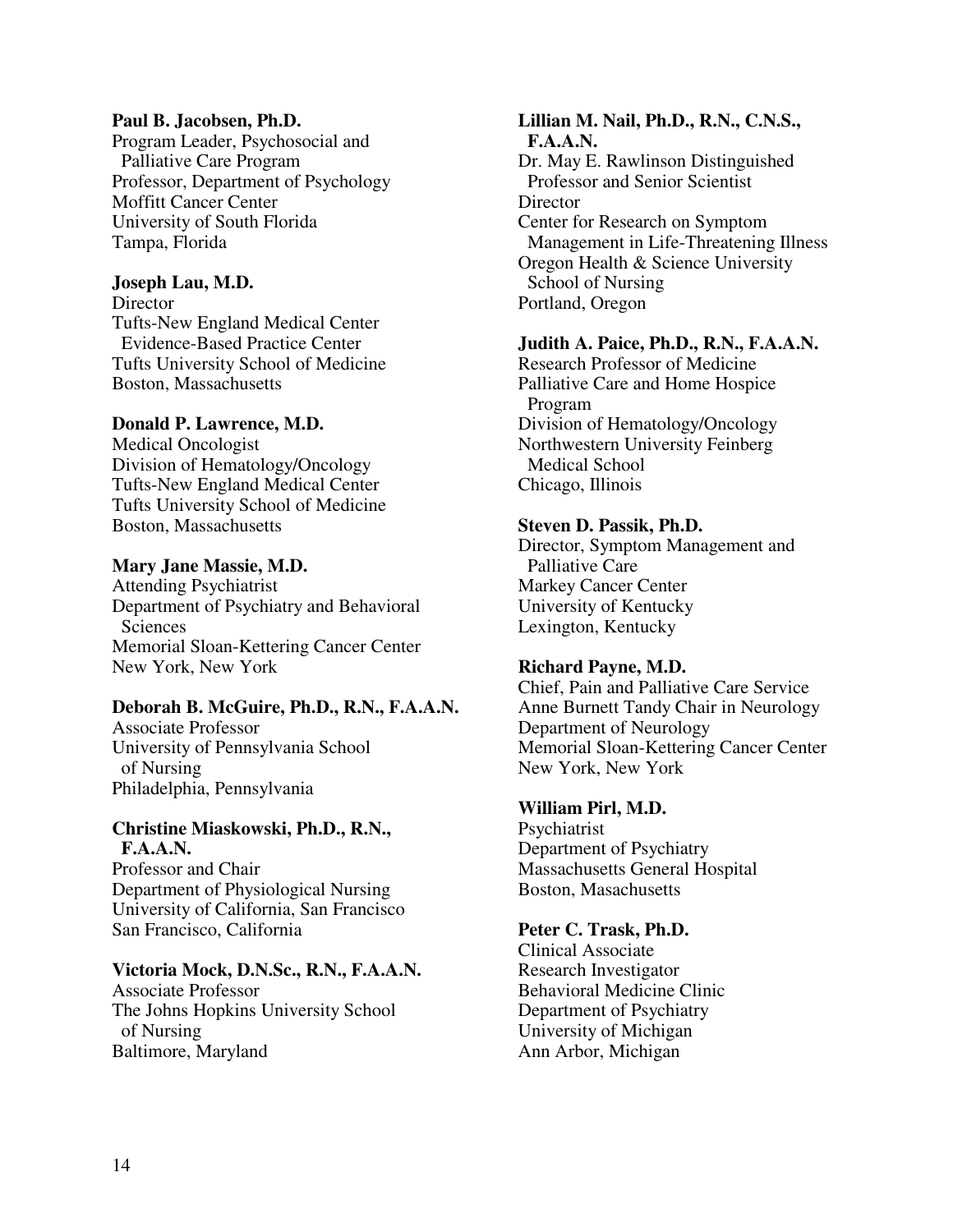**Paul B. Jacobsen, Ph.D.**
Program Leader, Psychosocial and Palliative Care Program
Professor, Department of Psychology
Moffitt Cancer Center
University of South Florida
Tampa, Florida

**Joseph Lau, M.D.**
Director
Tufts-New England Medical Center Evidence-Based Practice Center
Tufts University School of Medicine
Boston, Massachusetts

**Donald P. Lawrence, M.D.**
Medical Oncologist
Division of Hematology/Oncology
Tufts-New England Medical Center
Tufts University School of Medicine
Boston, Massachusetts

**Mary Jane Massie, M.D.**
Attending Psychiatrist
Department of Psychiatry and Behavioral Sciences
Memorial Sloan-Kettering Cancer Center
New York, New York

**Deborah B. McGuire, Ph.D., R.N., F.A.A.N.**
Associate Professor
University of Pennsylvania School of Nursing
Philadelphia, Pennsylvania

**Christine Miaskowski, Ph.D., R.N., F.A.A.N.**
Professor and Chair
Department of Physiological Nursing
University of California, San Francisco
San Francisco, California

**Victoria Mock, D.N.Sc., R.N., F.A.A.N.**
Associate Professor
The Johns Hopkins University School of Nursing
Baltimore, Maryland

**Lillian M. Nail, Ph.D., R.N., C.N.S., F.A.A.N.**
Dr. May E. Rawlinson Distinguished Professor and Senior Scientist
Director
Center for Research on Symptom Management in Life-Threatening Illness
Oregon Health & Science University School of Nursing
Portland, Oregon

**Judith A. Paice, Ph.D., R.N., F.A.A.N.**
Research Professor of Medicine
Palliative Care and Home Hospice Program
Division of Hematology/Oncology
Northwestern University Feinberg Medical School
Chicago, Illinois

**Steven D. Passik, Ph.D.**
Director, Symptom Management and Palliative Care
Markey Cancer Center
University of Kentucky
Lexington, Kentucky

**Richard Payne, M.D.**
Chief, Pain and Palliative Care Service
Anne Burnett Tandy Chair in Neurology
Department of Neurology
Memorial Sloan-Kettering Cancer Center
New York, New York

**William Pirl, M.D.**
Psychiatrist
Department of Psychiatry
Massachusetts General Hospital
Boston, Masachusetts

**Peter C. Trask, Ph.D.**
Clinical Associate
Research Investigator
Behavioral Medicine Clinic
Department of Psychiatry
University of Michigan
Ann Arbor, Michigan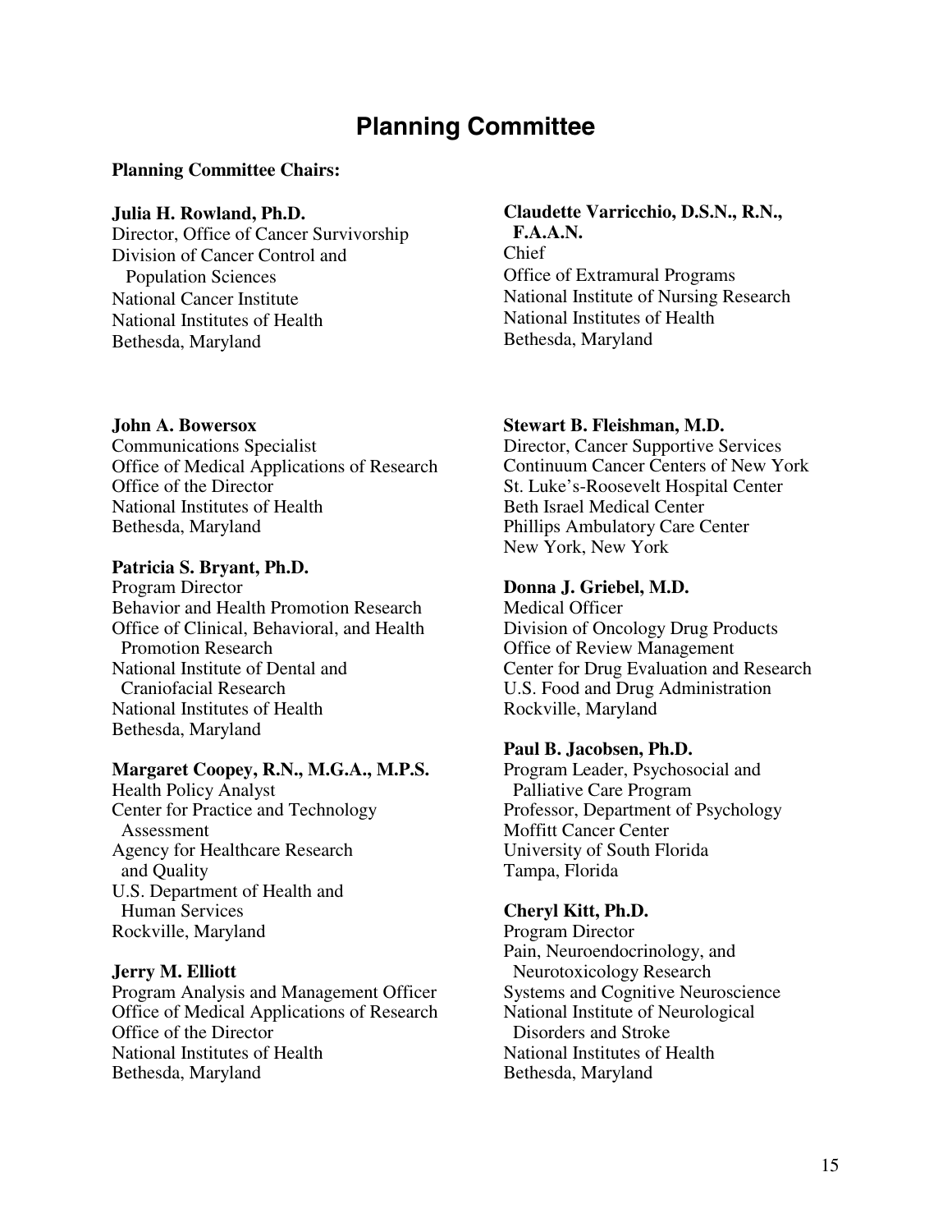# Planning Committee

**Planning Committee Chairs:**

**Julia H. Rowland, Ph.D.**
Director, Office of Cancer Survivorship
Division of Cancer Control and Population Sciences
National Cancer Institute
National Institutes of Health
Bethesda, Maryland

**Claudette Varricchio, D.S.N., R.N., F.A.A.N.**
Chief
Office of Extramural Programs
National Institute of Nursing Research
National Institutes of Health
Bethesda, Maryland

**John A. Bowersox**
Communications Specialist
Office of Medical Applications of Research
Office of the Director
National Institutes of Health
Bethesda, Maryland

**Patricia S. Bryant, Ph.D.**
Program Director
Behavior and Health Promotion Research
Office of Clinical, Behavioral, and Health Promotion Research
National Institute of Dental and Craniofacial Research
National Institutes of Health
Bethesda, Maryland

**Margaret Coopey, R.N., M.G.A., M.P.S.**
Health Policy Analyst
Center for Practice and Technology Assessment
Agency for Healthcare Research and Quality
U.S. Department of Health and Human Services
Rockville, Maryland

**Jerry M. Elliott**
Program Analysis and Management Officer
Office of Medical Applications of Research
Office of the Director
National Institutes of Health
Bethesda, Maryland

**Stewart B. Fleishman, M.D.**
Director, Cancer Supportive Services
Continuum Cancer Centers of New York
St. Luke's-Roosevelt Hospital Center
Beth Israel Medical Center
Phillips Ambulatory Care Center
New York, New York

**Donna J. Griebel, M.D.**
Medical Officer
Division of Oncology Drug Products
Office of Review Management
Center for Drug Evaluation and Research
U.S. Food and Drug Administration
Rockville, Maryland

**Paul B. Jacobsen, Ph.D.**
Program Leader, Psychosocial and Palliative Care Program
Professor, Department of Psychology
Moffitt Cancer Center
University of South Florida
Tampa, Florida

**Cheryl Kitt, Ph.D.**
Program Director
Pain, Neuroendocrinology, and Neurotoxicology Research
Systems and Cognitive Neuroscience
National Institute of Neurological Disorders and Stroke
National Institutes of Health
Bethesda, Maryland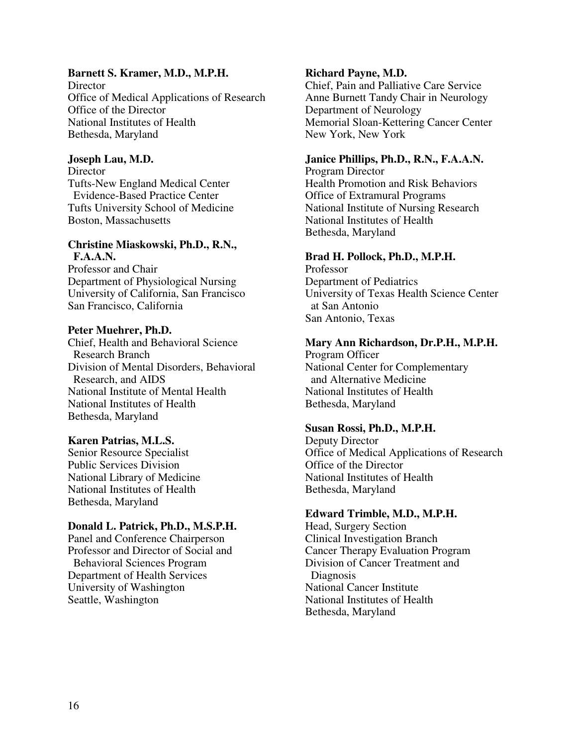**Barnett S. Kramer, M.D., M.P.H.**
Director
Office of Medical Applications of Research
Office of the Director
National Institutes of Health
Bethesda, Maryland

**Joseph Lau, M.D.**
Director
Tufts-New England Medical Center
Evidence-Based Practice Center
Tufts University School of Medicine
Boston, Massachusetts

**Christine Miaskowski, Ph.D., R.N., F.A.A.N.**
Professor and Chair
Department of Physiological Nursing
University of California, San Francisco
San Francisco, California

**Peter Muehrer, Ph.D.**
Chief, Health and Behavioral Science Research Branch
Division of Mental Disorders, Behavioral Research, and AIDS
National Institute of Mental Health
National Institutes of Health
Bethesda, Maryland

**Karen Patrias, M.L.S.**
Senior Resource Specialist
Public Services Division
National Library of Medicine
National Institutes of Health
Bethesda, Maryland

**Donald L. Patrick, Ph.D., M.S.P.H.**
Panel and Conference Chairperson
Professor and Director of Social and Behavioral Sciences Program
Department of Health Services
University of Washington
Seattle, Washington

**Richard Payne, M.D.**
Chief, Pain and Palliative Care Service
Anne Burnett Tandy Chair in Neurology
Department of Neurology
Memorial Sloan-Kettering Cancer Center
New York, New York

**Janice Phillips, Ph.D., R.N., F.A.A.N.**
Program Director
Health Promotion and Risk Behaviors
Office of Extramural Programs
National Institute of Nursing Research
National Institutes of Health
Bethesda, Maryland

**Brad H. Pollock, Ph.D., M.P.H.**
Professor
Department of Pediatrics
University of Texas Health Science Center at San Antonio
San Antonio, Texas

**Mary Ann Richardson, Dr.P.H., M.P.H.**
Program Officer
National Center for Complementary and Alternative Medicine
National Institutes of Health
Bethesda, Maryland

**Susan Rossi, Ph.D., M.P.H.**
Deputy Director
Office of Medical Applications of Research
Office of the Director
National Institutes of Health
Bethesda, Maryland

**Edward Trimble, M.D., M.P.H.**
Head, Surgery Section
Clinical Investigation Branch
Cancer Therapy Evaluation Program
Division of Cancer Treatment and Diagnosis
National Cancer Institute
National Institutes of Health
Bethesda, Maryland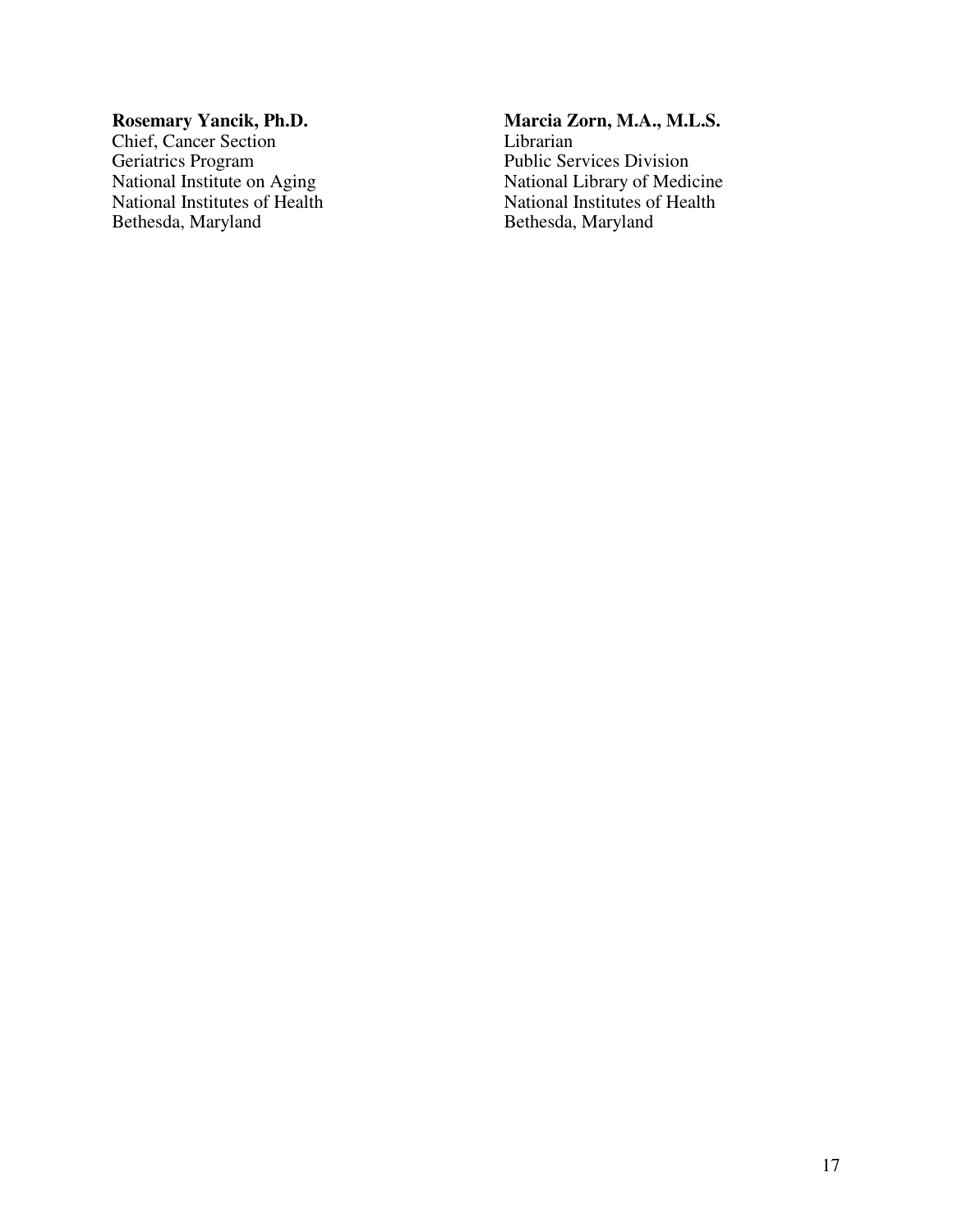**Rosemary Yancik, Ph.D.**
Chief, Cancer Section
Geriatrics Program
National Institute on Aging
National Institutes of Health
Bethesda, Maryland

**Marcia Zorn, M.A., M.L.S.**
Librarian
Public Services Division
National Library of Medicine
National Institutes of Health
Bethesda, Maryland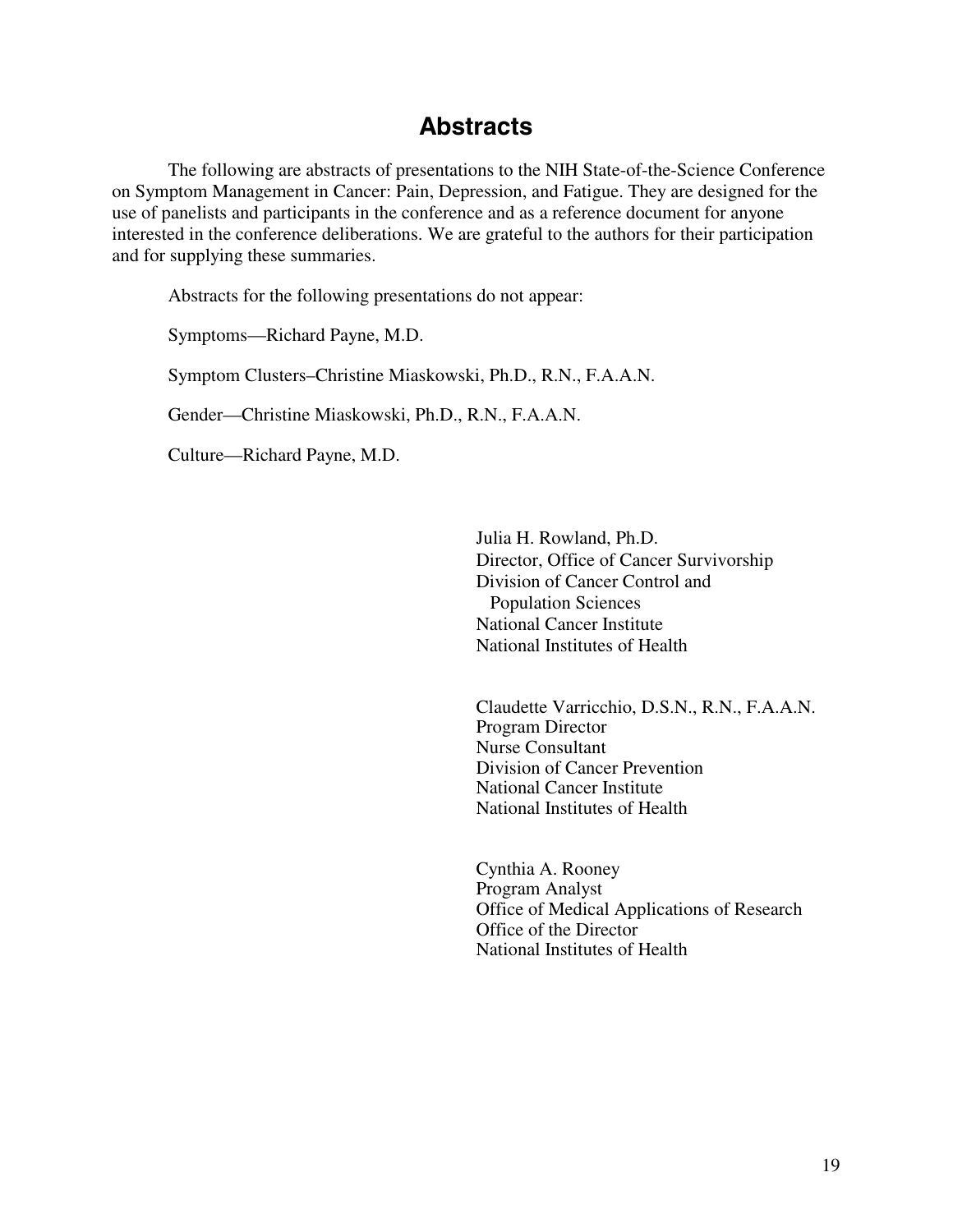# Abstracts

The following are abstracts of presentations to the NIH State-of-the-Science Conference on Symptom Management in Cancer: Pain, Depression, and Fatigue. They are designed for the use of panelists and participants in the conference and as a reference document for anyone interested in the conference deliberations. We are grateful to the authors for their participation and for supplying these summaries.

Abstracts for the following presentations do not appear:

Symptoms—Richard Payne, M.D.

Symptom Clusters–Christine Miaskowski, Ph.D., R.N., F.A.A.N.

Gender—Christine Miaskowski, Ph.D., R.N., F.A.A.N.

Culture—Richard Payne, M.D.

Julia H. Rowland, Ph.D.  
Director, Office of Cancer Survivorship  
Division of Cancer Control and Population Sciences  
National Cancer Institute  
National Institutes of Health

Claudette Varricchio, D.S.N., R.N., F.A.A.N.  
Program Director  
Nurse Consultant  
Division of Cancer Prevention  
National Cancer Institute  
National Institutes of Health

Cynthia A. Rooney  
Program Analyst  
Office of Medical Applications of Research  
Office of the Director  
National Institutes of Health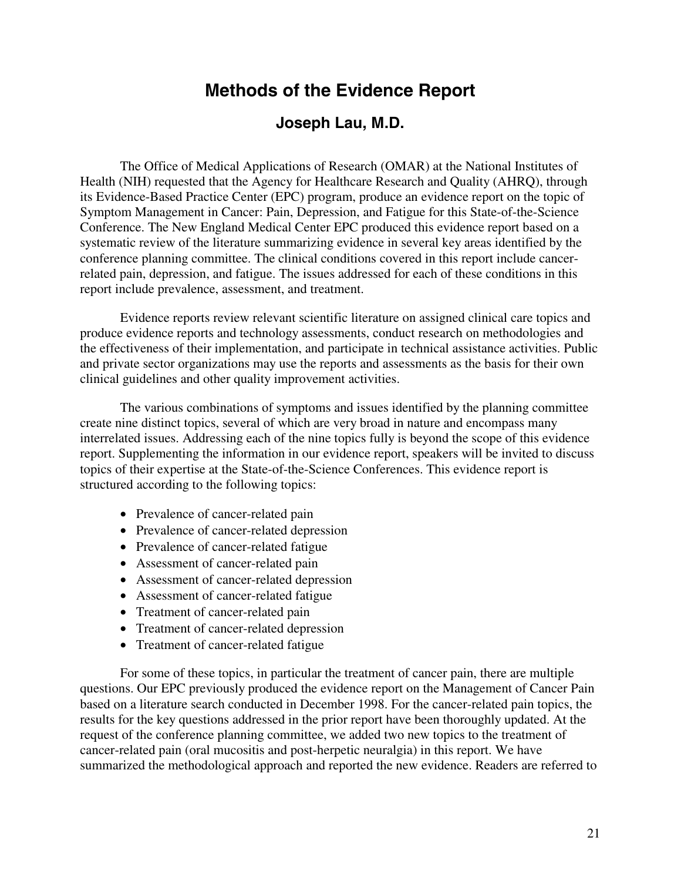# Methods of the Evidence Report

## Joseph Lau, M.D.

The Office of Medical Applications of Research (OMAR) at the National Institutes of Health (NIH) requested that the Agency for Healthcare Research and Quality (AHRQ), through its Evidence-Based Practice Center (EPC) program, produce an evidence report on the topic of Symptom Management in Cancer: Pain, Depression, and Fatigue for this State-of-the-Science Conference. The New England Medical Center EPC produced this evidence report based on a systematic review of the literature summarizing evidence in several key areas identified by the conference planning committee. The clinical conditions covered in this report include cancer-related pain, depression, and fatigue. The issues addressed for each of these conditions in this report include prevalence, assessment, and treatment.

Evidence reports review relevant scientific literature on assigned clinical care topics and produce evidence reports and technology assessments, conduct research on methodologies and the effectiveness of their implementation, and participate in technical assistance activities. Public and private sector organizations may use the reports and assessments as the basis for their own clinical guidelines and other quality improvement activities.

The various combinations of symptoms and issues identified by the planning committee create nine distinct topics, several of which are very broad in nature and encompass many interrelated issues. Addressing each of the nine topics fully is beyond the scope of this evidence report. Supplementing the information in our evidence report, speakers will be invited to discuss topics of their expertise at the State-of-the-Science Conferences. This evidence report is structured according to the following topics:

- Prevalence of cancer-related pain
- Prevalence of cancer-related depression
- Prevalence of cancer-related fatigue
- Assessment of cancer-related pain
- Assessment of cancer-related depression
- Assessment of cancer-related fatigue
- Treatment of cancer-related pain
- Treatment of cancer-related depression
- Treatment of cancer-related fatigue

For some of these topics, in particular the treatment of cancer pain, there are multiple questions. Our EPC previously produced the evidence report on the Management of Cancer Pain based on a literature search conducted in December 1998. For the cancer-related pain topics, the results for the key questions addressed in the prior report have been thoroughly updated. At the request of the conference planning committee, we added two new topics to the treatment of cancer-related pain (oral mucositis and post-herpetic neuralgia) in this report. We have summarized the methodological approach and reported the new evidence. Readers are referred to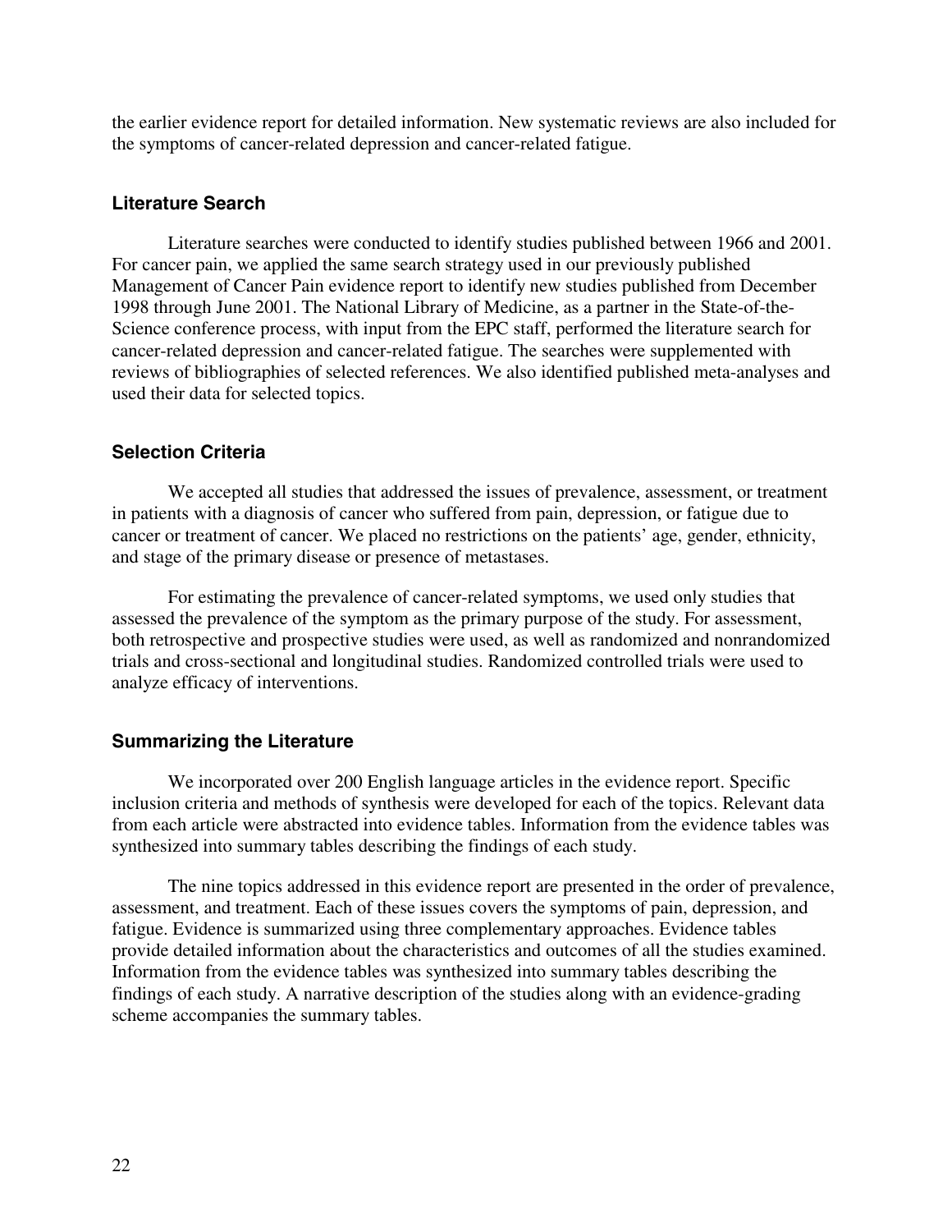the earlier evidence report for detailed information. New systematic reviews are also included for the symptoms of cancer-related depression and cancer-related fatigue.

### Literature Search

Literature searches were conducted to identify studies published between 1966 and 2001. For cancer pain, we applied the same search strategy used in our previously published Management of Cancer Pain evidence report to identify new studies published from December 1998 through June 2001. The National Library of Medicine, as a partner in the State-of-the-Science conference process, with input from the EPC staff, performed the literature search for cancer-related depression and cancer-related fatigue. The searches were supplemented with reviews of bibliographies of selected references. We also identified published meta-analyses and used their data for selected topics.

### Selection Criteria

We accepted all studies that addressed the issues of prevalence, assessment, or treatment in patients with a diagnosis of cancer who suffered from pain, depression, or fatigue due to cancer or treatment of cancer. We placed no restrictions on the patients' age, gender, ethnicity, and stage of the primary disease or presence of metastases.

For estimating the prevalence of cancer-related symptoms, we used only studies that assessed the prevalence of the symptom as the primary purpose of the study. For assessment, both retrospective and prospective studies were used, as well as randomized and nonrandomized trials and cross-sectional and longitudinal studies. Randomized controlled trials were used to analyze efficacy of interventions.

### Summarizing the Literature

We incorporated over 200 English language articles in the evidence report. Specific inclusion criteria and methods of synthesis were developed for each of the topics. Relevant data from each article were abstracted into evidence tables. Information from the evidence tables was synthesized into summary tables describing the findings of each study.

The nine topics addressed in this evidence report are presented in the order of prevalence, assessment, and treatment. Each of these issues covers the symptoms of pain, depression, and fatigue. Evidence is summarized using three complementary approaches. Evidence tables provide detailed information about the characteristics and outcomes of all the studies examined. Information from the evidence tables was synthesized into summary tables describing the findings of each study. A narrative description of the studies along with an evidence-grading scheme accompanies the summary tables.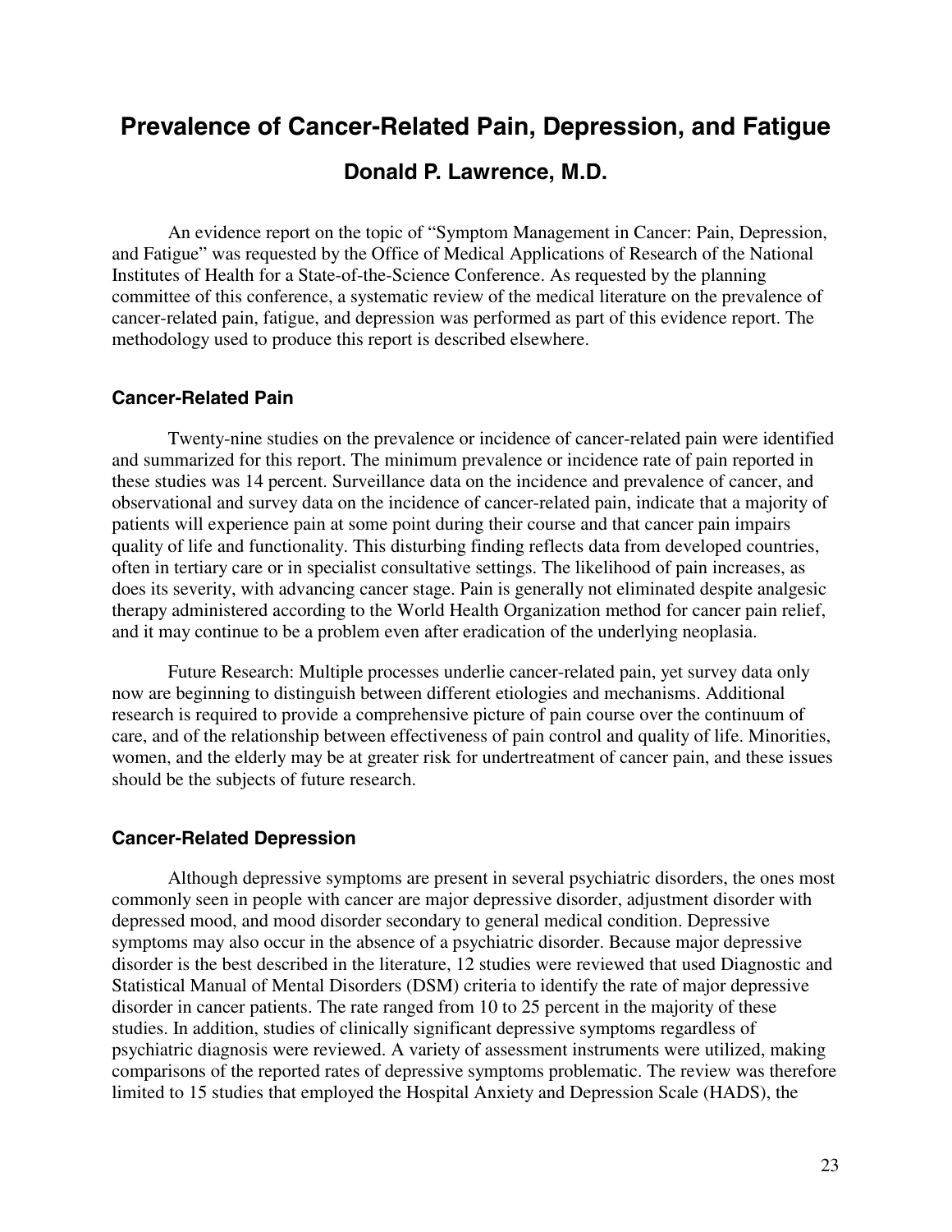# Prevalence of Cancer-Related Pain, Depression, and Fatigue

## Donald P. Lawrence, M.D.

An evidence report on the topic of "Symptom Management in Cancer: Pain, Depression, and Fatigue" was requested by the Office of Medical Applications of Research of the National Institutes of Health for a State-of-the-Science Conference. As requested by the planning committee of this conference, a systematic review of the medical literature on the prevalence of cancer-related pain, fatigue, and depression was performed as part of this evidence report. The methodology used to produce this report is described elsewhere.

### Cancer-Related Pain

Twenty-nine studies on the prevalence or incidence of cancer-related pain were identified and summarized for this report. The minimum prevalence or incidence rate of pain reported in these studies was 14 percent. Surveillance data on the incidence and prevalence of cancer, and observational and survey data on the incidence of cancer-related pain, indicate that a majority of patients will experience pain at some point during their course and that cancer pain impairs quality of life and functionality. This disturbing finding reflects data from developed countries, often in tertiary care or in specialist consultative settings. The likelihood of pain increases, as does its severity, with advancing cancer stage. Pain is generally not eliminated despite analgesic therapy administered according to the World Health Organization method for cancer pain relief, and it may continue to be a problem even after eradication of the underlying neoplasia.

Future Research: Multiple processes underlie cancer-related pain, yet survey data only now are beginning to distinguish between different etiologies and mechanisms. Additional research is required to provide a comprehensive picture of pain course over the continuum of care, and of the relationship between effectiveness of pain control and quality of life. Minorities, women, and the elderly may be at greater risk for undertreatment of cancer pain, and these issues should be the subjects of future research.

### Cancer-Related Depression

Although depressive symptoms are present in several psychiatric disorders, the ones most commonly seen in people with cancer are major depressive disorder, adjustment disorder with depressed mood, and mood disorder secondary to general medical condition. Depressive symptoms may also occur in the absence of a psychiatric disorder. Because major depressive disorder is the best described in the literature, 12 studies were reviewed that used Diagnostic and Statistical Manual of Mental Disorders (DSM) criteria to identify the rate of major depressive disorder in cancer patients. The rate ranged from 10 to 25 percent in the majority of these studies. In addition, studies of clinically significant depressive symptoms regardless of psychiatric diagnosis were reviewed. A variety of assessment instruments were utilized, making comparisons of the reported rates of depressive symptoms problematic. The review was therefore limited to 15 studies that employed the Hospital Anxiety and Depression Scale (HADS), the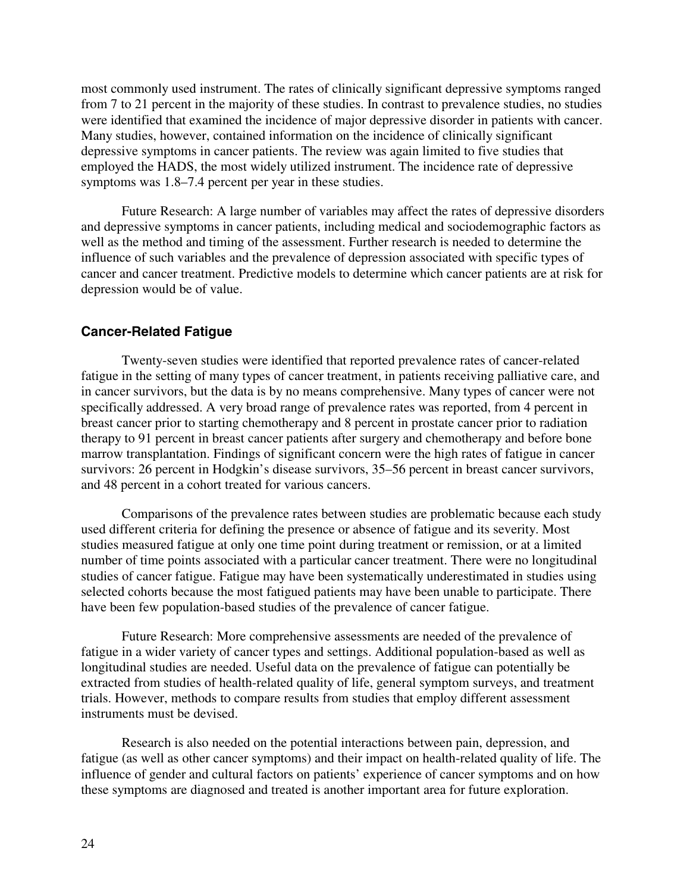most commonly used instrument. The rates of clinically significant depressive symptoms ranged from 7 to 21 percent in the majority of these studies. In contrast to prevalence studies, no studies were identified that examined the incidence of major depressive disorder in patients with cancer. Many studies, however, contained information on the incidence of clinically significant depressive symptoms in cancer patients. The review was again limited to five studies that employed the HADS, the most widely utilized instrument. The incidence rate of depressive symptoms was 1.8–7.4 percent per year in these studies.

Future Research: A large number of variables may affect the rates of depressive disorders and depressive symptoms in cancer patients, including medical and sociodemographic factors as well as the method and timing of the assessment. Further research is needed to determine the influence of such variables and the prevalence of depression associated with specific types of cancer and cancer treatment. Predictive models to determine which cancer patients are at risk for depression would be of value.

### Cancer-Related Fatigue

Twenty-seven studies were identified that reported prevalence rates of cancer-related fatigue in the setting of many types of cancer treatment, in patients receiving palliative care, and in cancer survivors, but the data is by no means comprehensive. Many types of cancer were not specifically addressed. A very broad range of prevalence rates was reported, from 4 percent in breast cancer prior to starting chemotherapy and 8 percent in prostate cancer prior to radiation therapy to 91 percent in breast cancer patients after surgery and chemotherapy and before bone marrow transplantation. Findings of significant concern were the high rates of fatigue in cancer survivors: 26 percent in Hodgkin's disease survivors, 35–56 percent in breast cancer survivors, and 48 percent in a cohort treated for various cancers.

Comparisons of the prevalence rates between studies are problematic because each study used different criteria for defining the presence or absence of fatigue and its severity. Most studies measured fatigue at only one time point during treatment or remission, or at a limited number of time points associated with a particular cancer treatment. There were no longitudinal studies of cancer fatigue. Fatigue may have been systematically underestimated in studies using selected cohorts because the most fatigued patients may have been unable to participate. There have been few population-based studies of the prevalence of cancer fatigue.

Future Research: More comprehensive assessments are needed of the prevalence of fatigue in a wider variety of cancer types and settings. Additional population-based as well as longitudinal studies are needed. Useful data on the prevalence of fatigue can potentially be extracted from studies of health-related quality of life, general symptom surveys, and treatment trials. However, methods to compare results from studies that employ different assessment instruments must be devised.

Research is also needed on the potential interactions between pain, depression, and fatigue (as well as other cancer symptoms) and their impact on health-related quality of life. The influence of gender and cultural factors on patients' experience of cancer symptoms and on how these symptoms are diagnosed and treated is another important area for future exploration.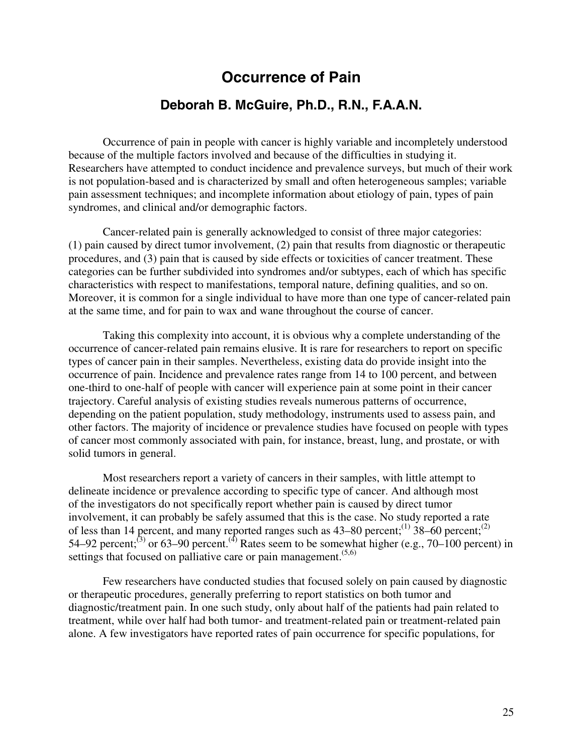# Occurrence of Pain

## Deborah B. McGuire, Ph.D., R.N., F.A.A.N.

Occurrence of pain in people with cancer is highly variable and incompletely understood because of the multiple factors involved and because of the difficulties in studying it. Researchers have attempted to conduct incidence and prevalence surveys, but much of their work is not population-based and is characterized by small and often heterogeneous samples; variable pain assessment techniques; and incomplete information about etiology of pain, types of pain syndromes, and clinical and/or demographic factors.

Cancer-related pain is generally acknowledged to consist of three major categories: (1) pain caused by direct tumor involvement, (2) pain that results from diagnostic or therapeutic procedures, and (3) pain that is caused by side effects or toxicities of cancer treatment. These categories can be further subdivided into syndromes and/or subtypes, each of which has specific characteristics with respect to manifestations, temporal nature, defining qualities, and so on. Moreover, it is common for a single individual to have more than one type of cancer-related pain at the same time, and for pain to wax and wane throughout the course of cancer.

Taking this complexity into account, it is obvious why a complete understanding of the occurrence of cancer-related pain remains elusive. It is rare for researchers to report on specific types of cancer pain in their samples. Nevertheless, existing data do provide insight into the occurrence of pain. Incidence and prevalence rates range from 14 to 100 percent, and between one-third to one-half of people with cancer will experience pain at some point in their cancer trajectory. Careful analysis of existing studies reveals numerous patterns of occurrence, depending on the patient population, study methodology, instruments used to assess pain, and other factors. The majority of incidence or prevalence studies have focused on people with types of cancer most commonly associated with pain, for instance, breast, lung, and prostate, or with solid tumors in general.

Most researchers report a variety of cancers in their samples, with little attempt to delineate incidence or prevalence according to specific type of cancer. And although most of the investigators do not specifically report whether pain is caused by direct tumor involvement, it can probably be safely assumed that this is the case. No study reported a rate of less than 14 percent, and many reported ranges such as 43–80 percent;[1] 38–60 percent;[2] 54–92 percent;[3] or 63–90 percent.[4] Rates seem to be somewhat higher (e.g., 70–100 percent) in settings that focused on palliative care or pain management.[5,6]

Few researchers have conducted studies that focused solely on pain caused by diagnostic or therapeutic procedures, generally preferring to report statistics on both tumor and diagnostic/treatment pain. In one such study, only about half of the patients had pain related to treatment, while over half had both tumor- and treatment-related pain or treatment-related pain alone. A few investigators have reported rates of pain occurrence for specific populations, for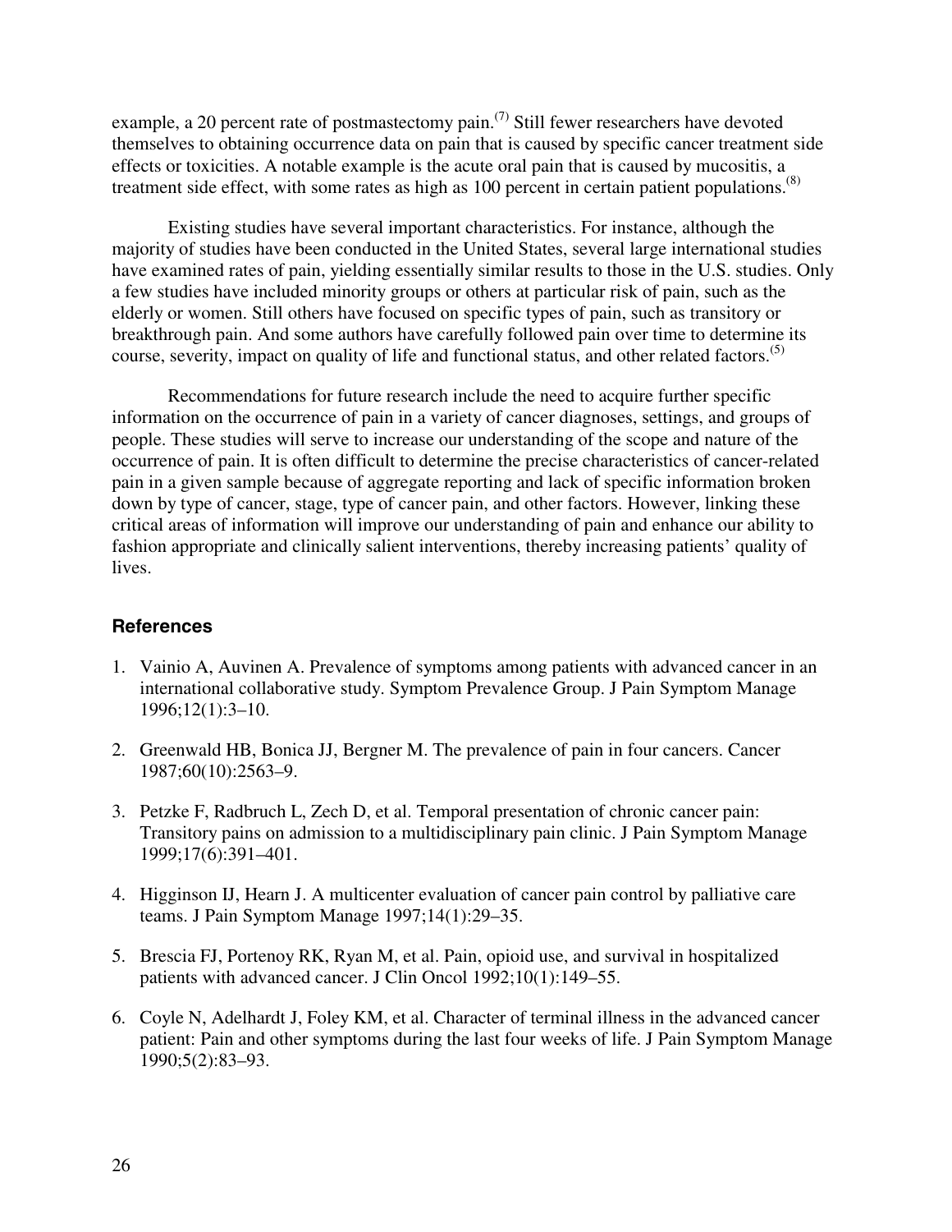example, a 20 percent rate of postmastectomy pain.[7] Still fewer researchers have devoted themselves to obtaining occurrence data on pain that is caused by specific cancer treatment side effects or toxicities. A notable example is the acute oral pain that is caused by mucositis, a treatment side effect, with some rates as high as 100 percent in certain patient populations.[8]

Existing studies have several important characteristics. For instance, although the majority of studies have been conducted in the United States, several large international studies have examined rates of pain, yielding essentially similar results to those in the U.S. studies. Only a few studies have included minority groups or others at particular risk of pain, such as the elderly or women. Still others have focused on specific types of pain, such as transitory or breakthrough pain. And some authors have carefully followed pain over time to determine its course, severity, impact on quality of life and functional status, and other related factors.[5]

Recommendations for future research include the need to acquire further specific information on the occurrence of pain in a variety of cancer diagnoses, settings, and groups of people. These studies will serve to increase our understanding of the scope and nature of the occurrence of pain. It is often difficult to determine the precise characteristics of cancer-related pain in a given sample because of aggregate reporting and lack of specific information broken down by type of cancer, stage, type of cancer pain, and other factors. However, linking these critical areas of information will improve our understanding of pain and enhance our ability to fashion appropriate and clinically salient interventions, thereby increasing patients' quality of lives.

### References

1. Vainio A, Auvinen A. Prevalence of symptoms among patients with advanced cancer in an international collaborative study. Symptom Prevalence Group. J Pain Symptom Manage 1996;12(1):3–10.

2. Greenwald HB, Bonica JJ, Bergner M. The prevalence of pain in four cancers. Cancer 1987;60(10):2563–9.

3. Petzke F, Radbruch L, Zech D, et al. Temporal presentation of chronic cancer pain: Transitory pains on admission to a multidisciplinary pain clinic. J Pain Symptom Manage 1999;17(6):391–401.

4. Higginson IJ, Hearn J. A multicenter evaluation of cancer pain control by palliative care teams. J Pain Symptom Manage 1997;14(1):29–35.

5. Brescia FJ, Portenoy RK, Ryan M, et al. Pain, opioid use, and survival in hospitalized patients with advanced cancer. J Clin Oncol 1992;10(1):149–55.

6. Coyle N, Adelhardt J, Foley KM, et al. Character of terminal illness in the advanced cancer patient: Pain and other symptoms during the last four weeks of life. J Pain Symptom Manage 1990;5(2):83–93.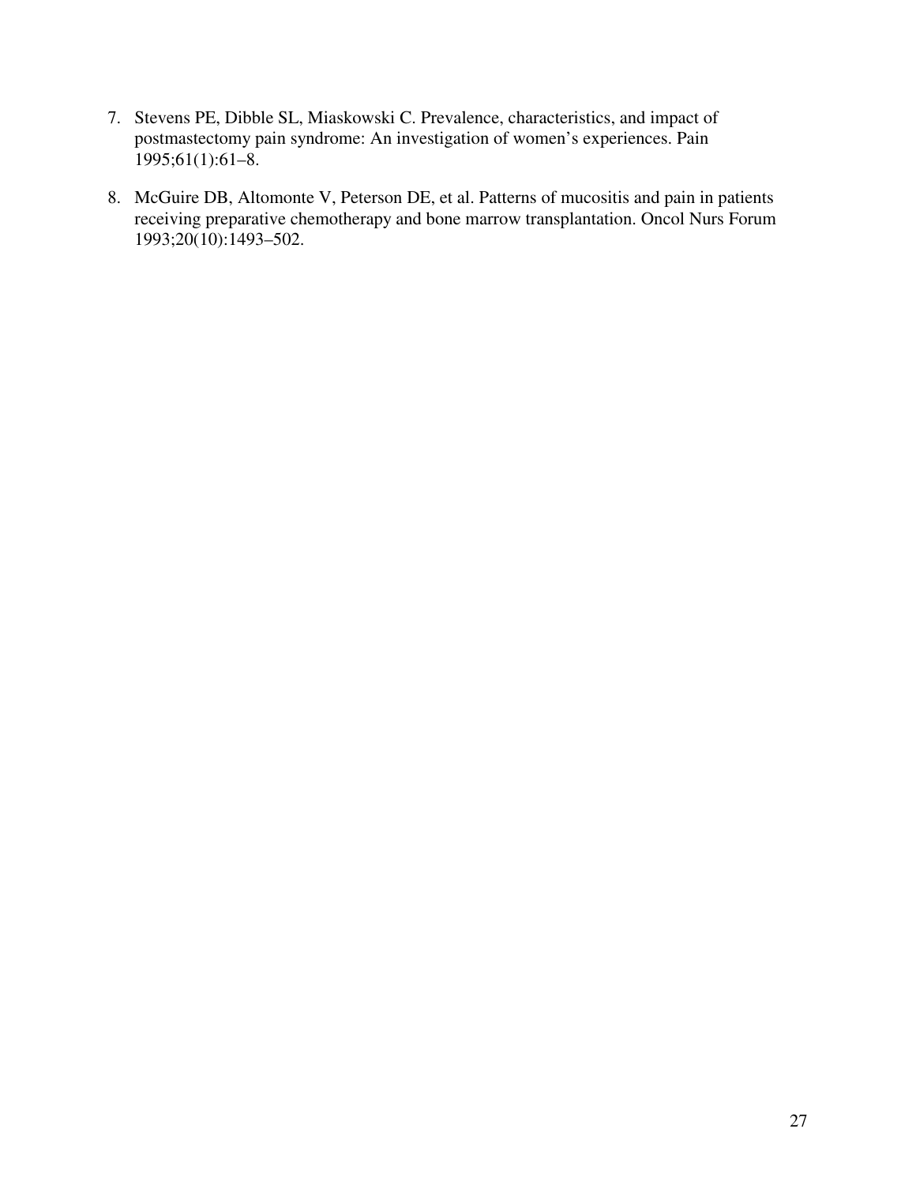7. Stevens PE, Dibble SL, Miaskowski C. Prevalence, characteristics, and impact of postmastectomy pain syndrome: An investigation of women's experiences. Pain 1995;61(1):61–8.

8. McGuire DB, Altomonte V, Peterson DE, et al. Patterns of mucositis and pain in patients receiving preparative chemotherapy and bone marrow transplantation. Oncol Nurs Forum 1993;20(10):1493–502.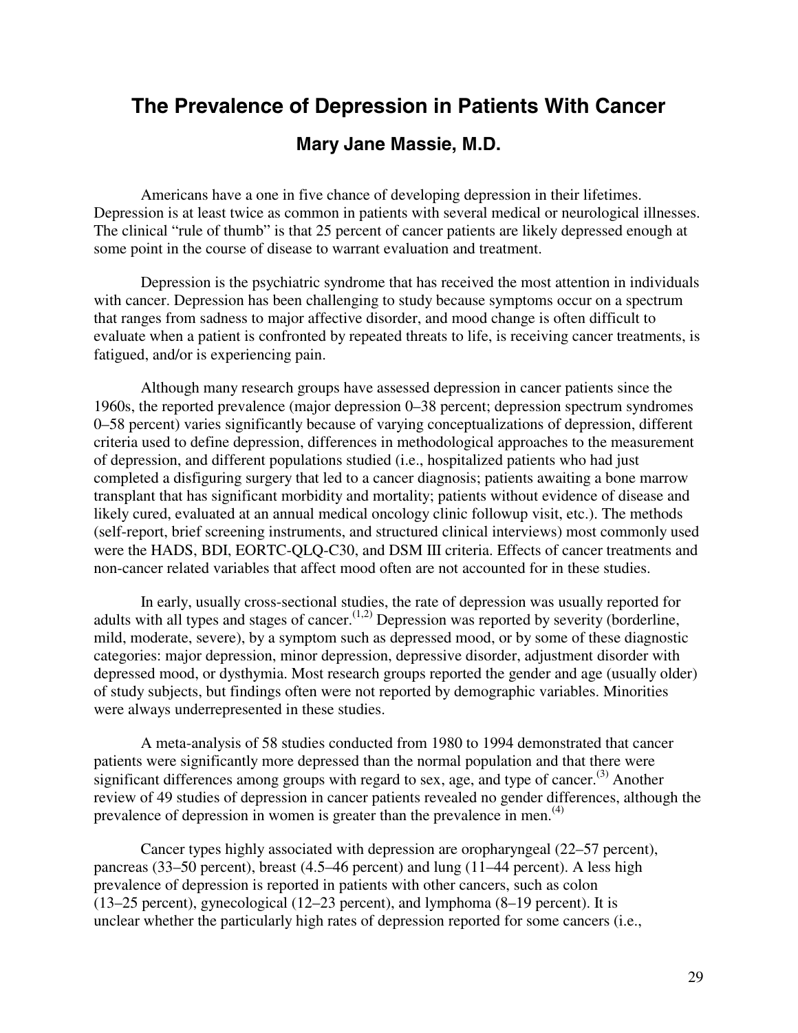# The Prevalence of Depression in Patients With Cancer

## Mary Jane Massie, M.D.

Americans have a one in five chance of developing depression in their lifetimes. Depression is at least twice as common in patients with several medical or neurological illnesses. The clinical "rule of thumb" is that 25 percent of cancer patients are likely depressed enough at some point in the course of disease to warrant evaluation and treatment.

Depression is the psychiatric syndrome that has received the most attention in individuals with cancer. Depression has been challenging to study because symptoms occur on a spectrum that ranges from sadness to major affective disorder, and mood change is often difficult to evaluate when a patient is confronted by repeated threats to life, is receiving cancer treatments, is fatigued, and/or is experiencing pain.

Although many research groups have assessed depression in cancer patients since the 1960s, the reported prevalence (major depression 0–38 percent; depression spectrum syndromes 0–58 percent) varies significantly because of varying conceptualizations of depression, different criteria used to define depression, differences in methodological approaches to the measurement of depression, and different populations studied (i.e., hospitalized patients who had just completed a disfiguring surgery that led to a cancer diagnosis; patients awaiting a bone marrow transplant that has significant morbidity and mortality; patients without evidence of disease and likely cured, evaluated at an annual medical oncology clinic followup visit, etc.). The methods (self-report, brief screening instruments, and structured clinical interviews) most commonly used were the HADS, BDI, EORTC-QLQ-C30, and DSM III criteria. Effects of cancer treatments and non-cancer related variables that affect mood often are not accounted for in these studies.

In early, usually cross-sectional studies, the rate of depression was usually reported for adults with all types and stages of cancer.[1,2] Depression was reported by severity (borderline, mild, moderate, severe), by a symptom such as depressed mood, or by some of these diagnostic categories: major depression, minor depression, depressive disorder, adjustment disorder with depressed mood, or dysthymia. Most research groups reported the gender and age (usually older) of study subjects, but findings often were not reported by demographic variables. Minorities were always underrepresented in these studies.

A meta-analysis of 58 studies conducted from 1980 to 1994 demonstrated that cancer patients were significantly more depressed than the normal population and that there were significant differences among groups with regard to sex, age, and type of cancer.[3] Another review of 49 studies of depression in cancer patients revealed no gender differences, although the prevalence of depression in women is greater than the prevalence in men.[4]

Cancer types highly associated with depression are oropharyngeal (22–57 percent), pancreas (33–50 percent), breast (4.5–46 percent) and lung (11–44 percent). A less high prevalence of depression is reported in patients with other cancers, such as colon (13–25 percent), gynecological (12–23 percent), and lymphoma (8–19 percent). It is unclear whether the particularly high rates of depression reported for some cancers (i.e.,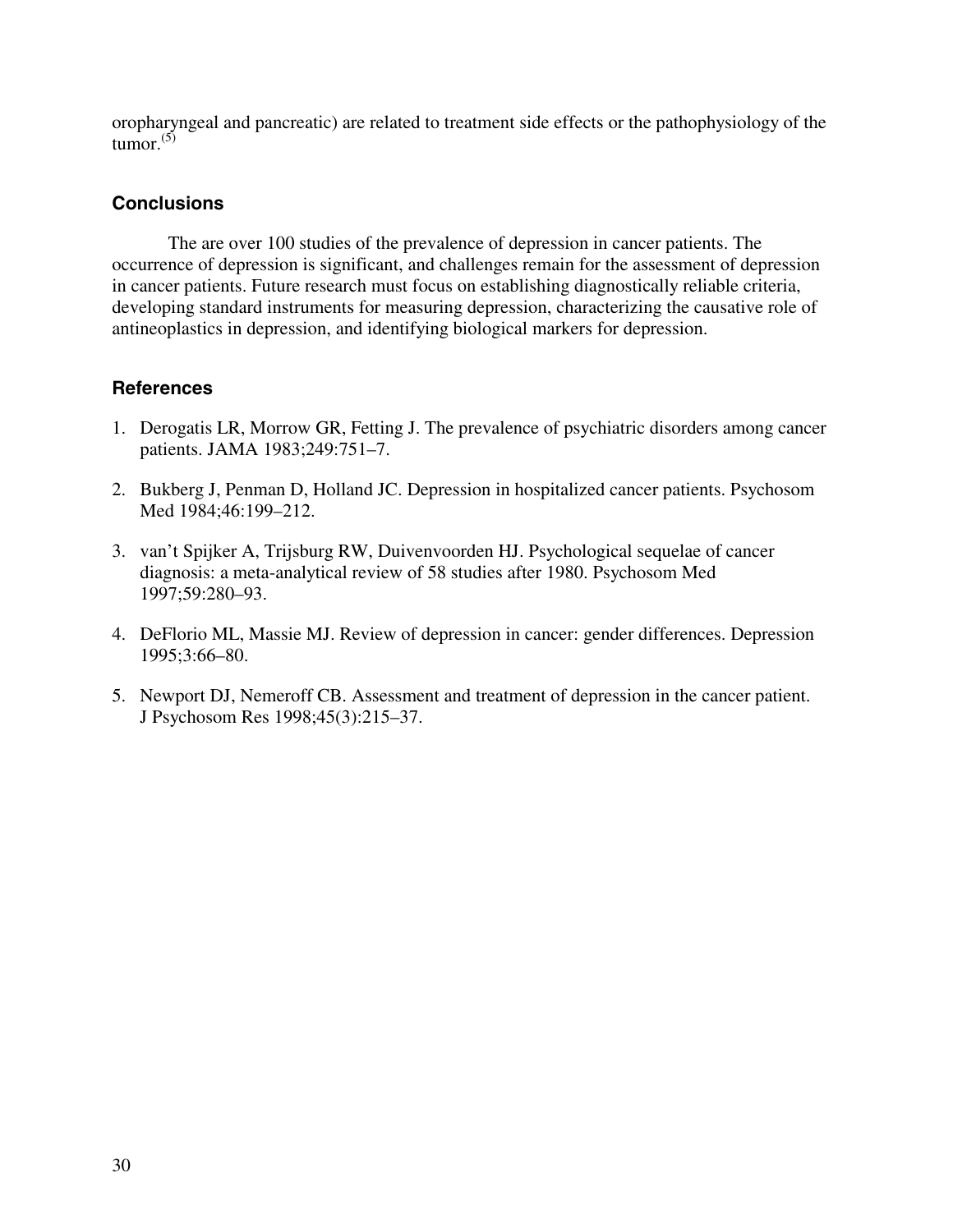oropharyngeal and pancreatic) are related to treatment side effects or the pathophysiology of the tumor.[5]

## Conclusions

The are over 100 studies of the prevalence of depression in cancer patients. The occurrence of depression is significant, and challenges remain for the assessment of depression in cancer patients. Future research must focus on establishing diagnostically reliable criteria, developing standard instruments for measuring depression, characterizing the causative role of antineoplastics in depression, and identifying biological markers for depression.

## References

1. Derogatis LR, Morrow GR, Fetting J. The prevalence of psychiatric disorders among cancer patients. JAMA 1983;249:751–7.

2. Bukberg J, Penman D, Holland JC. Depression in hospitalized cancer patients. Psychosom Med 1984;46:199–212.

3. van't Spijker A, Trijsburg RW, Duivenvoorden HJ. Psychological sequelae of cancer diagnosis: a meta-analytical review of 58 studies after 1980. Psychosom Med 1997;59:280–93.

4. DeFlorio ML, Massie MJ. Review of depression in cancer: gender differences. Depression 1995;3:66–80.

5. Newport DJ, Nemeroff CB. Assessment and treatment of depression in the cancer patient. J Psychosom Res 1998;45(3):215–37.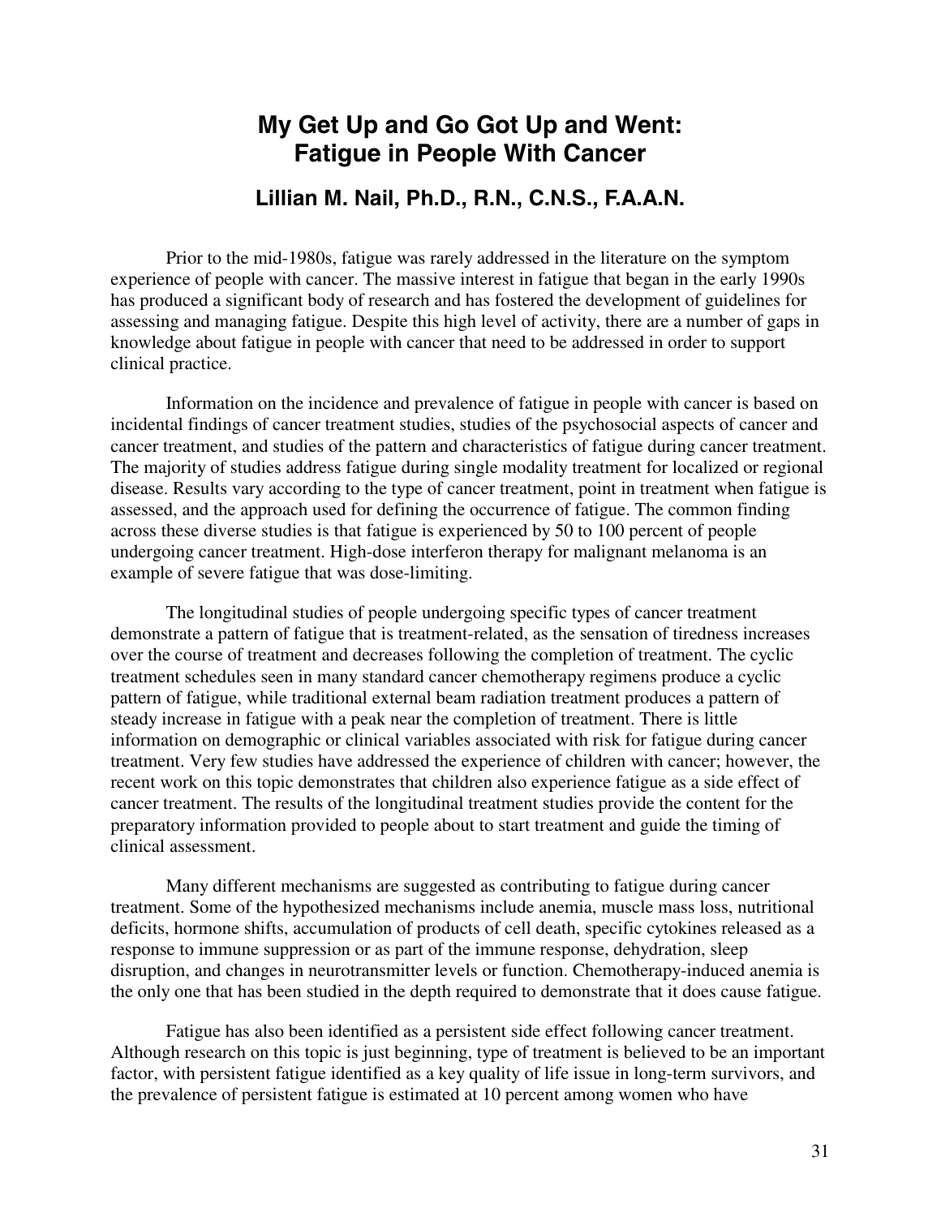# My Get Up and Go Got Up and Went: Fatigue in People With Cancer

## Lillian M. Nail, Ph.D., R.N., C.N.S., F.A.A.N.

Prior to the mid-1980s, fatigue was rarely addressed in the literature on the symptom experience of people with cancer. The massive interest in fatigue that began in the early 1990s has produced a significant body of research and has fostered the development of guidelines for assessing and managing fatigue. Despite this high level of activity, there are a number of gaps in knowledge about fatigue in people with cancer that need to be addressed in order to support clinical practice.

Information on the incidence and prevalence of fatigue in people with cancer is based on incidental findings of cancer treatment studies, studies of the psychosocial aspects of cancer and cancer treatment, and studies of the pattern and characteristics of fatigue during cancer treatment. The majority of studies address fatigue during single modality treatment for localized or regional disease. Results vary according to the type of cancer treatment, point in treatment when fatigue is assessed, and the approach used for defining the occurrence of fatigue. The common finding across these diverse studies is that fatigue is experienced by 50 to 100 percent of people undergoing cancer treatment. High-dose interferon therapy for malignant melanoma is an example of severe fatigue that was dose-limiting.

The longitudinal studies of people undergoing specific types of cancer treatment demonstrate a pattern of fatigue that is treatment-related, as the sensation of tiredness increases over the course of treatment and decreases following the completion of treatment. The cyclic treatment schedules seen in many standard cancer chemotherapy regimens produce a cyclic pattern of fatigue, while traditional external beam radiation treatment produces a pattern of steady increase in fatigue with a peak near the completion of treatment. There is little information on demographic or clinical variables associated with risk for fatigue during cancer treatment. Very few studies have addressed the experience of children with cancer; however, the recent work on this topic demonstrates that children also experience fatigue as a side effect of cancer treatment. The results of the longitudinal treatment studies provide the content for the preparatory information provided to people about to start treatment and guide the timing of clinical assessment.

Many different mechanisms are suggested as contributing to fatigue during cancer treatment. Some of the hypothesized mechanisms include anemia, muscle mass loss, nutritional deficits, hormone shifts, accumulation of products of cell death, specific cytokines released as a response to immune suppression or as part of the immune response, dehydration, sleep disruption, and changes in neurotransmitter levels or function. Chemotherapy-induced anemia is the only one that has been studied in the depth required to demonstrate that it does cause fatigue.

Fatigue has also been identified as a persistent side effect following cancer treatment. Although research on this topic is just beginning, type of treatment is believed to be an important factor, with persistent fatigue identified as a key quality of life issue in long-term survivors, and the prevalence of persistent fatigue is estimated at 10 percent among women who have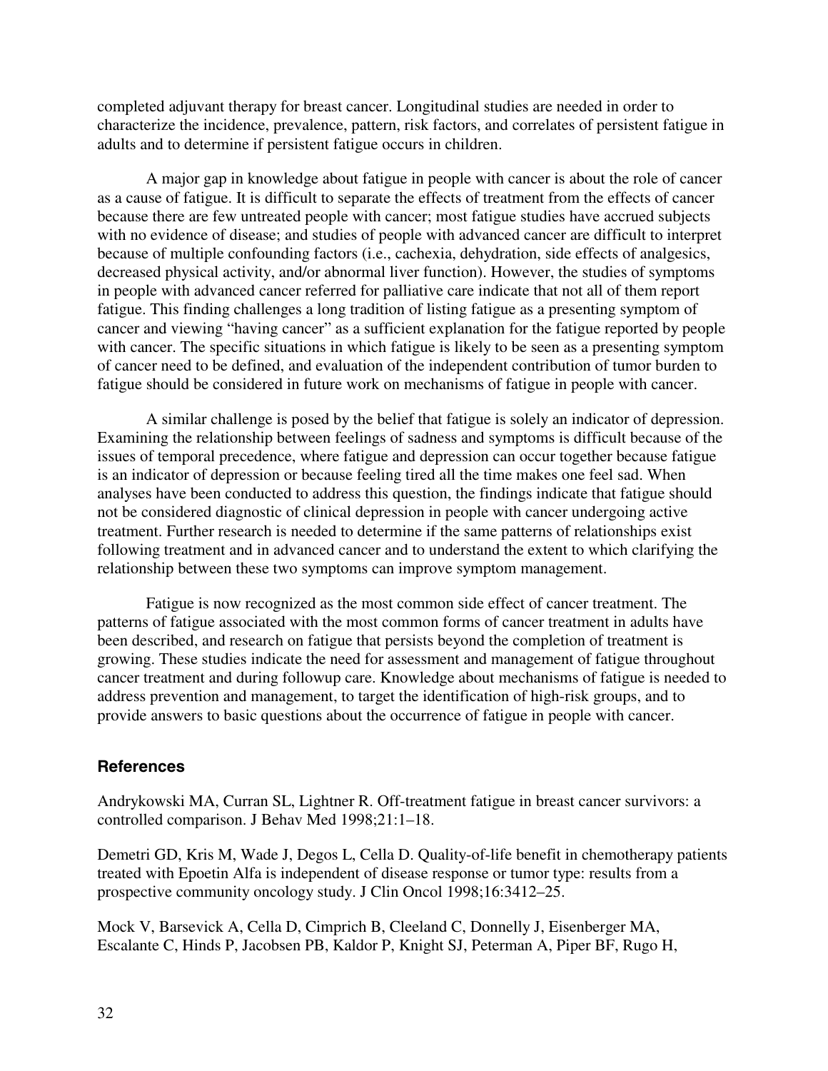completed adjuvant therapy for breast cancer. Longitudinal studies are needed in order to characterize the incidence, prevalence, pattern, risk factors, and correlates of persistent fatigue in adults and to determine if persistent fatigue occurs in children.

A major gap in knowledge about fatigue in people with cancer is about the role of cancer as a cause of fatigue. It is difficult to separate the effects of treatment from the effects of cancer because there are few untreated people with cancer; most fatigue studies have accrued subjects with no evidence of disease; and studies of people with advanced cancer are difficult to interpret because of multiple confounding factors (i.e., cachexia, dehydration, side effects of analgesics, decreased physical activity, and/or abnormal liver function). However, the studies of symptoms in people with advanced cancer referred for palliative care indicate that not all of them report fatigue. This finding challenges a long tradition of listing fatigue as a presenting symptom of cancer and viewing "having cancer" as a sufficient explanation for the fatigue reported by people with cancer. The specific situations in which fatigue is likely to be seen as a presenting symptom of cancer need to be defined, and evaluation of the independent contribution of tumor burden to fatigue should be considered in future work on mechanisms of fatigue in people with cancer.

A similar challenge is posed by the belief that fatigue is solely an indicator of depression. Examining the relationship between feelings of sadness and symptoms is difficult because of the issues of temporal precedence, where fatigue and depression can occur together because fatigue is an indicator of depression or because feeling tired all the time makes one feel sad. When analyses have been conducted to address this question, the findings indicate that fatigue should not be considered diagnostic of clinical depression in people with cancer undergoing active treatment. Further research is needed to determine if the same patterns of relationships exist following treatment and in advanced cancer and to understand the extent to which clarifying the relationship between these two symptoms can improve symptom management.

Fatigue is now recognized as the most common side effect of cancer treatment. The patterns of fatigue associated with the most common forms of cancer treatment in adults have been described, and research on fatigue that persists beyond the completion of treatment is growing. These studies indicate the need for assessment and management of fatigue throughout cancer treatment and during followup care. Knowledge about mechanisms of fatigue is needed to address prevention and management, to target the identification of high-risk groups, and to provide answers to basic questions about the occurrence of fatigue in people with cancer.

### References

Andrykowski MA, Curran SL, Lightner R. Off-treatment fatigue in breast cancer survivors: a controlled comparison. J Behav Med 1998;21:1–18.

Demetri GD, Kris M, Wade J, Degos L, Cella D. Quality-of-life benefit in chemotherapy patients treated with Epoetin Alfa is independent of disease response or tumor type: results from a prospective community oncology study. J Clin Oncol 1998;16:3412–25.

Mock V, Barsevick A, Cella D, Cimprich B, Cleeland C, Donnelly J, Eisenberger MA, Escalante C, Hinds P, Jacobsen PB, Kaldor P, Knight SJ, Peterman A, Piper BF, Rugo H,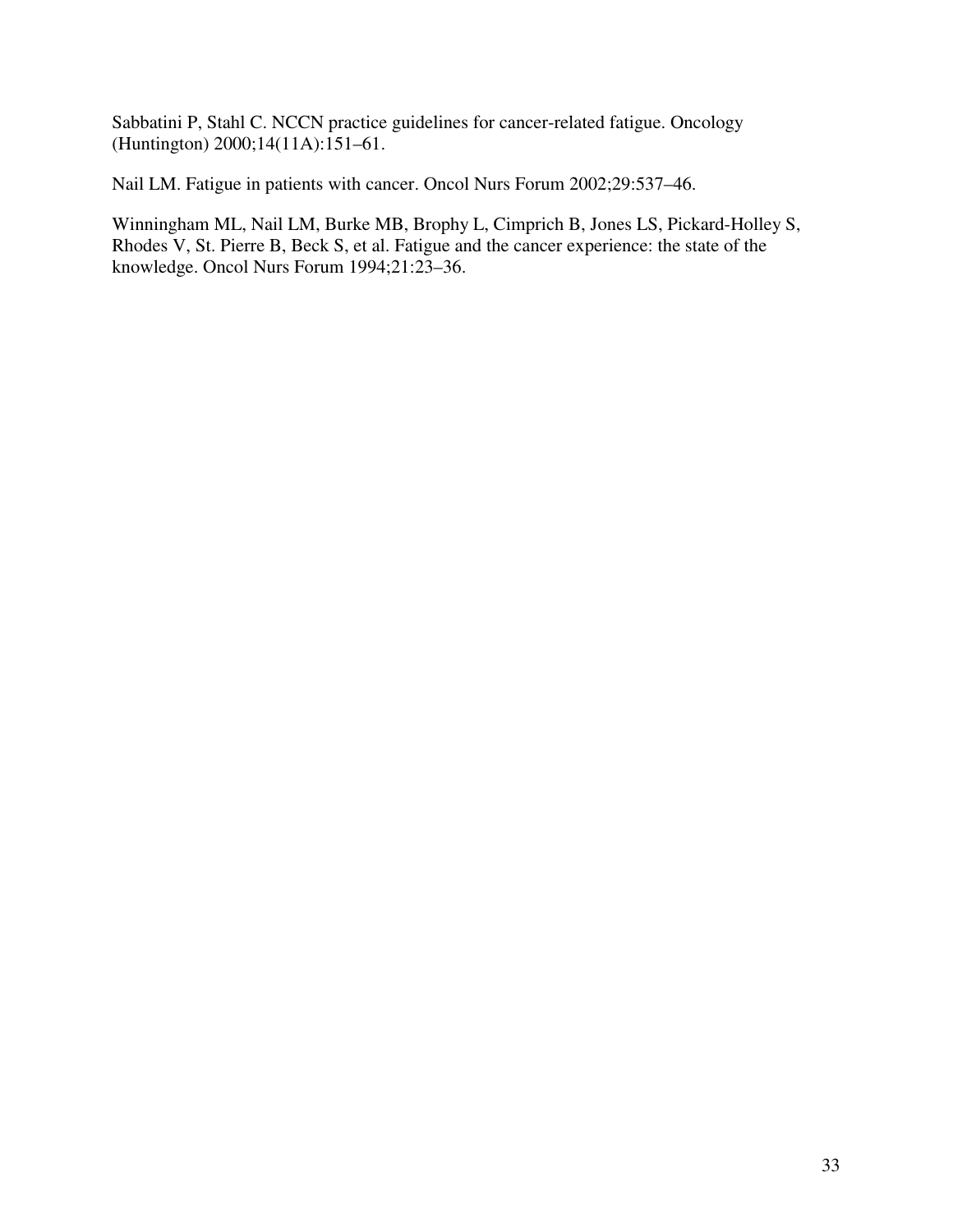Sabbatini P, Stahl C. NCCN practice guidelines for cancer-related fatigue. Oncology (Huntington) 2000;14(11A):151–61.

Nail LM. Fatigue in patients with cancer. Oncol Nurs Forum 2002;29:537–46.

Winningham ML, Nail LM, Burke MB, Brophy L, Cimprich B, Jones LS, Pickard-Holley S, Rhodes V, St. Pierre B, Beck S, et al. Fatigue and the cancer experience: the state of the knowledge. Oncol Nurs Forum 1994;21:23–36.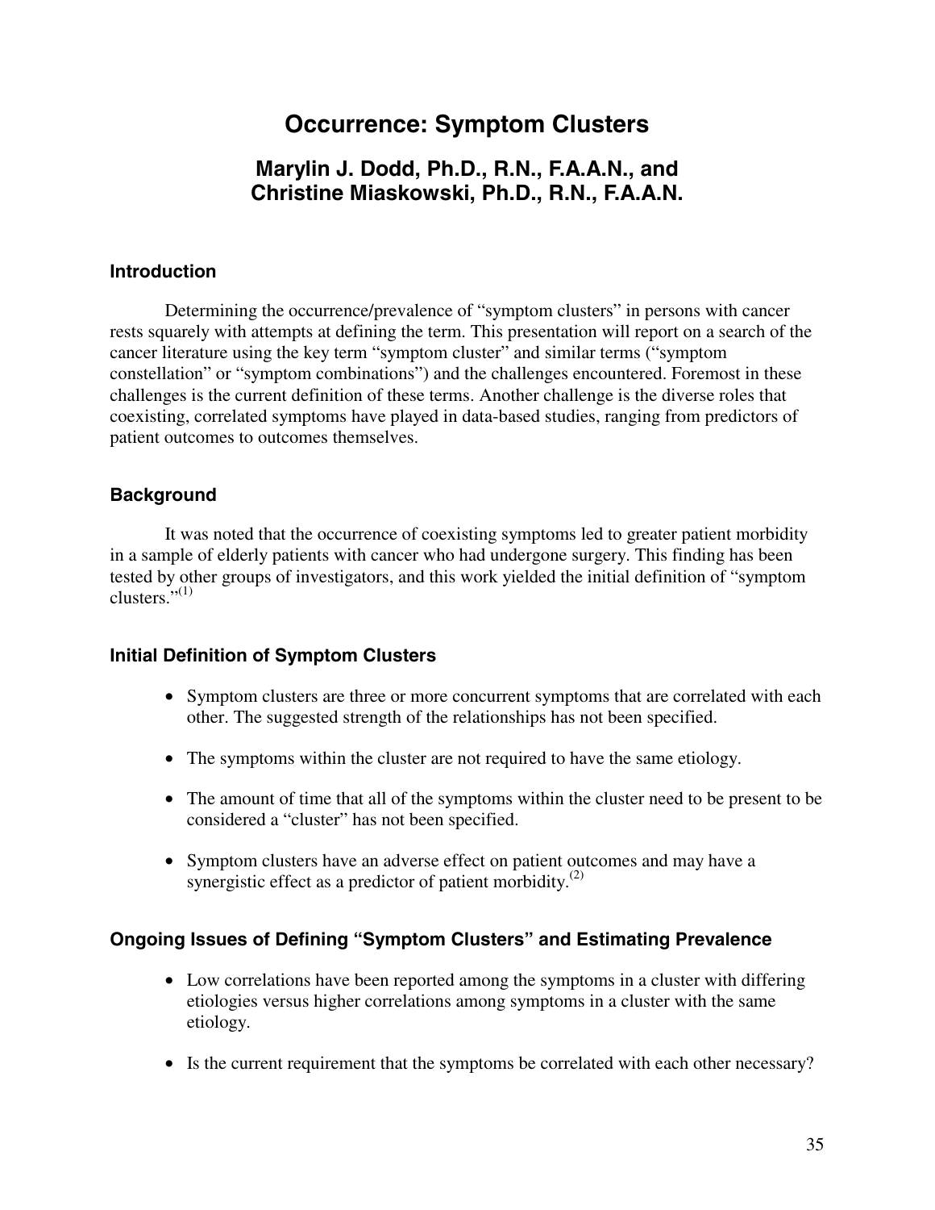# Occurrence: Symptom Clusters

## Marylin J. Dodd, Ph.D., R.N., F.A.A.N., and Christine Miaskowski, Ph.D., R.N., F.A.A.N.

### Introduction

Determining the occurrence/prevalence of "symptom clusters" in persons with cancer rests squarely with attempts at defining the term. This presentation will report on a search of the cancer literature using the key term "symptom cluster" and similar terms ("symptom constellation" or "symptom combinations") and the challenges encountered. Foremost in these challenges is the current definition of these terms. Another challenge is the diverse roles that coexisting, correlated symptoms have played in data-based studies, ranging from predictors of patient outcomes to outcomes themselves.

### Background

It was noted that the occurrence of coexisting symptoms led to greater patient morbidity in a sample of elderly patients with cancer who had undergone surgery. This finding has been tested by other groups of investigators, and this work yielded the initial definition of "symptom clusters."[(1)]

### Initial Definition of Symptom Clusters

- Symptom clusters are three or more concurrent symptoms that are correlated with each other. The suggested strength of the relationships has not been specified.
- The symptoms within the cluster are not required to have the same etiology.
- The amount of time that all of the symptoms within the cluster need to be present to be considered a "cluster" has not been specified.
- Symptom clusters have an adverse effect on patient outcomes and may have a synergistic effect as a predictor of patient morbidity.[(2)]

### Ongoing Issues of Defining "Symptom Clusters" and Estimating Prevalence

- Low correlations have been reported among the symptoms in a cluster with differing etiologies versus higher correlations among symptoms in a cluster with the same etiology.
- Is the current requirement that the symptoms be correlated with each other necessary?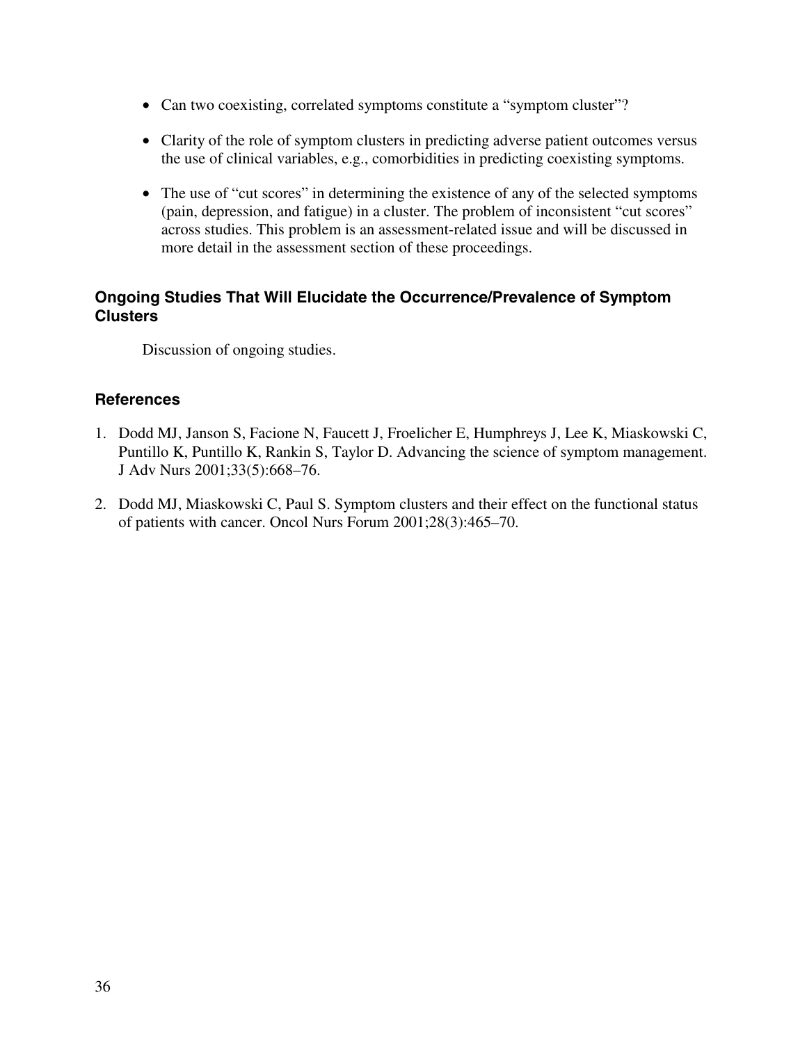- Can two coexisting, correlated symptoms constitute a "symptom cluster"?
- Clarity of the role of symptom clusters in predicting adverse patient outcomes versus the use of clinical variables, e.g., comorbidities in predicting coexisting symptoms.
- The use of "cut scores" in determining the existence of any of the selected symptoms (pain, depression, and fatigue) in a cluster. The problem of inconsistent "cut scores" across studies. This problem is an assessment-related issue and will be discussed in more detail in the assessment section of these proceedings.

### Ongoing Studies That Will Elucidate the Occurrence/Prevalence of Symptom Clusters

Discussion of ongoing studies.

### References

1. Dodd MJ, Janson S, Facione N, Faucett J, Froelicher E, Humphreys J, Lee K, Miaskowski C, Puntillo K, Puntillo K, Rankin S, Taylor D. Advancing the science of symptom management. J Adv Nurs 2001;33(5):668–76.

2. Dodd MJ, Miaskowski C, Paul S. Symptom clusters and their effect on the functional status of patients with cancer. Oncol Nurs Forum 2001;28(3):465–70.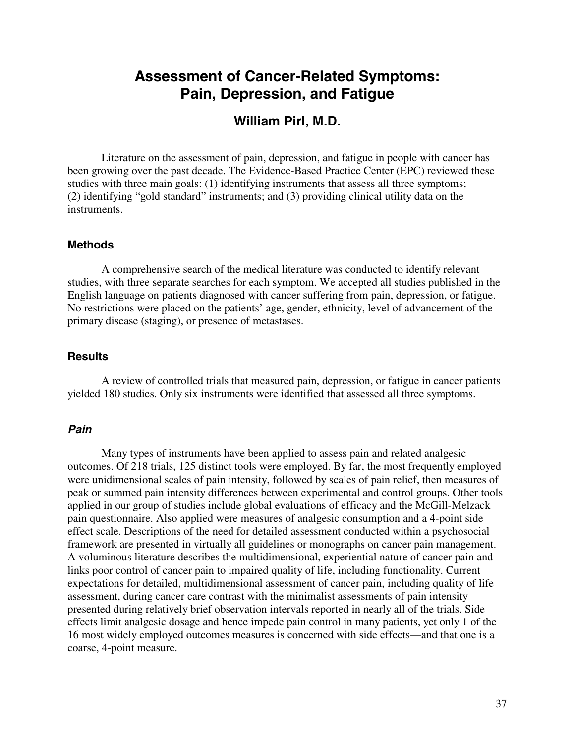# Assessment of Cancer-Related Symptoms: Pain, Depression, and Fatigue

## William Pirl, M.D.

Literature on the assessment of pain, depression, and fatigue in people with cancer has been growing over the past decade. The Evidence-Based Practice Center (EPC) reviewed these studies with three main goals: (1) identifying instruments that assess all three symptoms; (2) identifying "gold standard" instruments; and (3) providing clinical utility data on the instruments.

### Methods

A comprehensive search of the medical literature was conducted to identify relevant studies, with three separate searches for each symptom. We accepted all studies published in the English language on patients diagnosed with cancer suffering from pain, depression, or fatigue. No restrictions were placed on the patients' age, gender, ethnicity, level of advancement of the primary disease (staging), or presence of metastases.

### Results

A review of controlled trials that measured pain, depression, or fatigue in cancer patients yielded 180 studies. Only six instruments were identified that assessed all three symptoms.

#### *Pain*

Many types of instruments have been applied to assess pain and related analgesic outcomes. Of 218 trials, 125 distinct tools were employed. By far, the most frequently employed were unidimensional scales of pain intensity, followed by scales of pain relief, then measures of peak or summed pain intensity differences between experimental and control groups. Other tools applied in our group of studies include global evaluations of efficacy and the McGill-Melzack pain questionnaire. Also applied were measures of analgesic consumption and a 4-point side effect scale. Descriptions of the need for detailed assessment conducted within a psychosocial framework are presented in virtually all guidelines or monographs on cancer pain management. A voluminous literature describes the multidimensional, experiential nature of cancer pain and links poor control of cancer pain to impaired quality of life, including functionality. Current expectations for detailed, multidimensional assessment of cancer pain, including quality of life assessment, during cancer care contrast with the minimalist assessments of pain intensity presented during relatively brief observation intervals reported in nearly all of the trials. Side effects limit analgesic dosage and hence impede pain control in many patients, yet only 1 of the 16 most widely employed outcomes measures is concerned with side effects—and that one is a coarse, 4-point measure.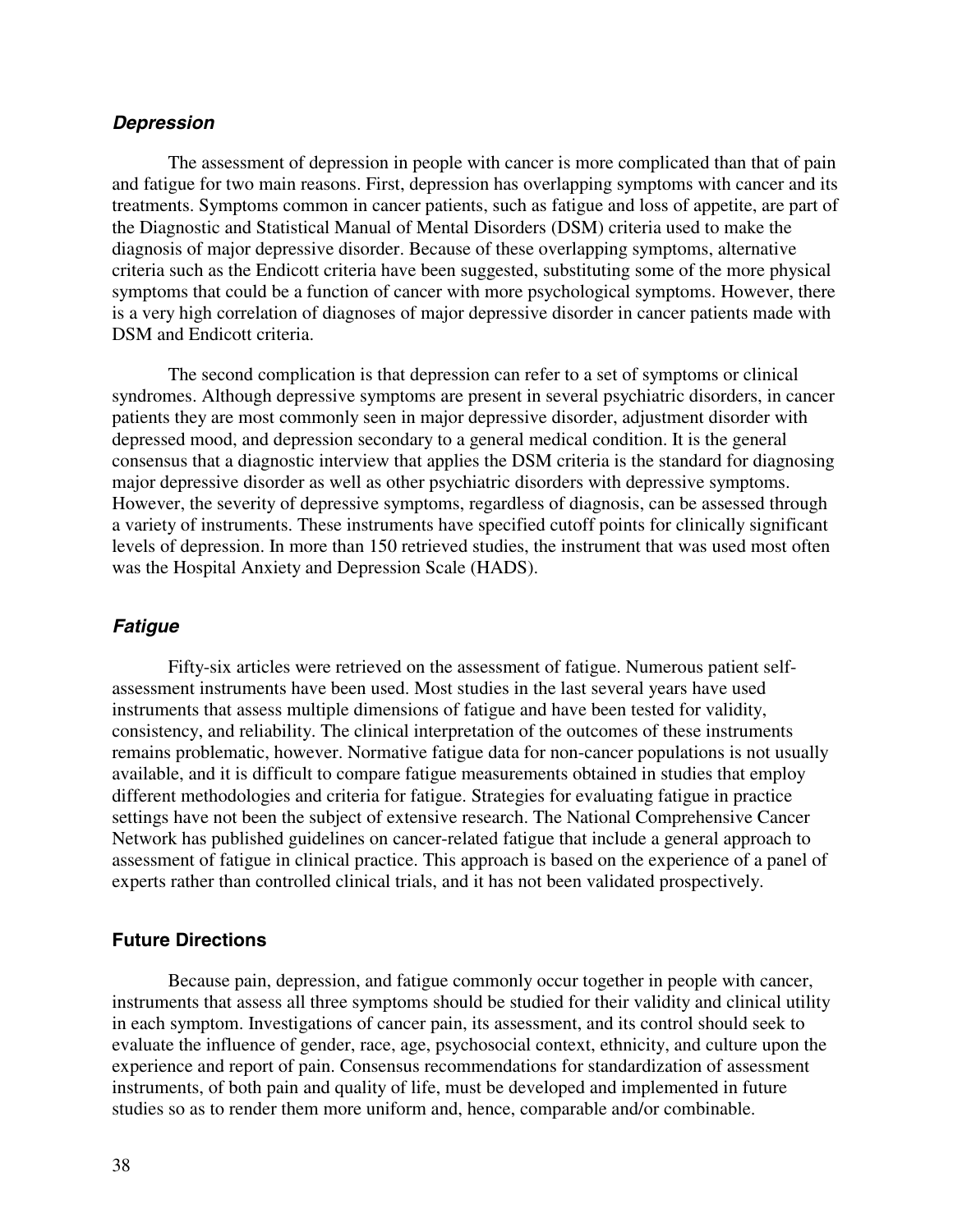### *Depression*

The assessment of depression in people with cancer is more complicated than that of pain and fatigue for two main reasons. First, depression has overlapping symptoms with cancer and its treatments. Symptoms common in cancer patients, such as fatigue and loss of appetite, are part of the Diagnostic and Statistical Manual of Mental Disorders (DSM) criteria used to make the diagnosis of major depressive disorder. Because of these overlapping symptoms, alternative criteria such as the Endicott criteria have been suggested, substituting some of the more physical symptoms that could be a function of cancer with more psychological symptoms. However, there is a very high correlation of diagnoses of major depressive disorder in cancer patients made with DSM and Endicott criteria.

The second complication is that depression can refer to a set of symptoms or clinical syndromes. Although depressive symptoms are present in several psychiatric disorders, in cancer patients they are most commonly seen in major depressive disorder, adjustment disorder with depressed mood, and depression secondary to a general medical condition. It is the general consensus that a diagnostic interview that applies the DSM criteria is the standard for diagnosing major depressive disorder as well as other psychiatric disorders with depressive symptoms. However, the severity of depressive symptoms, regardless of diagnosis, can be assessed through a variety of instruments. These instruments have specified cutoff points for clinically significant levels of depression. In more than 150 retrieved studies, the instrument that was used most often was the Hospital Anxiety and Depression Scale (HADS).

### *Fatigue*

Fifty-six articles were retrieved on the assessment of fatigue. Numerous patient self-assessment instruments have been used. Most studies in the last several years have used instruments that assess multiple dimensions of fatigue and have been tested for validity, consistency, and reliability. The clinical interpretation of the outcomes of these instruments remains problematic, however. Normative fatigue data for non-cancer populations is not usually available, and it is difficult to compare fatigue measurements obtained in studies that employ different methodologies and criteria for fatigue. Strategies for evaluating fatigue in practice settings have not been the subject of extensive research. The National Comprehensive Cancer Network has published guidelines on cancer-related fatigue that include a general approach to assessment of fatigue in clinical practice. This approach is based on the experience of a panel of experts rather than controlled clinical trials, and it has not been validated prospectively.

### Future Directions

Because pain, depression, and fatigue commonly occur together in people with cancer, instruments that assess all three symptoms should be studied for their validity and clinical utility in each symptom. Investigations of cancer pain, its assessment, and its control should seek to evaluate the influence of gender, race, age, psychosocial context, ethnicity, and culture upon the experience and report of pain. Consensus recommendations for standardization of assessment instruments, of both pain and quality of life, must be developed and implemented in future studies so as to render them more uniform and, hence, comparable and/or combinable.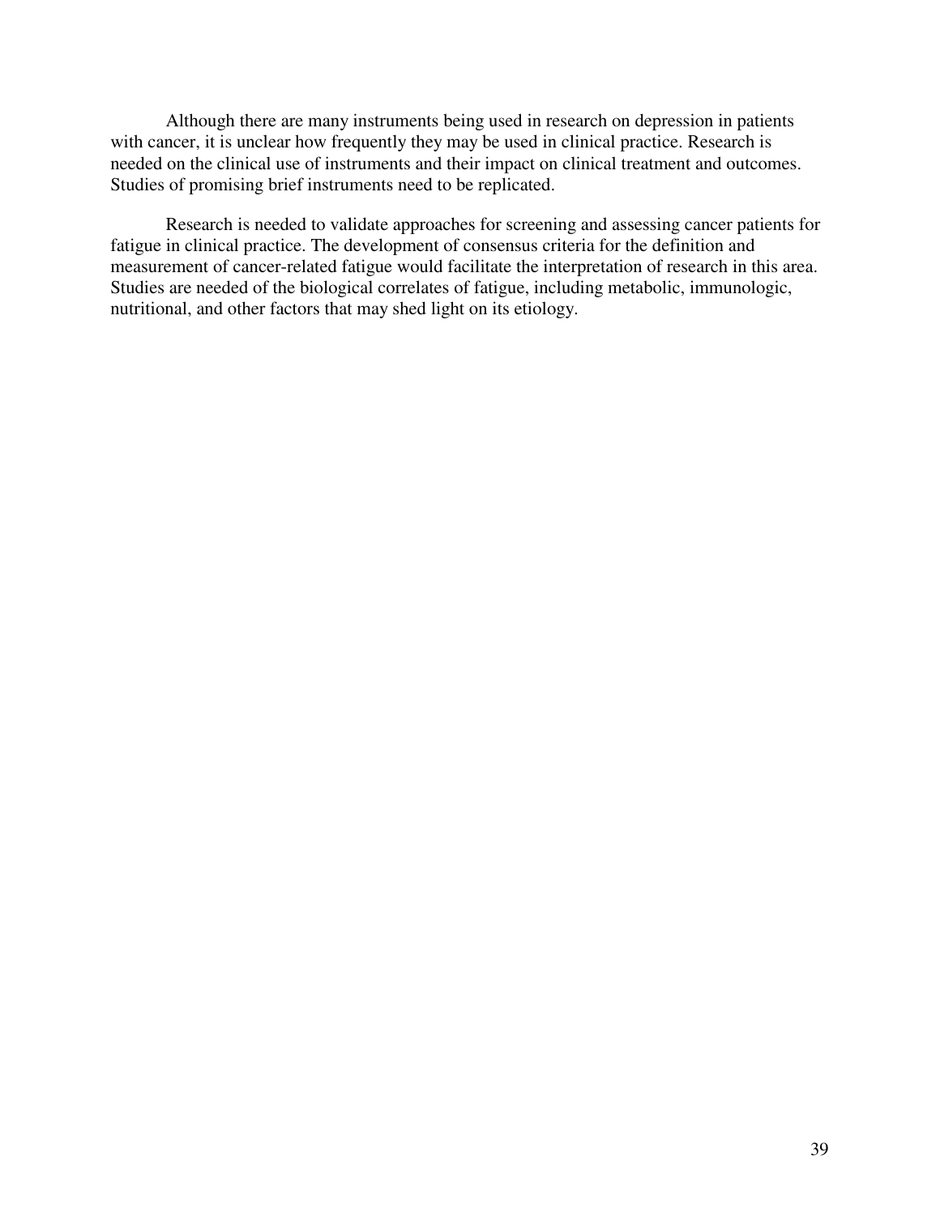Although there are many instruments being used in research on depression in patients with cancer, it is unclear how frequently they may be used in clinical practice. Research is needed on the clinical use of instruments and their impact on clinical treatment and outcomes. Studies of promising brief instruments need to be replicated.

Research is needed to validate approaches for screening and assessing cancer patients for fatigue in clinical practice. The development of consensus criteria for the definition and measurement of cancer-related fatigue would facilitate the interpretation of research in this area. Studies are needed of the biological correlates of fatigue, including metabolic, immunologic, nutritional, and other factors that may shed light on its etiology.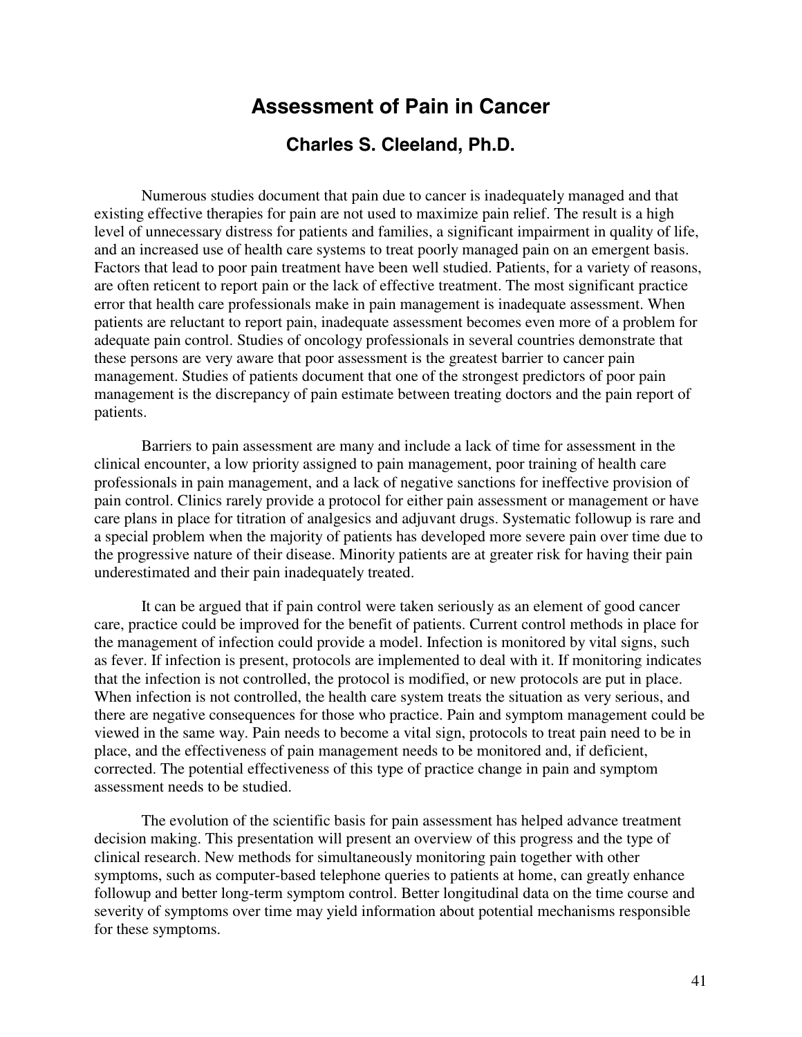# Assessment of Pain in Cancer

## Charles S. Cleeland, Ph.D.

Numerous studies document that pain due to cancer is inadequately managed and that existing effective therapies for pain are not used to maximize pain relief. The result is a high level of unnecessary distress for patients and families, a significant impairment in quality of life, and an increased use of health care systems to treat poorly managed pain on an emergent basis. Factors that lead to poor pain treatment have been well studied. Patients, for a variety of reasons, are often reticent to report pain or the lack of effective treatment. The most significant practice error that health care professionals make in pain management is inadequate assessment. When patients are reluctant to report pain, inadequate assessment becomes even more of a problem for adequate pain control. Studies of oncology professionals in several countries demonstrate that these persons are very aware that poor assessment is the greatest barrier to cancer pain management. Studies of patients document that one of the strongest predictors of poor pain management is the discrepancy of pain estimate between treating doctors and the pain report of patients.

Barriers to pain assessment are many and include a lack of time for assessment in the clinical encounter, a low priority assigned to pain management, poor training of health care professionals in pain management, and a lack of negative sanctions for ineffective provision of pain control. Clinics rarely provide a protocol for either pain assessment or management or have care plans in place for titration of analgesics and adjuvant drugs. Systematic followup is rare and a special problem when the majority of patients has developed more severe pain over time due to the progressive nature of their disease. Minority patients are at greater risk for having their pain underestimated and their pain inadequately treated.

It can be argued that if pain control were taken seriously as an element of good cancer care, practice could be improved for the benefit of patients. Current control methods in place for the management of infection could provide a model. Infection is monitored by vital signs, such as fever. If infection is present, protocols are implemented to deal with it. If monitoring indicates that the infection is not controlled, the protocol is modified, or new protocols are put in place. When infection is not controlled, the health care system treats the situation as very serious, and there are negative consequences for those who practice. Pain and symptom management could be viewed in the same way. Pain needs to become a vital sign, protocols to treat pain need to be in place, and the effectiveness of pain management needs to be monitored and, if deficient, corrected. The potential effectiveness of this type of practice change in pain and symptom assessment needs to be studied.

The evolution of the scientific basis for pain assessment has helped advance treatment decision making. This presentation will present an overview of this progress and the type of clinical research. New methods for simultaneously monitoring pain together with other symptoms, such as computer-based telephone queries to patients at home, can greatly enhance followup and better long-term symptom control. Better longitudinal data on the time course and severity of symptoms over time may yield information about potential mechanisms responsible for these symptoms.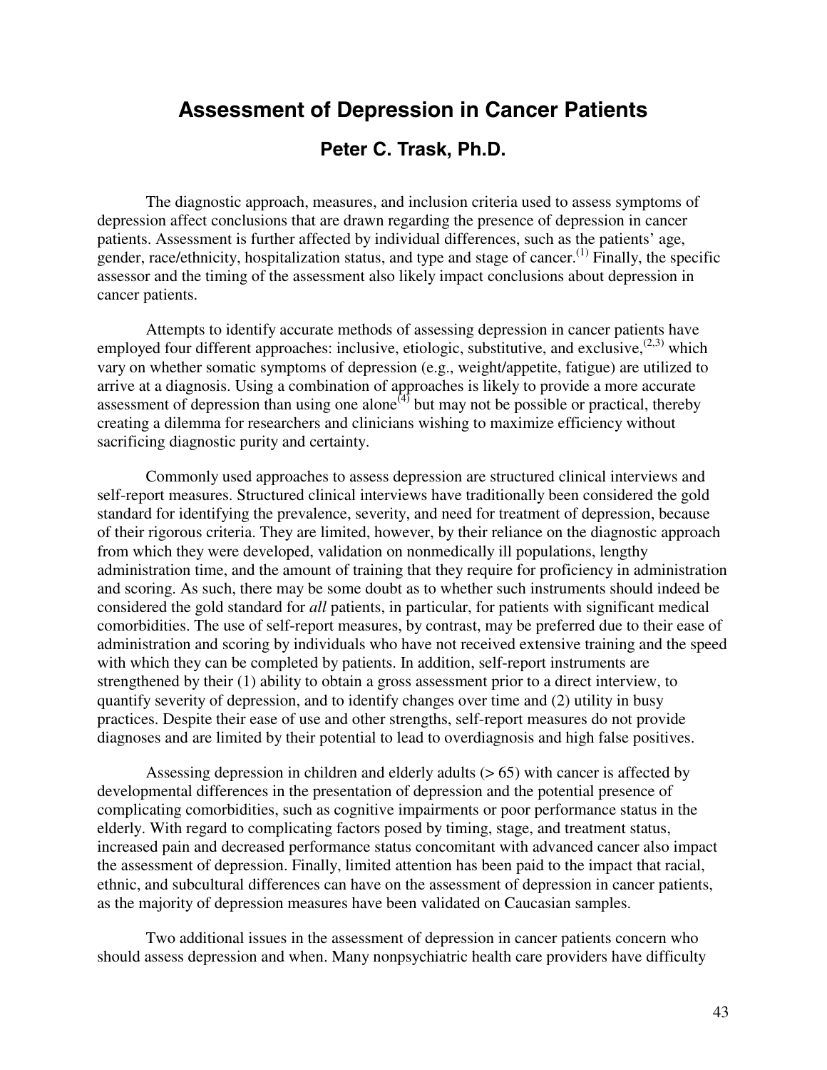# Assessment of Depression in Cancer Patients

## Peter C. Trask, Ph.D.

The diagnostic approach, measures, and inclusion criteria used to assess symptoms of depression affect conclusions that are drawn regarding the presence of depression in cancer patients. Assessment is further affected by individual differences, such as the patients' age, gender, race/ethnicity, hospitalization status, and type and stage of cancer.[1] Finally, the specific assessor and the timing of the assessment also likely impact conclusions about depression in cancer patients.

Attempts to identify accurate methods of assessing depression in cancer patients have employed four different approaches: inclusive, etiologic, substitutive, and exclusive,[2,3] which vary on whether somatic symptoms of depression (e.g., weight/appetite, fatigue) are utilized to arrive at a diagnosis. Using a combination of approaches is likely to provide a more accurate assessment of depression than using one alone[4] but may not be possible or practical, thereby creating a dilemma for researchers and clinicians wishing to maximize efficiency without sacrificing diagnostic purity and certainty.

Commonly used approaches to assess depression are structured clinical interviews and self-report measures. Structured clinical interviews have traditionally been considered the gold standard for identifying the prevalence, severity, and need for treatment of depression, because of their rigorous criteria. They are limited, however, by their reliance on the diagnostic approach from which they were developed, validation on nonmedically ill populations, lengthy administration time, and the amount of training that they require for proficiency in administration and scoring. As such, there may be some doubt as to whether such instruments should indeed be considered the gold standard for *all* patients, in particular, for patients with significant medical comorbidities. The use of self-report measures, by contrast, may be preferred due to their ease of administration and scoring by individuals who have not received extensive training and the speed with which they can be completed by patients. In addition, self-report instruments are strengthened by their (1) ability to obtain a gross assessment prior to a direct interview, to quantify severity of depression, and to identify changes over time and (2) utility in busy practices. Despite their ease of use and other strengths, self-report measures do not provide diagnoses and are limited by their potential to lead to overdiagnosis and high false positives.

Assessing depression in children and elderly adults (> 65) with cancer is affected by developmental differences in the presentation of depression and the potential presence of complicating comorbidities, such as cognitive impairments or poor performance status in the elderly. With regard to complicating factors posed by timing, stage, and treatment status, increased pain and decreased performance status concomitant with advanced cancer also impact the assessment of depression. Finally, limited attention has been paid to the impact that racial, ethnic, and subcultural differences can have on the assessment of depression in cancer patients, as the majority of depression measures have been validated on Caucasian samples.

Two additional issues in the assessment of depression in cancer patients concern who should assess depression and when. Many nonpsychiatric health care providers have difficulty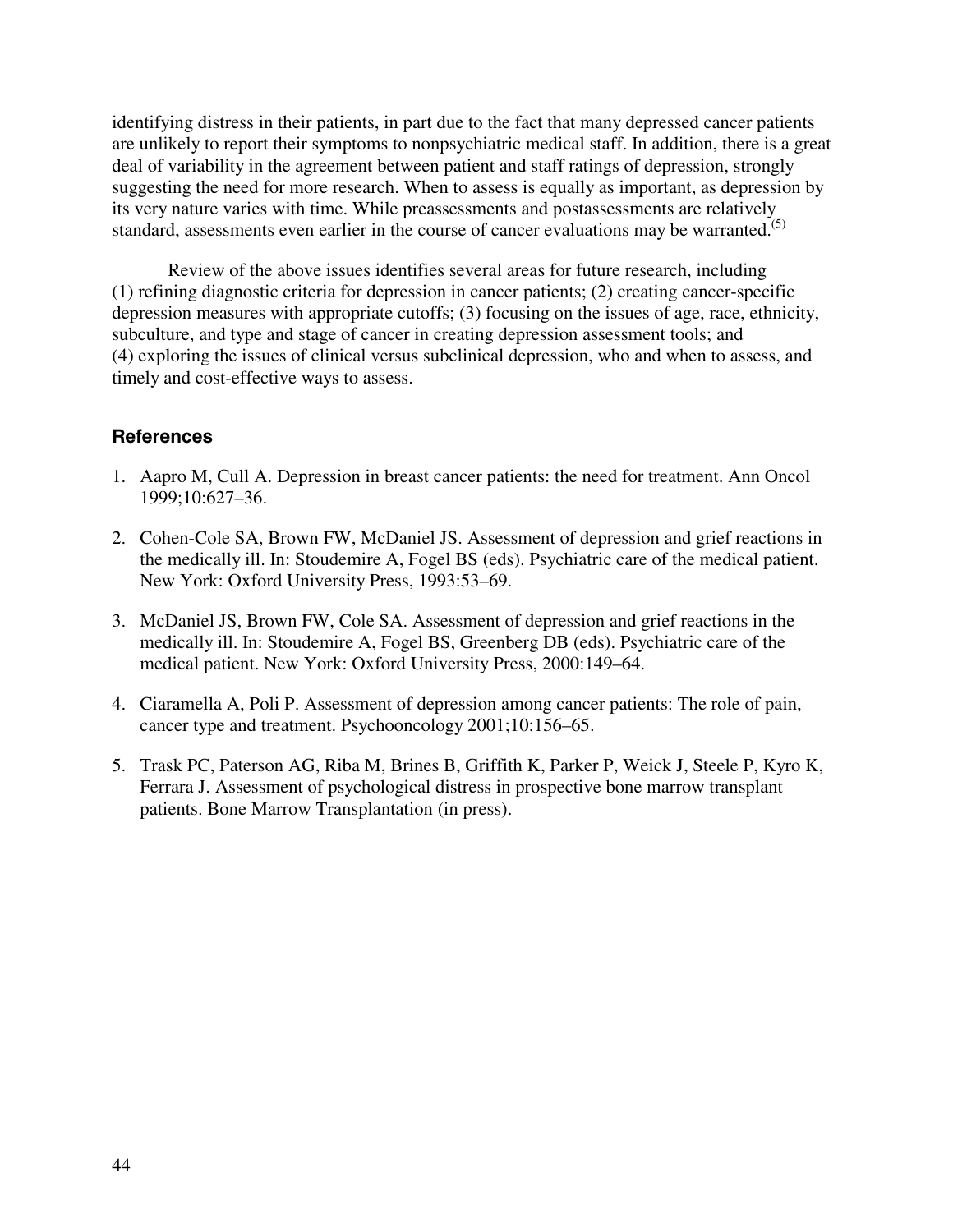identifying distress in their patients, in part due to the fact that many depressed cancer patients are unlikely to report their symptoms to nonpsychiatric medical staff. In addition, there is a great deal of variability in the agreement between patient and staff ratings of depression, strongly suggesting the need for more research. When to assess is equally as important, as depression by its very nature varies with time. While preassessments and postassessments are relatively standard, assessments even earlier in the course of cancer evaluations may be warranted.[5]

Review of the above issues identifies several areas for future research, including (1) refining diagnostic criteria for depression in cancer patients; (2) creating cancer-specific depression measures with appropriate cutoffs; (3) focusing on the issues of age, race, ethnicity, subculture, and type and stage of cancer in creating depression assessment tools; and (4) exploring the issues of clinical versus subclinical depression, who and when to assess, and timely and cost-effective ways to assess.

### References

1. Aapro M, Cull A. Depression in breast cancer patients: the need for treatment. Ann Oncol 1999;10:627–36.

2. Cohen-Cole SA, Brown FW, McDaniel JS. Assessment of depression and grief reactions in the medically ill. In: Stoudemire A, Fogel BS (eds). Psychiatric care of the medical patient. New York: Oxford University Press, 1993:53–69.

3. McDaniel JS, Brown FW, Cole SA. Assessment of depression and grief reactions in the medically ill. In: Stoudemire A, Fogel BS, Greenberg DB (eds). Psychiatric care of the medical patient. New York: Oxford University Press, 2000:149–64.

4. Ciaramella A, Poli P. Assessment of depression among cancer patients: The role of pain, cancer type and treatment. Psychooncology 2001;10:156–65.

5. Trask PC, Paterson AG, Riba M, Brines B, Griffith K, Parker P, Weick J, Steele P, Kyro K, Ferrara J. Assessment of psychological distress in prospective bone marrow transplant patients. Bone Marrow Transplantation (in press).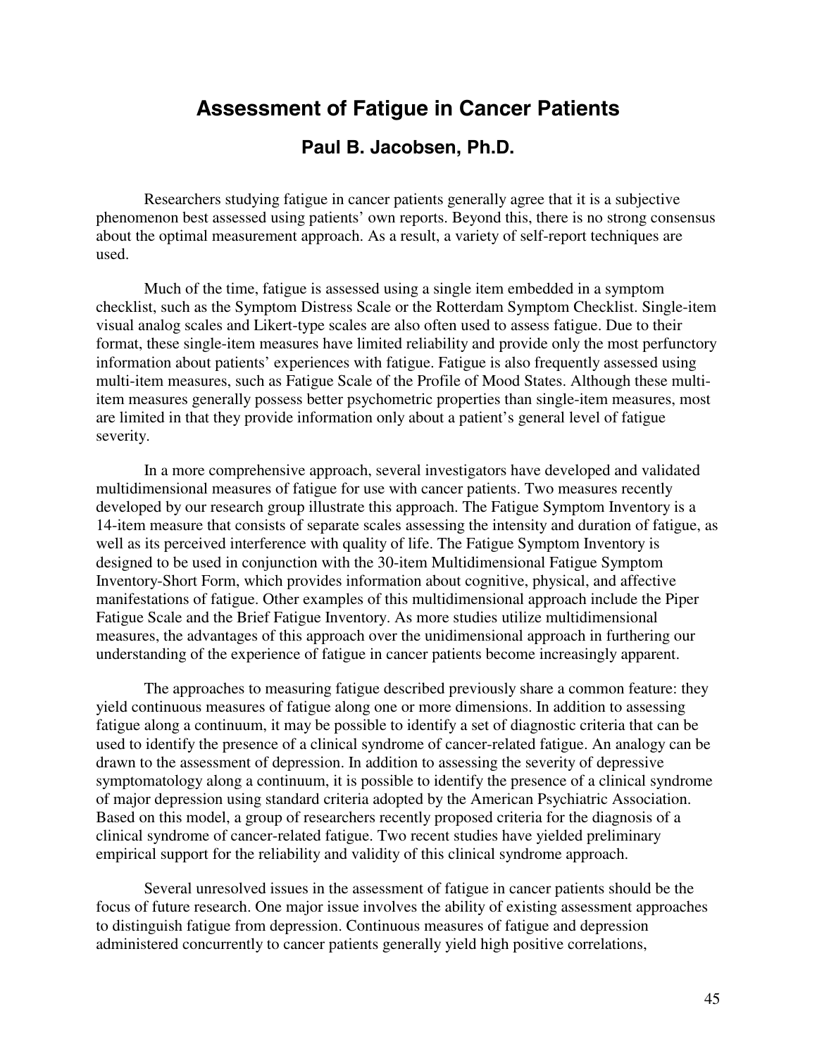# Assessment of Fatigue in Cancer Patients

## Paul B. Jacobsen, Ph.D.

Researchers studying fatigue in cancer patients generally agree that it is a subjective phenomenon best assessed using patients' own reports. Beyond this, there is no strong consensus about the optimal measurement approach. As a result, a variety of self-report techniques are used.

Much of the time, fatigue is assessed using a single item embedded in a symptom checklist, such as the Symptom Distress Scale or the Rotterdam Symptom Checklist. Single-item visual analog scales and Likert-type scales are also often used to assess fatigue. Due to their format, these single-item measures have limited reliability and provide only the most perfunctory information about patients' experiences with fatigue. Fatigue is also frequently assessed using multi-item measures, such as Fatigue Scale of the Profile of Mood States. Although these multi-item measures generally possess better psychometric properties than single-item measures, most are limited in that they provide information only about a patient's general level of fatigue severity.

In a more comprehensive approach, several investigators have developed and validated multidimensional measures of fatigue for use with cancer patients. Two measures recently developed by our research group illustrate this approach. The Fatigue Symptom Inventory is a 14-item measure that consists of separate scales assessing the intensity and duration of fatigue, as well as its perceived interference with quality of life. The Fatigue Symptom Inventory is designed to be used in conjunction with the 30-item Multidimensional Fatigue Symptom Inventory-Short Form, which provides information about cognitive, physical, and affective manifestations of fatigue. Other examples of this multidimensional approach include the Piper Fatigue Scale and the Brief Fatigue Inventory. As more studies utilize multidimensional measures, the advantages of this approach over the unidimensional approach in furthering our understanding of the experience of fatigue in cancer patients become increasingly apparent.

The approaches to measuring fatigue described previously share a common feature: they yield continuous measures of fatigue along one or more dimensions. In addition to assessing fatigue along a continuum, it may be possible to identify a set of diagnostic criteria that can be used to identify the presence of a clinical syndrome of cancer-related fatigue. An analogy can be drawn to the assessment of depression. In addition to assessing the severity of depressive symptomatology along a continuum, it is possible to identify the presence of a clinical syndrome of major depression using standard criteria adopted by the American Psychiatric Association. Based on this model, a group of researchers recently proposed criteria for the diagnosis of a clinical syndrome of cancer-related fatigue. Two recent studies have yielded preliminary empirical support for the reliability and validity of this clinical syndrome approach.

Several unresolved issues in the assessment of fatigue in cancer patients should be the focus of future research. One major issue involves the ability of existing assessment approaches to distinguish fatigue from depression. Continuous measures of fatigue and depression administered concurrently to cancer patients generally yield high positive correlations,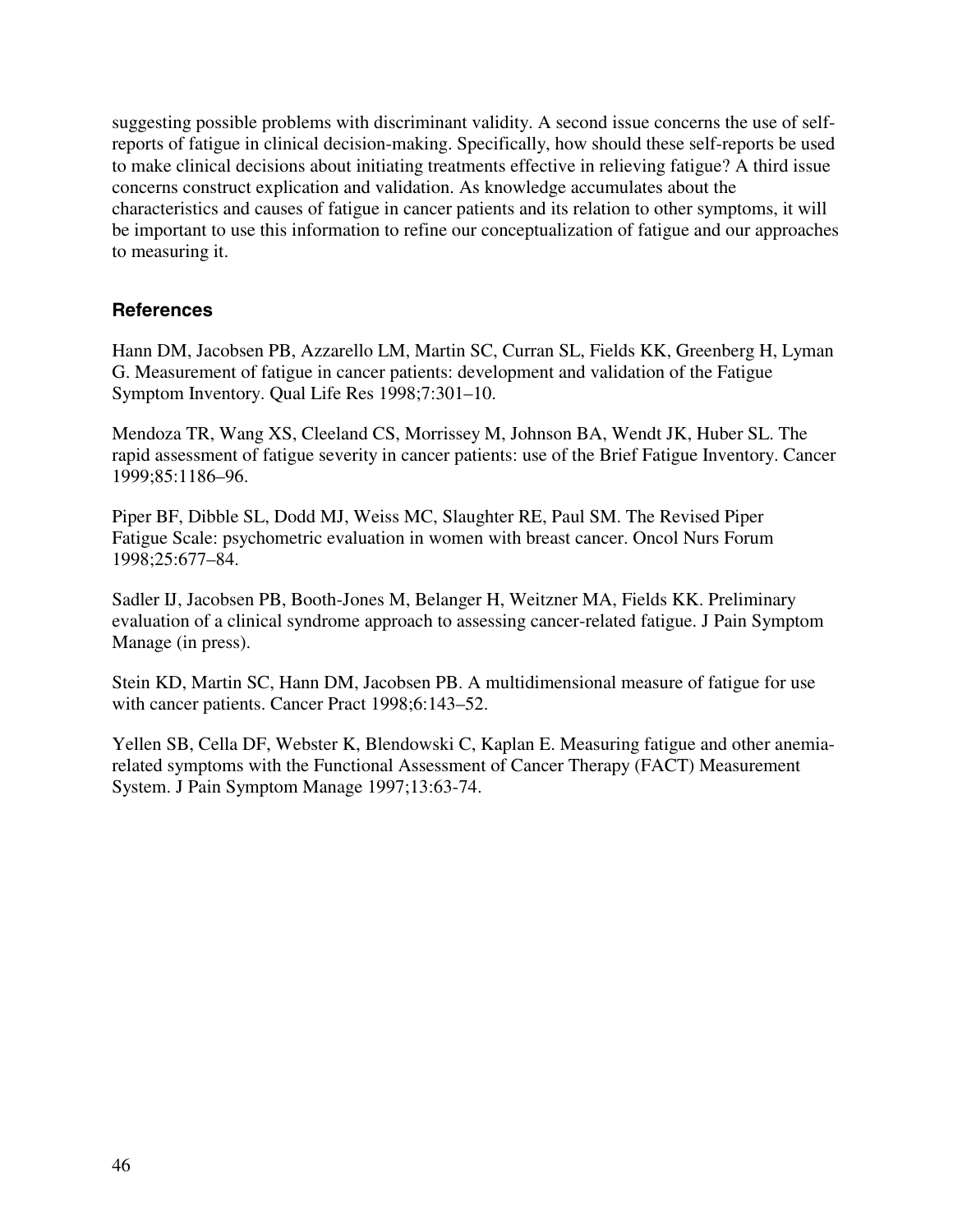suggesting possible problems with discriminant validity. A second issue concerns the use of self-reports of fatigue in clinical decision-making. Specifically, how should these self-reports be used to make clinical decisions about initiating treatments effective in relieving fatigue? A third issue concerns construct explication and validation. As knowledge accumulates about the characteristics and causes of fatigue in cancer patients and its relation to other symptoms, it will be important to use this information to refine our conceptualization of fatigue and our approaches to measuring it.

### References

Hann DM, Jacobsen PB, Azzarello LM, Martin SC, Curran SL, Fields KK, Greenberg H, Lyman G. Measurement of fatigue in cancer patients: development and validation of the Fatigue Symptom Inventory. Qual Life Res 1998;7:301–10.

Mendoza TR, Wang XS, Cleeland CS, Morrissey M, Johnson BA, Wendt JK, Huber SL. The rapid assessment of fatigue severity in cancer patients: use of the Brief Fatigue Inventory. Cancer 1999;85:1186–96.

Piper BF, Dibble SL, Dodd MJ, Weiss MC, Slaughter RE, Paul SM. The Revised Piper Fatigue Scale: psychometric evaluation in women with breast cancer. Oncol Nurs Forum 1998;25:677–84.

Sadler IJ, Jacobsen PB, Booth-Jones M, Belanger H, Weitzner MA, Fields KK. Preliminary evaluation of a clinical syndrome approach to assessing cancer-related fatigue. J Pain Symptom Manage (in press).

Stein KD, Martin SC, Hann DM, Jacobsen PB. A multidimensional measure of fatigue for use with cancer patients. Cancer Pract 1998;6:143–52.

Yellen SB, Cella DF, Webster K, Blendowski C, Kaplan E. Measuring fatigue and other anemia-related symptoms with the Functional Assessment of Cancer Therapy (FACT) Measurement System. J Pain Symptom Manage 1997;13:63-74.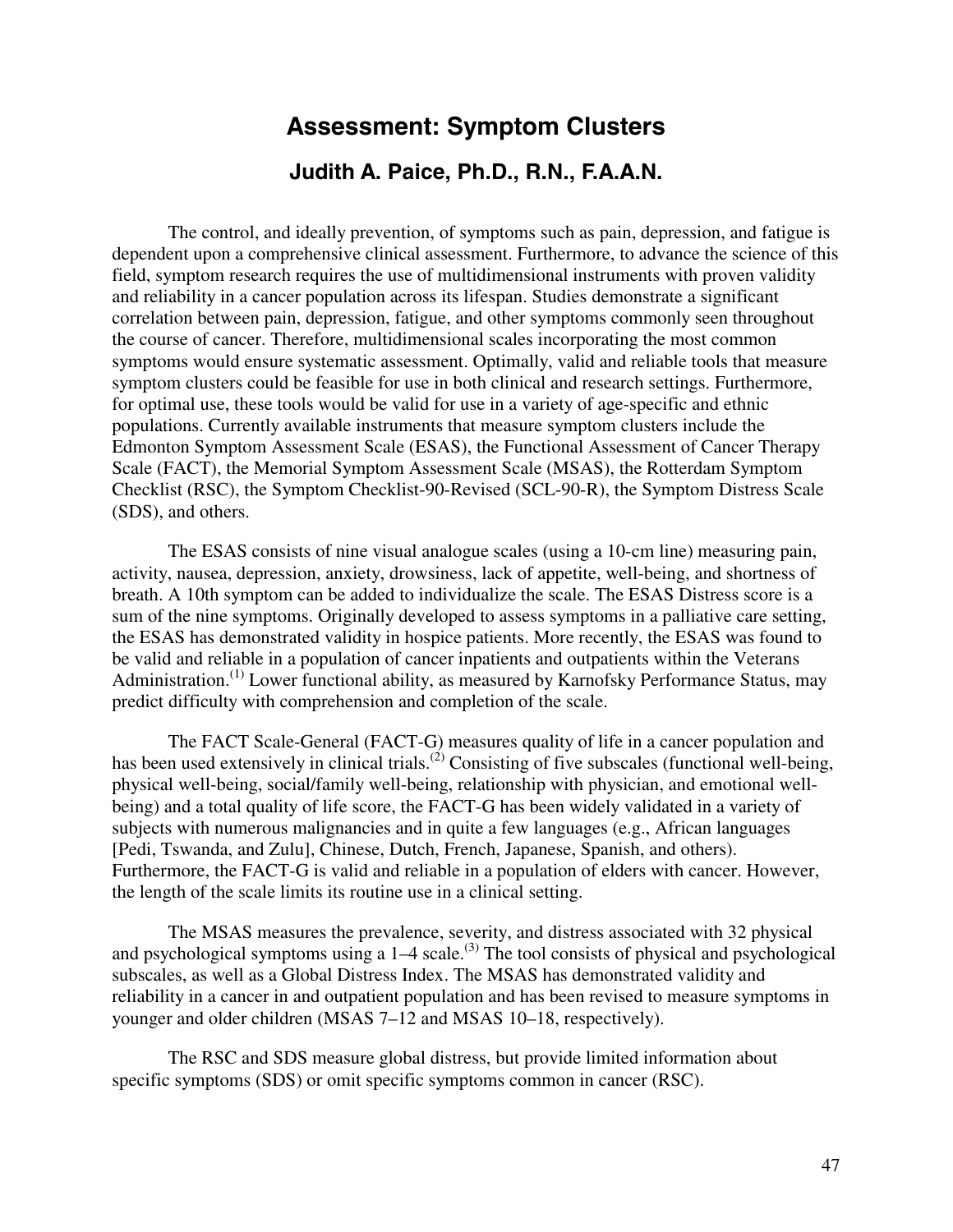# Assessment: Symptom Clusters

## Judith A. Paice, Ph.D., R.N., F.A.A.N.

The control, and ideally prevention, of symptoms such as pain, depression, and fatigue is dependent upon a comprehensive clinical assessment. Furthermore, to advance the science of this field, symptom research requires the use of multidimensional instruments with proven validity and reliability in a cancer population across its lifespan. Studies demonstrate a significant correlation between pain, depression, fatigue, and other symptoms commonly seen throughout the course of cancer. Therefore, multidimensional scales incorporating the most common symptoms would ensure systematic assessment. Optimally, valid and reliable tools that measure symptom clusters could be feasible for use in both clinical and research settings. Furthermore, for optimal use, these tools would be valid for use in a variety of age-specific and ethnic populations. Currently available instruments that measure symptom clusters include the Edmonton Symptom Assessment Scale (ESAS), the Functional Assessment of Cancer Therapy Scale (FACT), the Memorial Symptom Assessment Scale (MSAS), the Rotterdam Symptom Checklist (RSC), the Symptom Checklist-90-Revised (SCL-90-R), the Symptom Distress Scale (SDS), and others.

The ESAS consists of nine visual analogue scales (using a 10-cm line) measuring pain, activity, nausea, depression, anxiety, drowsiness, lack of appetite, well-being, and shortness of breath. A 10th symptom can be added to individualize the scale. The ESAS Distress score is a sum of the nine symptoms. Originally developed to assess symptoms in a palliative care setting, the ESAS has demonstrated validity in hospice patients. More recently, the ESAS was found to be valid and reliable in a population of cancer inpatients and outpatients within the Veterans Administration.(1) Lower functional ability, as measured by Karnofsky Performance Status, may predict difficulty with comprehension and completion of the scale.

The FACT Scale-General (FACT-G) measures quality of life in a cancer population and has been used extensively in clinical trials.(2) Consisting of five subscales (functional well-being, physical well-being, social/family well-being, relationship with physician, and emotional well-being) and a total quality of life score, the FACT-G has been widely validated in a variety of subjects with numerous malignancies and in quite a few languages (e.g., African languages [Pedi, Tswanda, and Zulu], Chinese, Dutch, French, Japanese, Spanish, and others). Furthermore, the FACT-G is valid and reliable in a population of elders with cancer. However, the length of the scale limits its routine use in a clinical setting.

The MSAS measures the prevalence, severity, and distress associated with 32 physical and psychological symptoms using a 1–4 scale.(3) The tool consists of physical and psychological subscales, as well as a Global Distress Index. The MSAS has demonstrated validity and reliability in a cancer in and outpatient population and has been revised to measure symptoms in younger and older children (MSAS 7–12 and MSAS 10–18, respectively).

The RSC and SDS measure global distress, but provide limited information about specific symptoms (SDS) or omit specific symptoms common in cancer (RSC).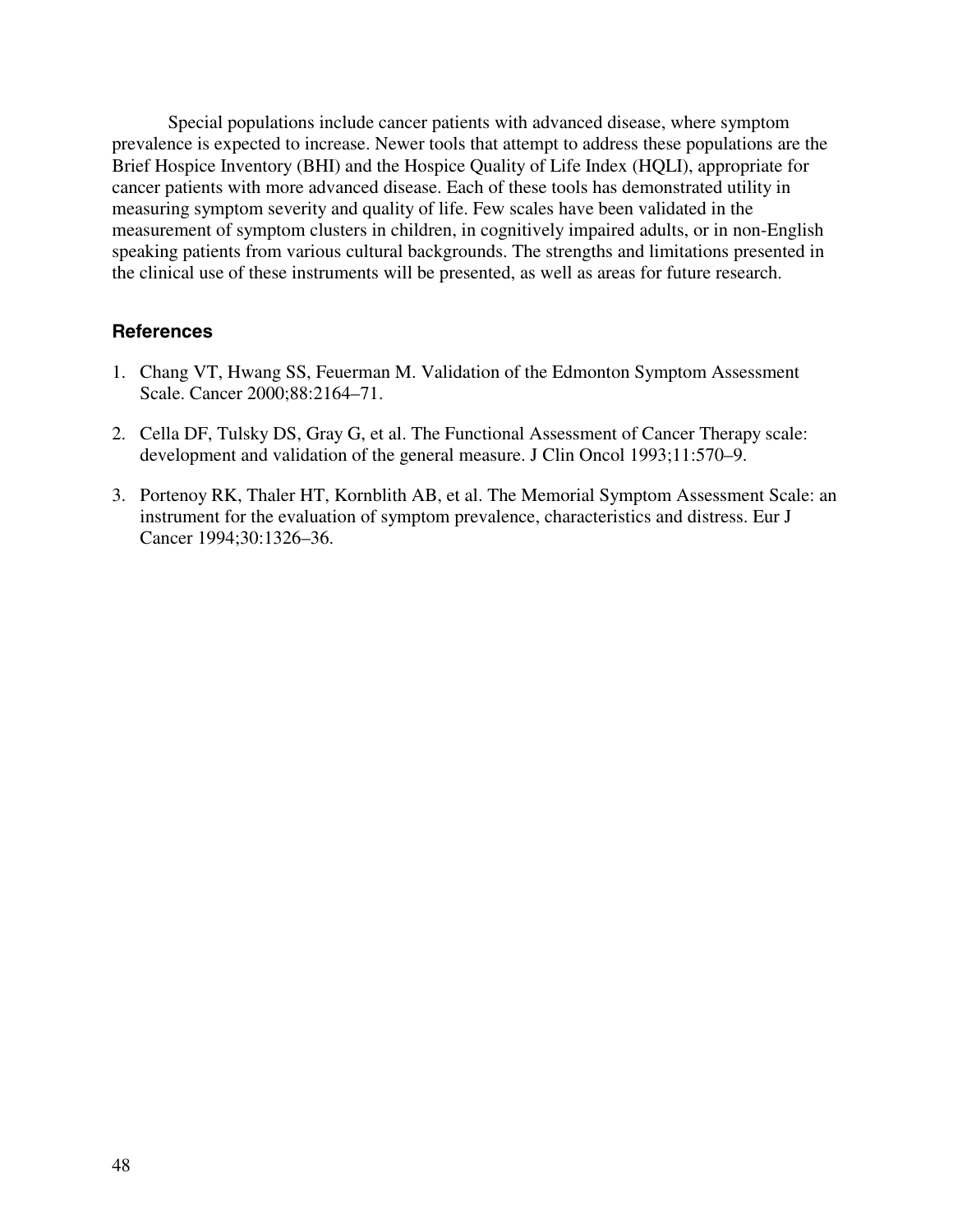Special populations include cancer patients with advanced disease, where symptom prevalence is expected to increase. Newer tools that attempt to address these populations are the Brief Hospice Inventory (BHI) and the Hospice Quality of Life Index (HQLI), appropriate for cancer patients with more advanced disease. Each of these tools has demonstrated utility in measuring symptom severity and quality of life. Few scales have been validated in the measurement of symptom clusters in children, in cognitively impaired adults, or in non-English speaking patients from various cultural backgrounds. The strengths and limitations presented in the clinical use of these instruments will be presented, as well as areas for future research.

### References

1. Chang VT, Hwang SS, Feuerman M. Validation of the Edmonton Symptom Assessment Scale. Cancer 2000;88:2164–71.

2. Cella DF, Tulsky DS, Gray G, et al. The Functional Assessment of Cancer Therapy scale: development and validation of the general measure. J Clin Oncol 1993;11:570–9.

3. Portenoy RK, Thaler HT, Kornblith AB, et al. The Memorial Symptom Assessment Scale: an instrument for the evaluation of symptom prevalence, characteristics and distress. Eur J Cancer 1994;30:1326–36.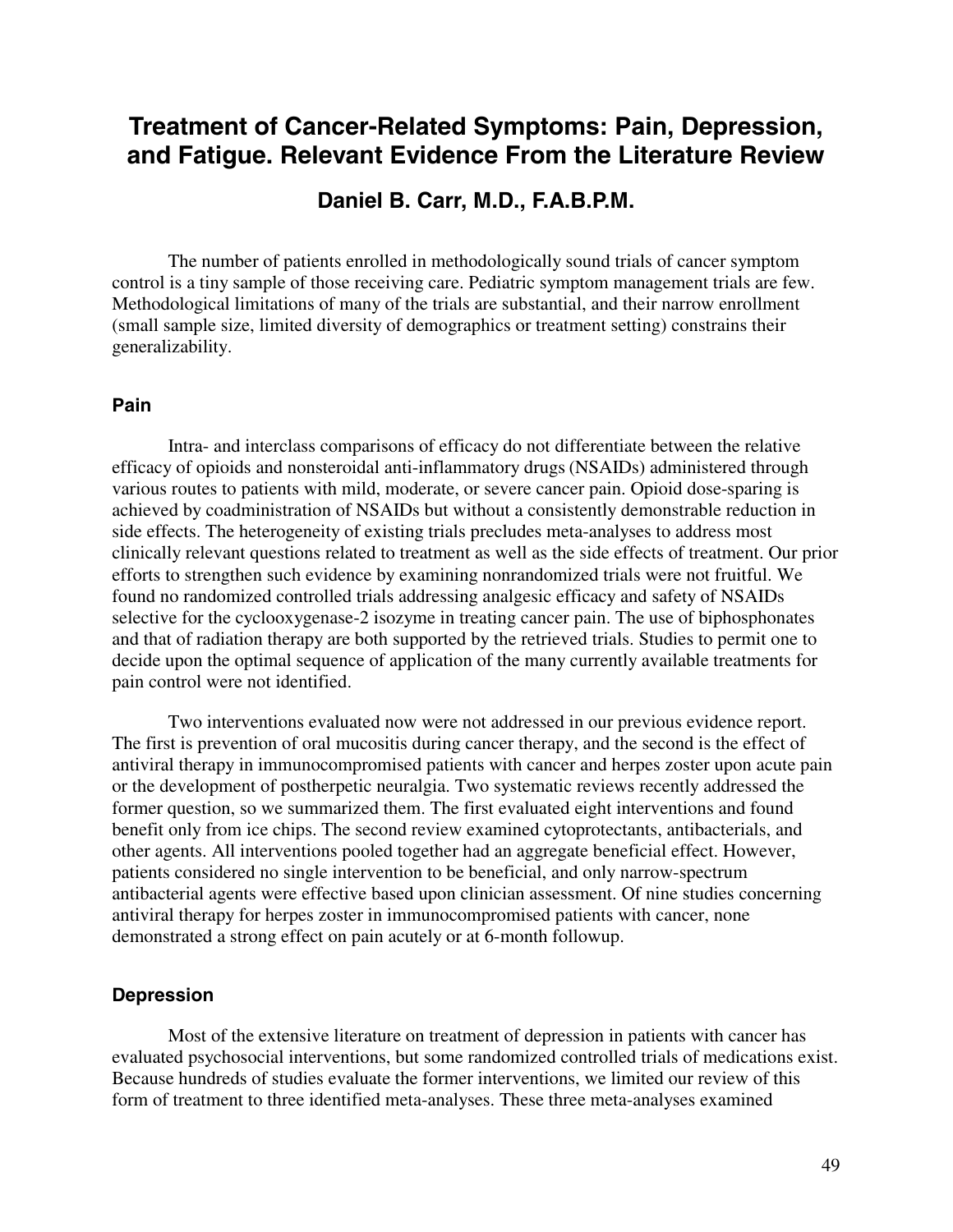# Treatment of Cancer-Related Symptoms: Pain, Depression, and Fatigue. Relevant Evidence From the Literature Review

## Daniel B. Carr, M.D., F.A.B.P.M.

The number of patients enrolled in methodologically sound trials of cancer symptom control is a tiny sample of those receiving care. Pediatric symptom management trials are few. Methodological limitations of many of the trials are substantial, and their narrow enrollment (small sample size, limited diversity of demographics or treatment setting) constrains their generalizability.

### Pain

Intra- and interclass comparisons of efficacy do not differentiate between the relative efficacy of opioids and nonsteroidal anti-inflammatory drugs (NSAIDs) administered through various routes to patients with mild, moderate, or severe cancer pain. Opioid dose-sparing is achieved by coadministration of NSAIDs but without a consistently demonstrable reduction in side effects. The heterogeneity of existing trials precludes meta-analyses to address most clinically relevant questions related to treatment as well as the side effects of treatment. Our prior efforts to strengthen such evidence by examining nonrandomized trials were not fruitful. We found no randomized controlled trials addressing analgesic efficacy and safety of NSAIDs selective for the cyclooxygenase-2 isozyme in treating cancer pain. The use of biphosphonates and that of radiation therapy are both supported by the retrieved trials. Studies to permit one to decide upon the optimal sequence of application of the many currently available treatments for pain control were not identified.

Two interventions evaluated now were not addressed in our previous evidence report. The first is prevention of oral mucositis during cancer therapy, and the second is the effect of antiviral therapy in immunocompromised patients with cancer and herpes zoster upon acute pain or the development of postherpetic neuralgia. Two systematic reviews recently addressed the former question, so we summarized them. The first evaluated eight interventions and found benefit only from ice chips. The second review examined cytoprotectants, antibacterials, and other agents. All interventions pooled together had an aggregate beneficial effect. However, patients considered no single intervention to be beneficial, and only narrow-spectrum antibacterial agents were effective based upon clinician assessment. Of nine studies concerning antiviral therapy for herpes zoster in immunocompromised patients with cancer, none demonstrated a strong effect on pain acutely or at 6-month followup.

### Depression

Most of the extensive literature on treatment of depression in patients with cancer has evaluated psychosocial interventions, but some randomized controlled trials of medications exist. Because hundreds of studies evaluate the former interventions, we limited our review of this form of treatment to three identified meta-analyses. These three meta-analyses examined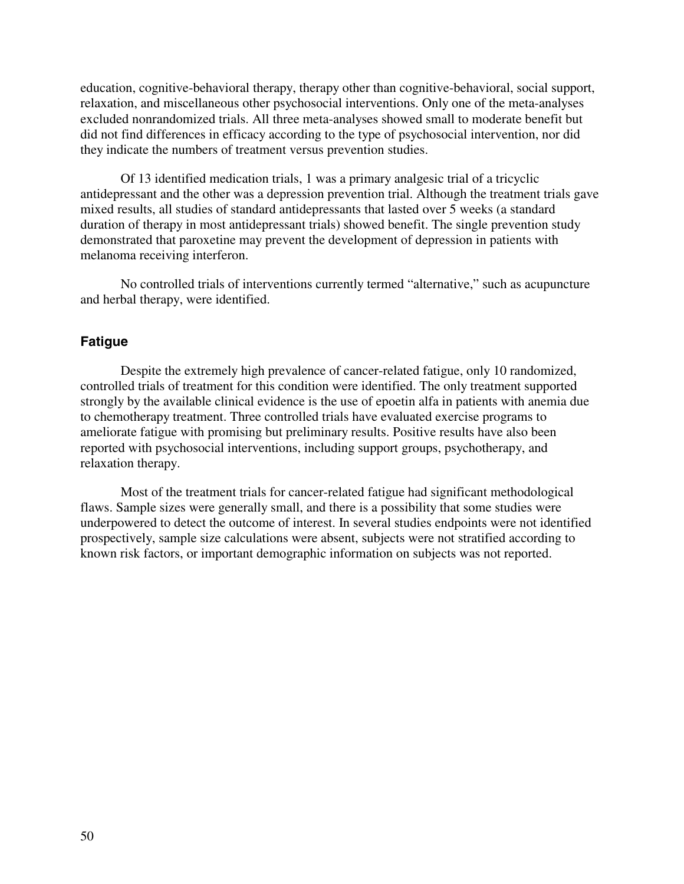education, cognitive-behavioral therapy, therapy other than cognitive-behavioral, social support, relaxation, and miscellaneous other psychosocial interventions. Only one of the meta-analyses excluded nonrandomized trials. All three meta-analyses showed small to moderate benefit but did not find differences in efficacy according to the type of psychosocial intervention, nor did they indicate the numbers of treatment versus prevention studies.

Of 13 identified medication trials, 1 was a primary analgesic trial of a tricyclic antidepressant and the other was a depression prevention trial. Although the treatment trials gave mixed results, all studies of standard antidepressants that lasted over 5 weeks (a standard duration of therapy in most antidepressant trials) showed benefit. The single prevention study demonstrated that paroxetine may prevent the development of depression in patients with melanoma receiving interferon.

No controlled trials of interventions currently termed "alternative," such as acupuncture and herbal therapy, were identified.

### Fatigue

Despite the extremely high prevalence of cancer-related fatigue, only 10 randomized, controlled trials of treatment for this condition were identified. The only treatment supported strongly by the available clinical evidence is the use of epoetin alfa in patients with anemia due to chemotherapy treatment. Three controlled trials have evaluated exercise programs to ameliorate fatigue with promising but preliminary results. Positive results have also been reported with psychosocial interventions, including support groups, psychotherapy, and relaxation therapy.

Most of the treatment trials for cancer-related fatigue had significant methodological flaws. Sample sizes were generally small, and there is a possibility that some studies were underpowered to detect the outcome of interest. In several studies endpoints were not identified prospectively, sample size calculations were absent, subjects were not stratified according to known risk factors, or important demographic information on subjects was not reported.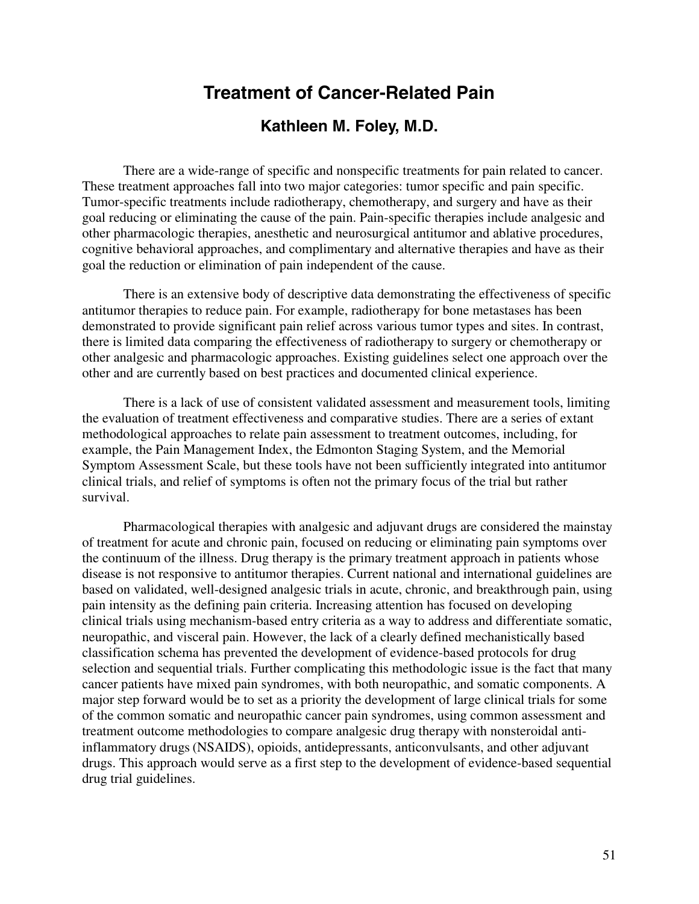# Treatment of Cancer-Related Pain

## Kathleen M. Foley, M.D.

There are a wide-range of specific and nonspecific treatments for pain related to cancer. These treatment approaches fall into two major categories: tumor specific and pain specific. Tumor-specific treatments include radiotherapy, chemotherapy, and surgery and have as their goal reducing or eliminating the cause of the pain. Pain-specific therapies include analgesic and other pharmacologic therapies, anesthetic and neurosurgical antitumor and ablative procedures, cognitive behavioral approaches, and complimentary and alternative therapies and have as their goal the reduction or elimination of pain independent of the cause.

There is an extensive body of descriptive data demonstrating the effectiveness of specific antitumor therapies to reduce pain. For example, radiotherapy for bone metastases has been demonstrated to provide significant pain relief across various tumor types and sites. In contrast, there is limited data comparing the effectiveness of radiotherapy to surgery or chemotherapy or other analgesic and pharmacologic approaches. Existing guidelines select one approach over the other and are currently based on best practices and documented clinical experience.

There is a lack of use of consistent validated assessment and measurement tools, limiting the evaluation of treatment effectiveness and comparative studies. There are a series of extant methodological approaches to relate pain assessment to treatment outcomes, including, for example, the Pain Management Index, the Edmonton Staging System, and the Memorial Symptom Assessment Scale, but these tools have not been sufficiently integrated into antitumor clinical trials, and relief of symptoms is often not the primary focus of the trial but rather survival.

Pharmacological therapies with analgesic and adjuvant drugs are considered the mainstay of treatment for acute and chronic pain, focused on reducing or eliminating pain symptoms over the continuum of the illness. Drug therapy is the primary treatment approach in patients whose disease is not responsive to antitumor therapies. Current national and international guidelines are based on validated, well-designed analgesic trials in acute, chronic, and breakthrough pain, using pain intensity as the defining pain criteria. Increasing attention has focused on developing clinical trials using mechanism-based entry criteria as a way to address and differentiate somatic, neuropathic, and visceral pain. However, the lack of a clearly defined mechanistically based classification schema has prevented the development of evidence-based protocols for drug selection and sequential trials. Further complicating this methodologic issue is the fact that many cancer patients have mixed pain syndromes, with both neuropathic, and somatic components. A major step forward would be to set as a priority the development of large clinical trials for some of the common somatic and neuropathic cancer pain syndromes, using common assessment and treatment outcome methodologies to compare analgesic drug therapy with nonsteroidal anti-inflammatory drugs (NSAIDS), opioids, antidepressants, anticonvulsants, and other adjuvant drugs. This approach would serve as a first step to the development of evidence-based sequential drug trial guidelines.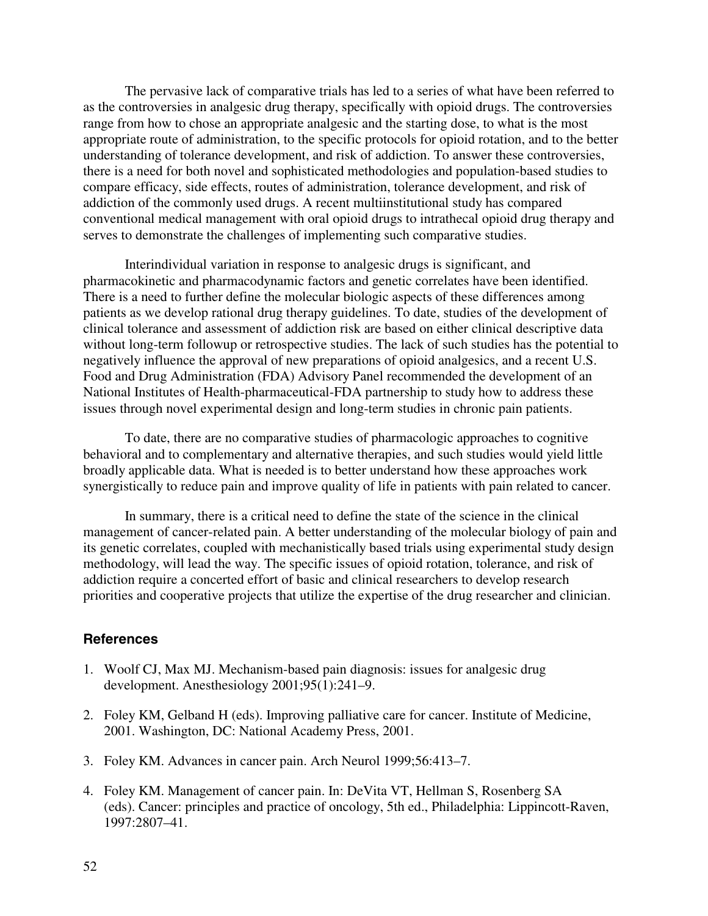The pervasive lack of comparative trials has led to a series of what have been referred to as the controversies in analgesic drug therapy, specifically with opioid drugs. The controversies range from how to chose an appropriate analgesic and the starting dose, to what is the most appropriate route of administration, to the specific protocols for opioid rotation, and to the better understanding of tolerance development, and risk of addiction. To answer these controversies, there is a need for both novel and sophisticated methodologies and population-based studies to compare efficacy, side effects, routes of administration, tolerance development, and risk of addiction of the commonly used drugs. A recent multiinstitutional study has compared conventional medical management with oral opioid drugs to intrathecal opioid drug therapy and serves to demonstrate the challenges of implementing such comparative studies.

Interindividual variation in response to analgesic drugs is significant, and pharmacokinetic and pharmacodynamic factors and genetic correlates have been identified. There is a need to further define the molecular biologic aspects of these differences among patients as we develop rational drug therapy guidelines. To date, studies of the development of clinical tolerance and assessment of addiction risk are based on either clinical descriptive data without long-term followup or retrospective studies. The lack of such studies has the potential to negatively influence the approval of new preparations of opioid analgesics, and a recent U.S. Food and Drug Administration (FDA) Advisory Panel recommended the development of an National Institutes of Health-pharmaceutical-FDA partnership to study how to address these issues through novel experimental design and long-term studies in chronic pain patients.

To date, there are no comparative studies of pharmacologic approaches to cognitive behavioral and to complementary and alternative therapies, and such studies would yield little broadly applicable data. What is needed is to better understand how these approaches work synergistically to reduce pain and improve quality of life in patients with pain related to cancer.

In summary, there is a critical need to define the state of the science in the clinical management of cancer-related pain. A better understanding of the molecular biology of pain and its genetic correlates, coupled with mechanistically based trials using experimental study design methodology, will lead the way. The specific issues of opioid rotation, tolerance, and risk of addiction require a concerted effort of basic and clinical researchers to develop research priorities and cooperative projects that utilize the expertise of the drug researcher and clinician.

## References

1. Woolf CJ, Max MJ. Mechanism-based pain diagnosis: issues for analgesic drug development. Anesthesiology 2001;95(1):241–9.

2. Foley KM, Gelband H (eds). Improving palliative care for cancer. Institute of Medicine, 2001. Washington, DC: National Academy Press, 2001.

3. Foley KM. Advances in cancer pain. Arch Neurol 1999;56:413–7.

4. Foley KM. Management of cancer pain. In: DeVita VT, Hellman S, Rosenberg SA (eds). Cancer: principles and practice of oncology, 5th ed., Philadelphia: Lippincott-Raven, 1997:2807–41.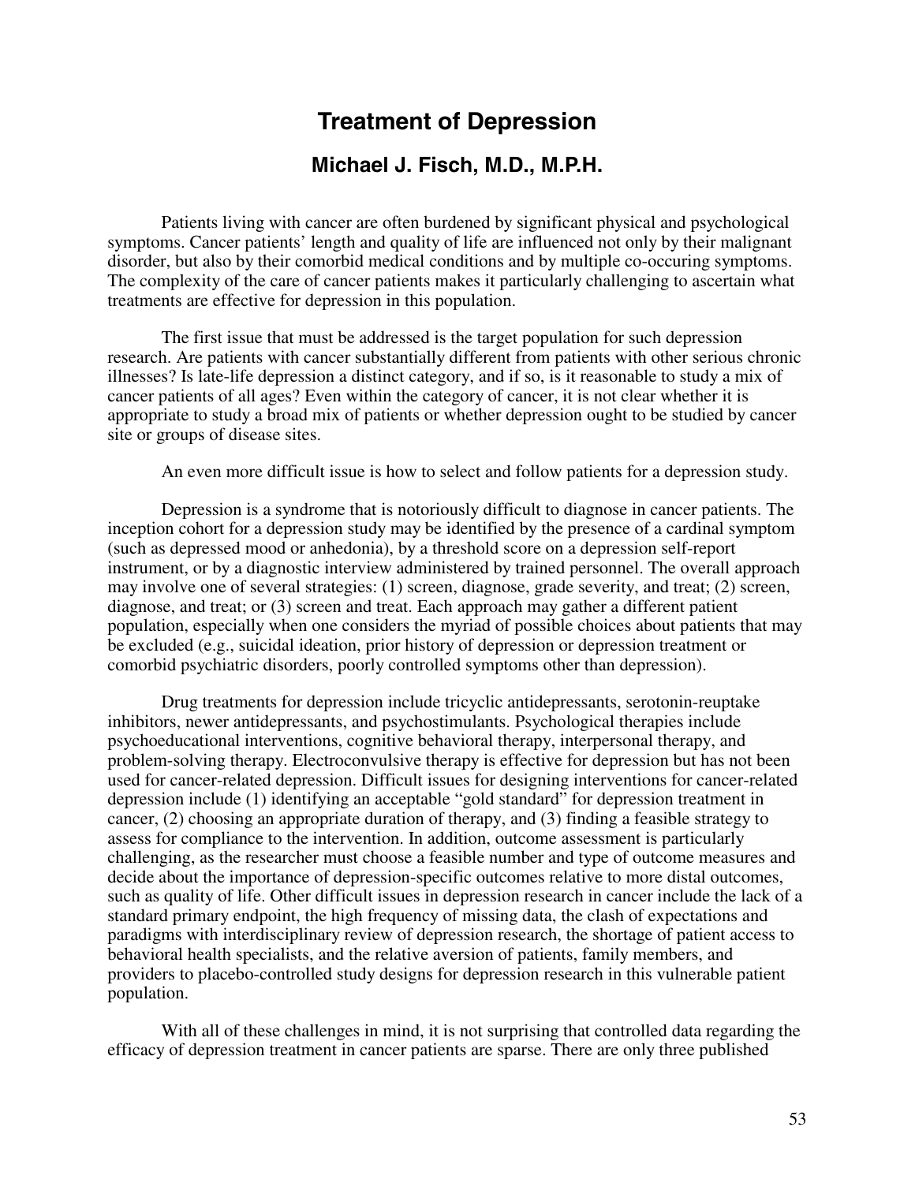# Treatment of Depression

## Michael J. Fisch, M.D., M.P.H.

Patients living with cancer are often burdened by significant physical and psychological symptoms. Cancer patients' length and quality of life are influenced not only by their malignant disorder, but also by their comorbid medical conditions and by multiple co-occuring symptoms. The complexity of the care of cancer patients makes it particularly challenging to ascertain what treatments are effective for depression in this population.

The first issue that must be addressed is the target population for such depression research. Are patients with cancer substantially different from patients with other serious chronic illnesses? Is late-life depression a distinct category, and if so, is it reasonable to study a mix of cancer patients of all ages? Even within the category of cancer, it is not clear whether it is appropriate to study a broad mix of patients or whether depression ought to be studied by cancer site or groups of disease sites.

An even more difficult issue is how to select and follow patients for a depression study.

Depression is a syndrome that is notoriously difficult to diagnose in cancer patients. The inception cohort for a depression study may be identified by the presence of a cardinal symptom (such as depressed mood or anhedonia), by a threshold score on a depression self-report instrument, or by a diagnostic interview administered by trained personnel. The overall approach may involve one of several strategies: (1) screen, diagnose, grade severity, and treat; (2) screen, diagnose, and treat; or (3) screen and treat. Each approach may gather a different patient population, especially when one considers the myriad of possible choices about patients that may be excluded (e.g., suicidal ideation, prior history of depression or depression treatment or comorbid psychiatric disorders, poorly controlled symptoms other than depression).

Drug treatments for depression include tricyclic antidepressants, serotonin-reuptake inhibitors, newer antidepressants, and psychostimulants. Psychological therapies include psychoeducational interventions, cognitive behavioral therapy, interpersonal therapy, and problem-solving therapy. Electroconvulsive therapy is effective for depression but has not been used for cancer-related depression. Difficult issues for designing interventions for cancer-related depression include (1) identifying an acceptable "gold standard" for depression treatment in cancer, (2) choosing an appropriate duration of therapy, and (3) finding a feasible strategy to assess for compliance to the intervention. In addition, outcome assessment is particularly challenging, as the researcher must choose a feasible number and type of outcome measures and decide about the importance of depression-specific outcomes relative to more distal outcomes, such as quality of life. Other difficult issues in depression research in cancer include the lack of a standard primary endpoint, the high frequency of missing data, the clash of expectations and paradigms with interdisciplinary review of depression research, the shortage of patient access to behavioral health specialists, and the relative aversion of patients, family members, and providers to placebo-controlled study designs for depression research in this vulnerable patient population.

With all of these challenges in mind, it is not surprising that controlled data regarding the efficacy of depression treatment in cancer patients are sparse. There are only three published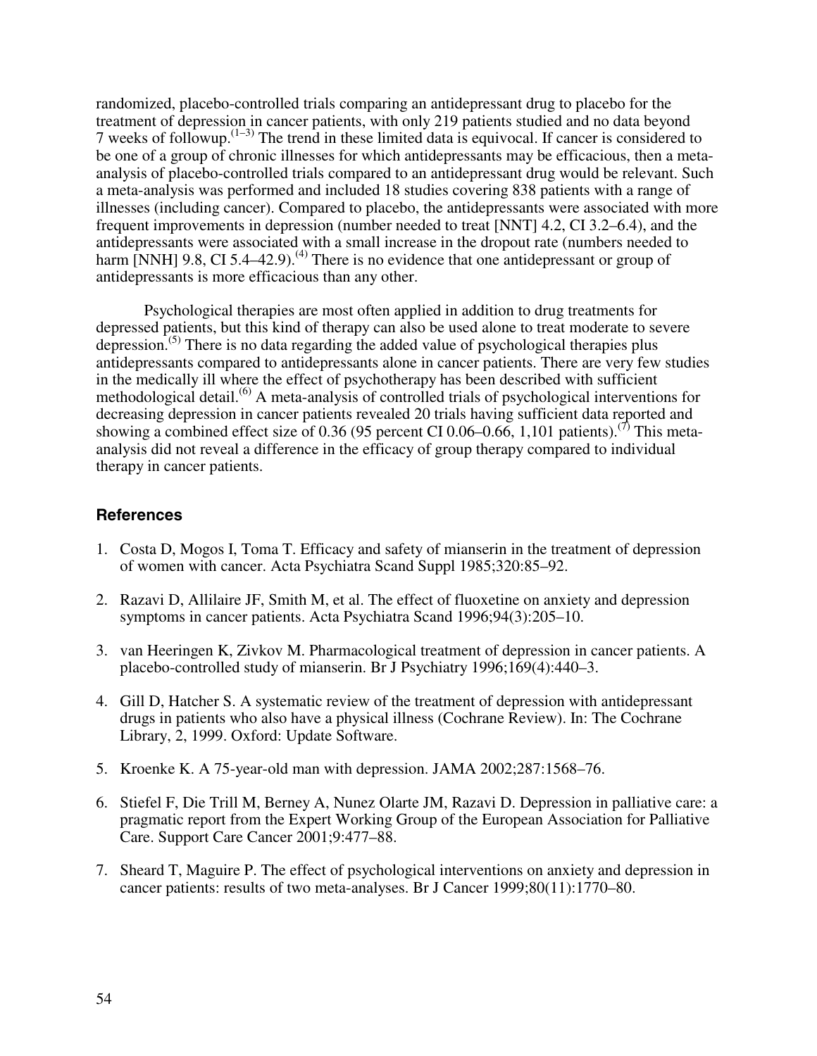randomized, placebo-controlled trials comparing an antidepressant drug to placebo for the treatment of depression in cancer patients, with only 219 patients studied and no data beyond 7 weeks of followup.[1–3] The trend in these limited data is equivocal. If cancer is considered to be one of a group of chronic illnesses for which antidepressants may be efficacious, then a meta-analysis of placebo-controlled trials compared to an antidepressant drug would be relevant. Such a meta-analysis was performed and included 18 studies covering 838 patients with a range of illnesses (including cancer). Compared to placebo, the antidepressants were associated with more frequent improvements in depression (number needed to treat [NNT] 4.2, CI 3.2–6.4), and the antidepressants were associated with a small increase in the dropout rate (numbers needed to harm [NNH] 9.8, CI 5.4–42.9).[4] There is no evidence that one antidepressant or group of antidepressants is more efficacious than any other.

Psychological therapies are most often applied in addition to drug treatments for depressed patients, but this kind of therapy can also be used alone to treat moderate to severe depression.[5] There is no data regarding the added value of psychological therapies plus antidepressants compared to antidepressants alone in cancer patients. There are very few studies in the medically ill where the effect of psychotherapy has been described with sufficient methodological detail.[6] A meta-analysis of controlled trials of psychological interventions for decreasing depression in cancer patients revealed 20 trials having sufficient data reported and showing a combined effect size of 0.36 (95 percent CI 0.06–0.66, 1,101 patients).[7] This meta-analysis did not reveal a difference in the efficacy of group therapy compared to individual therapy in cancer patients.

### References

1. Costa D, Mogos I, Toma T. Efficacy and safety of mianserin in the treatment of depression of women with cancer. Acta Psychiatra Scand Suppl 1985;320:85–92.

2. Razavi D, Allilaire JF, Smith M, et al. The effect of fluoxetine on anxiety and depression symptoms in cancer patients. Acta Psychiatra Scand 1996;94(3):205–10.

3. van Heeringen K, Zivkov M. Pharmacological treatment of depression in cancer patients. A placebo-controlled study of mianserin. Br J Psychiatry 1996;169(4):440–3.

4. Gill D, Hatcher S. A systematic review of the treatment of depression with antidepressant drugs in patients who also have a physical illness (Cochrane Review). In: The Cochrane Library, 2, 1999. Oxford: Update Software.

5. Kroenke K. A 75-year-old man with depression. JAMA 2002;287:1568–76.

6. Stiefel F, Die Trill M, Berney A, Nunez Olarte JM, Razavi D. Depression in palliative care: a pragmatic report from the Expert Working Group of the European Association for Palliative Care. Support Care Cancer 2001;9:477–88.

7. Sheard T, Maguire P. The effect of psychological interventions on anxiety and depression in cancer patients: results of two meta-analyses. Br J Cancer 1999;80(11):1770–80.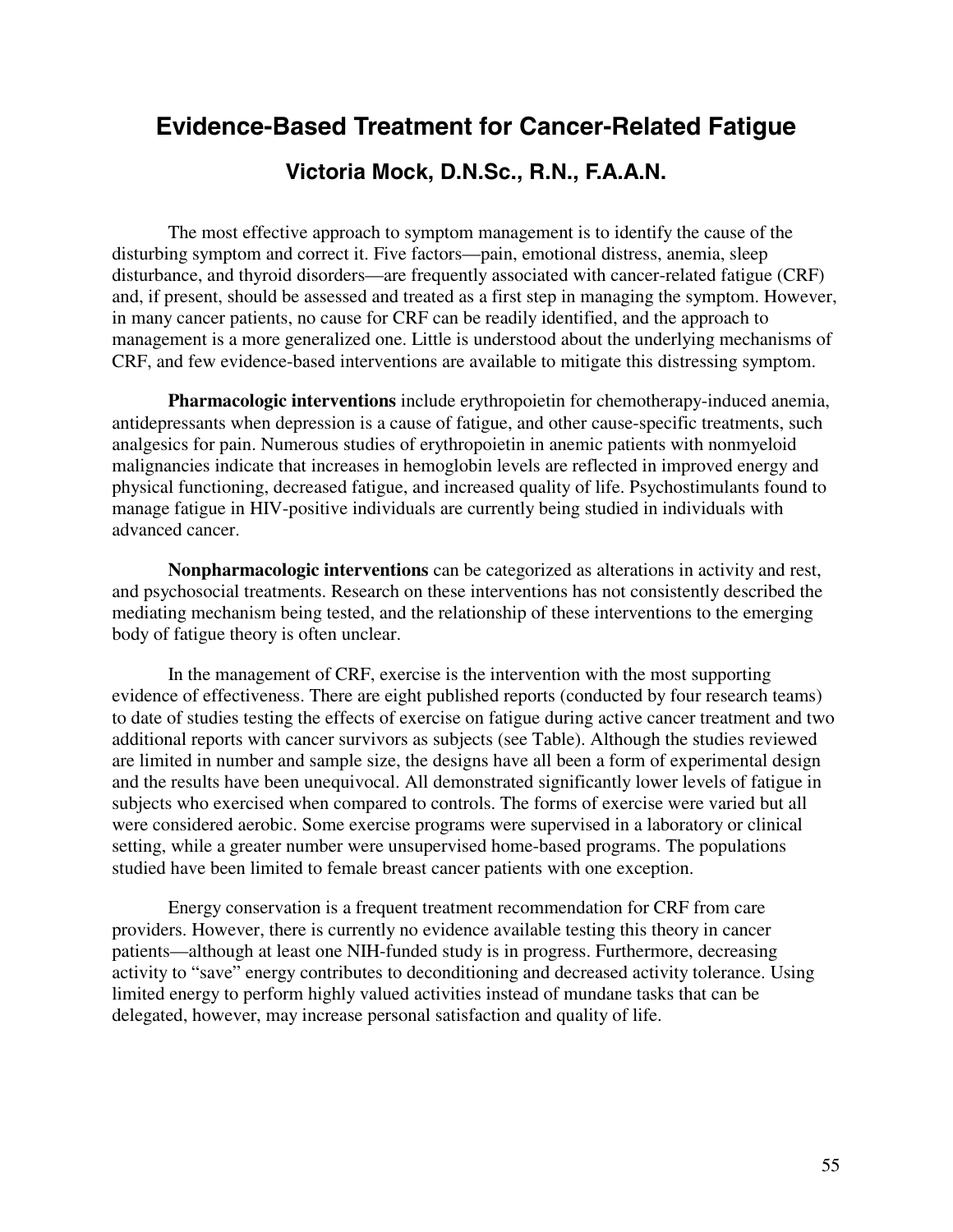# Evidence-Based Treatment for Cancer-Related Fatigue

## Victoria Mock, D.N.Sc., R.N., F.A.A.N.

The most effective approach to symptom management is to identify the cause of the disturbing symptom and correct it. Five factors—pain, emotional distress, anemia, sleep disturbance, and thyroid disorders—are frequently associated with cancer-related fatigue (CRF) and, if present, should be assessed and treated as a first step in managing the symptom. However, in many cancer patients, no cause for CRF can be readily identified, and the approach to management is a more generalized one. Little is understood about the underlying mechanisms of CRF, and few evidence-based interventions are available to mitigate this distressing symptom.

**Pharmacologic interventions** include erythropoietin for chemotherapy-induced anemia, antidepressants when depression is a cause of fatigue, and other cause-specific treatments, such analgesics for pain. Numerous studies of erythropoietin in anemic patients with nonmyeloid malignancies indicate that increases in hemoglobin levels are reflected in improved energy and physical functioning, decreased fatigue, and increased quality of life. Psychostimulants found to manage fatigue in HIV-positive individuals are currently being studied in individuals with advanced cancer.

**Nonpharmacologic interventions** can be categorized as alterations in activity and rest, and psychosocial treatments. Research on these interventions has not consistently described the mediating mechanism being tested, and the relationship of these interventions to the emerging body of fatigue theory is often unclear.

In the management of CRF, exercise is the intervention with the most supporting evidence of effectiveness. There are eight published reports (conducted by four research teams) to date of studies testing the effects of exercise on fatigue during active cancer treatment and two additional reports with cancer survivors as subjects (see Table). Although the studies reviewed are limited in number and sample size, the designs have all been a form of experimental design and the results have been unequivocal. All demonstrated significantly lower levels of fatigue in subjects who exercised when compared to controls. The forms of exercise were varied but all were considered aerobic. Some exercise programs were supervised in a laboratory or clinical setting, while a greater number were unsupervised home-based programs. The populations studied have been limited to female breast cancer patients with one exception.

Energy conservation is a frequent treatment recommendation for CRF from care providers. However, there is currently no evidence available testing this theory in cancer patients—although at least one NIH-funded study is in progress. Furthermore, decreasing activity to "save" energy contributes to deconditioning and decreased activity tolerance. Using limited energy to perform highly valued activities instead of mundane tasks that can be delegated, however, may increase personal satisfaction and quality of life.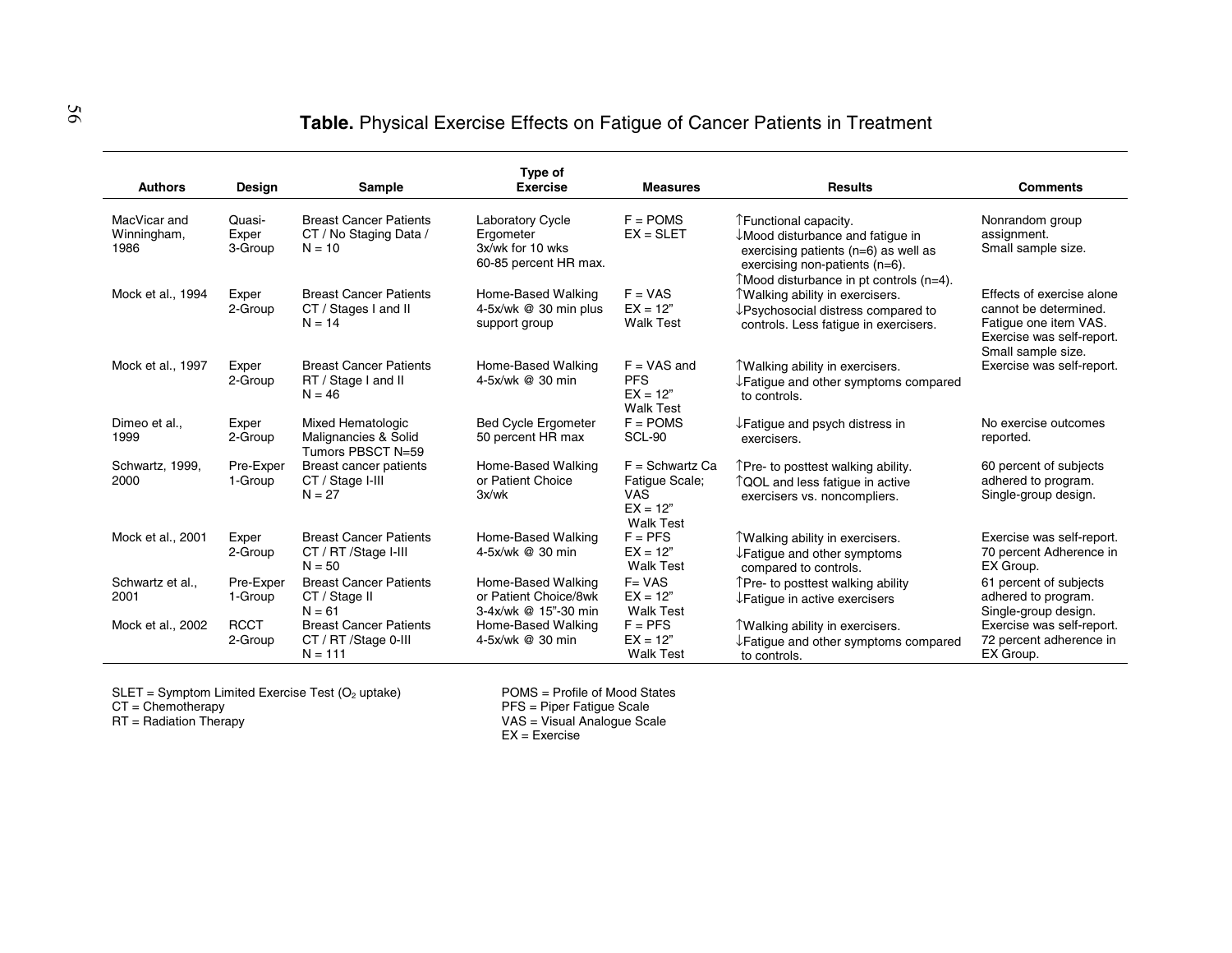**Table.** Physical Exercise Effects on Fatigue of Cancer Patients in Treatment

| Authors | Design | Sample | Type of Exercise | Measures | Results | Comments |
|---|---|---|---|---|---|---|
| MacVicar and Winningham, 1986 | Quasi-Exper 3-Group | Breast Cancer Patients CT / No Staging Data / N = 10 | Laboratory Cycle Ergometer 3x/wk for 10 wks 60-85 percent HR max. | F = POMS EX = SLET | ↑Functional capacity. ↓Mood disturbance and fatigue in exercising patients (n=6) as well as exercising non-patients (n=6). ↑Mood disturbance in pt controls (n=4). | Nonrandom group assignment. Small sample size. |
| Mock et al., 1994 | Exper 2-Group | Breast Cancer Patients CT / Stages I and II N = 14 | Home-Based Walking 4-5x/wk @ 30 min plus support group | F = VAS EX = 12" Walk Test | ↑Walking ability in exercisers. ↓Psychosocial distress compared to controls. Less fatigue in exercisers. | Effects of exercise alone cannot be determined. Fatigue one item VAS. Exercise was self-report. Small sample size. |
| Mock et al., 1997 | Exper 2-Group | Breast Cancer Patients RT / Stage I and II N = 46 | Home-Based Walking 4-5x/wk @ 30 min | F = VAS and PFS EX = 12" Walk Test | ↑Walking ability in exercisers. ↓Fatigue and other symptoms compared to controls. | Exercise was self-report. |
| Dimeo et al., 1999 | Exper 2-Group | Mixed Hematologic Malignancies & Solid Tumors PBSCT N=59 | Bed Cycle Ergometer 50 percent HR max | F = POMS SCL-90 | ↓Fatigue and psych distress in exercisers. | No exercise outcomes reported. |
| Schwartz, 1999, 2000 | Pre-Exper 1-Group | Breast cancer patients CT / Stage I-III N = 27 | Home-Based Walking or Patient Choice 3x/wk | F = Schwartz Ca Fatigue Scale; VAS EX = 12" Walk Test | ↑Pre- to posttest walking ability. ↑QOL and less fatigue in active exercisers vs. noncompliers. | 60 percent of subjects adhered to program. Single-group design. |
| Mock et al., 2001 | Exper 2-Group | Breast Cancer Patients CT / RT /Stage I-III N = 50 | Home-Based Walking 4-5x/wk @ 30 min | F = PFS EX = 12" Walk Test | ↑Walking ability in exercisers. ↓Fatigue and other symptoms compared to controls. | Exercise was self-report. 70 percent Adherence in EX Group. |
| Schwartz et al., 2001 | Pre-Exper 1-Group | Breast Cancer Patients CT / Stage II N = 61 | Home-Based Walking or Patient Choice/8wk 3-4x/wk @ 15"-30 min | F= VAS EX = 12" Walk Test | ↑Pre- to posttest walking ability ↓Fatigue in active exercisers | 61 percent of subjects adhered to program. Single-group design. |
| Mock et al., 2002 | RCCT 2-Group | Breast Cancer Patients CT / RT /Stage 0-III N = 111 | Home-Based Walking 4-5x/wk @ 30 min | F = PFS EX = 12" Walk Test | ↑Walking ability in exercisers. ↓Fatigue and other symptoms compared to controls. | Exercise was self-report. 72 percent adherence in EX Group. |

SLET = Symptom Limited Exercise Test ($O_2$ uptake)
CT = Chemotherapy
RT = Radiation Therapy

POMS = Profile of Mood States
PFS = Piper Fatigue Scale
VAS = Visual Analogue Scale
EX = Exercise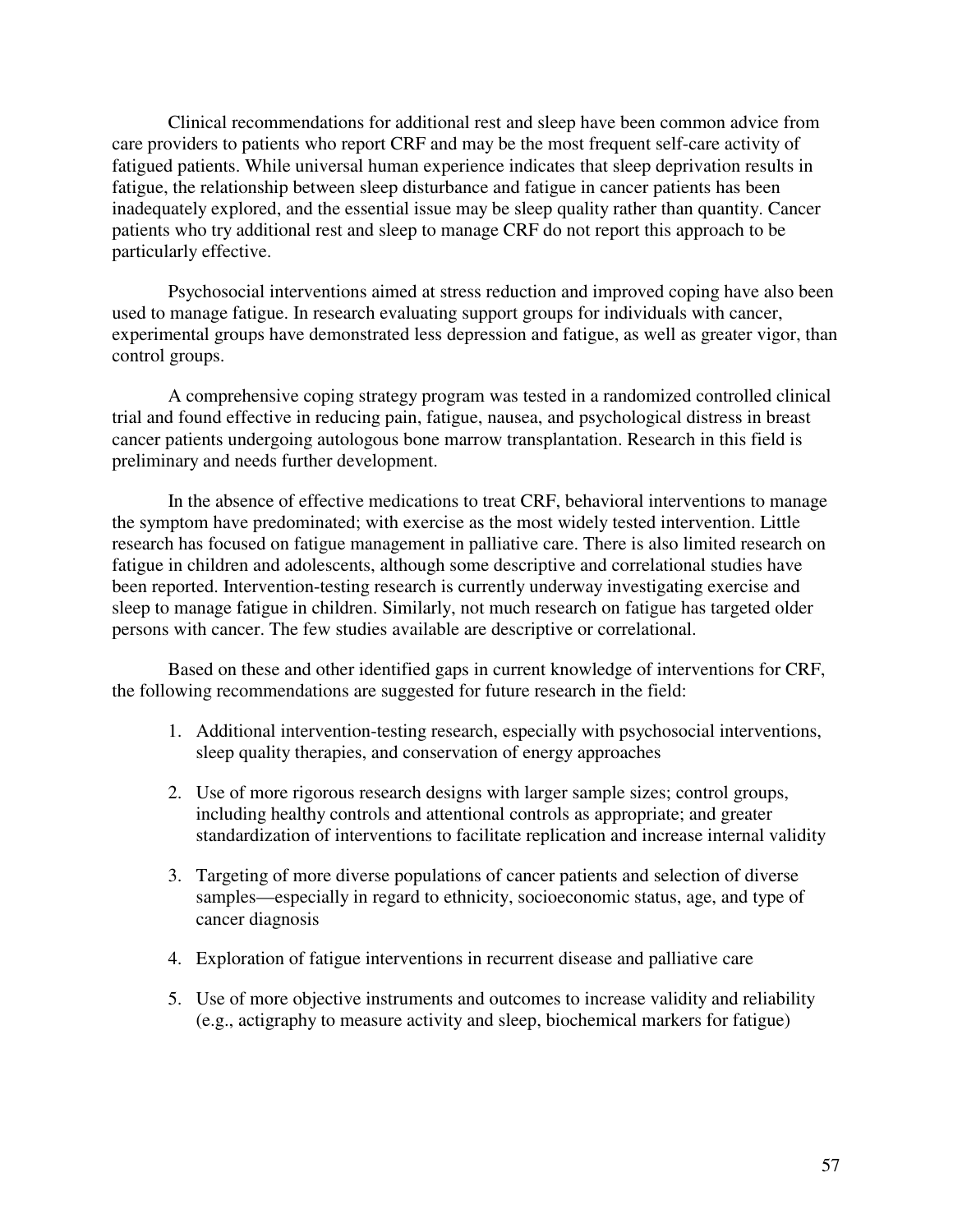Clinical recommendations for additional rest and sleep have been common advice from care providers to patients who report CRF and may be the most frequent self-care activity of fatigued patients. While universal human experience indicates that sleep deprivation results in fatigue, the relationship between sleep disturbance and fatigue in cancer patients has been inadequately explored, and the essential issue may be sleep quality rather than quantity. Cancer patients who try additional rest and sleep to manage CRF do not report this approach to be particularly effective.

Psychosocial interventions aimed at stress reduction and improved coping have also been used to manage fatigue. In research evaluating support groups for individuals with cancer, experimental groups have demonstrated less depression and fatigue, as well as greater vigor, than control groups.

A comprehensive coping strategy program was tested in a randomized controlled clinical trial and found effective in reducing pain, fatigue, nausea, and psychological distress in breast cancer patients undergoing autologous bone marrow transplantation. Research in this field is preliminary and needs further development.

In the absence of effective medications to treat CRF, behavioral interventions to manage the symptom have predominated; with exercise as the most widely tested intervention. Little research has focused on fatigue management in palliative care. There is also limited research on fatigue in children and adolescents, although some descriptive and correlational studies have been reported. Intervention-testing research is currently underway investigating exercise and sleep to manage fatigue in children. Similarly, not much research on fatigue has targeted older persons with cancer. The few studies available are descriptive or correlational.

Based on these and other identified gaps in current knowledge of interventions for CRF, the following recommendations are suggested for future research in the field:

1. Additional intervention-testing research, especially with psychosocial interventions, sleep quality therapies, and conservation of energy approaches
2. Use of more rigorous research designs with larger sample sizes; control groups, including healthy controls and attentional controls as appropriate; and greater standardization of interventions to facilitate replication and increase internal validity
3. Targeting of more diverse populations of cancer patients and selection of diverse samples—especially in regard to ethnicity, socioeconomic status, age, and type of cancer diagnosis
4. Exploration of fatigue interventions in recurrent disease and palliative care
5. Use of more objective instruments and outcomes to increase validity and reliability (e.g., actigraphy to measure activity and sleep, biochemical markers for fatigue)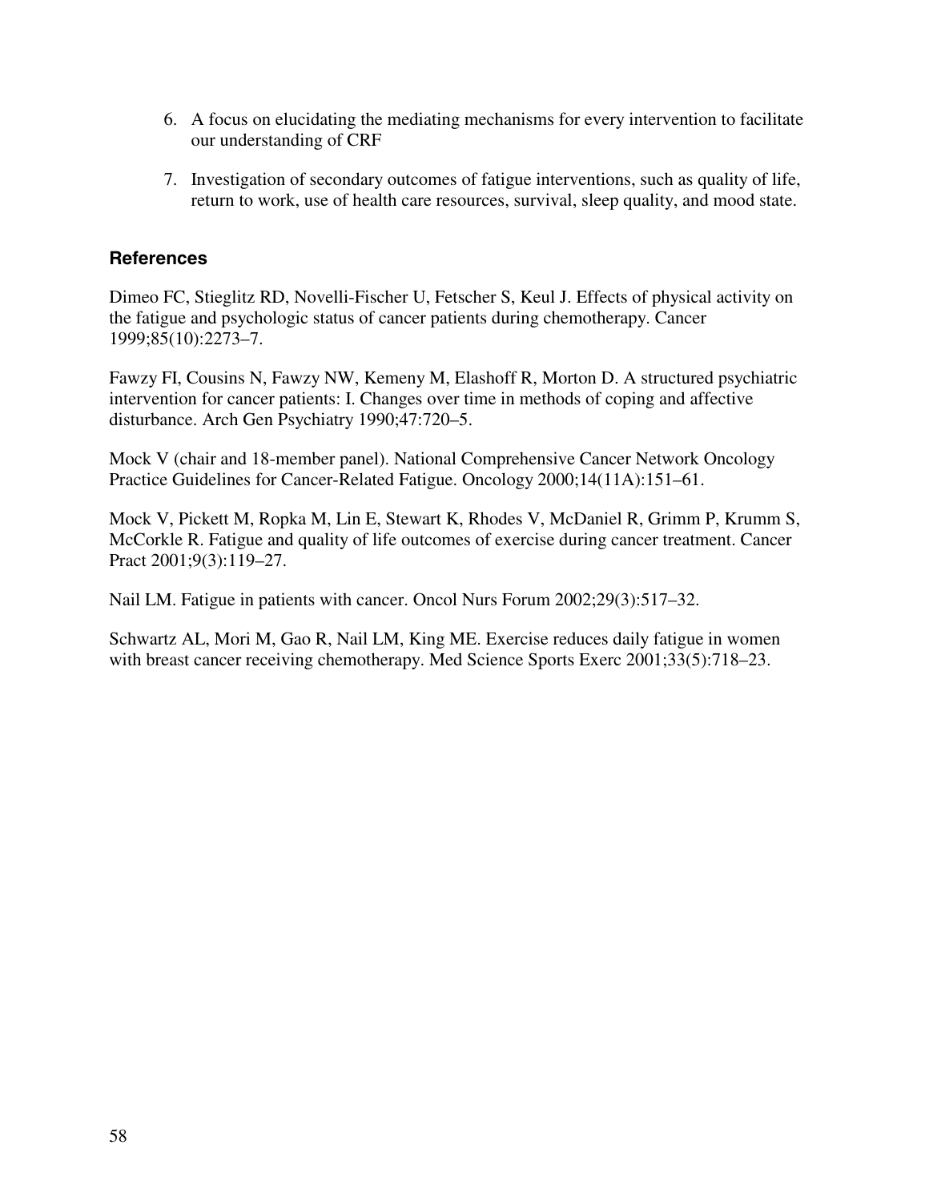6. A focus on elucidating the mediating mechanisms for every intervention to facilitate our understanding of CRF

7. Investigation of secondary outcomes of fatigue interventions, such as quality of life, return to work, use of health care resources, survival, sleep quality, and mood state.

### References

Dimeo FC, Stieglitz RD, Novelli-Fischer U, Fetscher S, Keul J. Effects of physical activity on the fatigue and psychologic status of cancer patients during chemotherapy. Cancer 1999;85(10):2273–7.

Fawzy FI, Cousins N, Fawzy NW, Kemeny M, Elashoff R, Morton D. A structured psychiatric intervention for cancer patients: I. Changes over time in methods of coping and affective disturbance. Arch Gen Psychiatry 1990;47:720–5.

Mock V (chair and 18-member panel). National Comprehensive Cancer Network Oncology Practice Guidelines for Cancer-Related Fatigue. Oncology 2000;14(11A):151–61.

Mock V, Pickett M, Ropka M, Lin E, Stewart K, Rhodes V, McDaniel R, Grimm P, Krumm S, McCorkle R. Fatigue and quality of life outcomes of exercise during cancer treatment. Cancer Pract 2001;9(3):119–27.

Nail LM. Fatigue in patients with cancer. Oncol Nurs Forum 2002;29(3):517–32.

Schwartz AL, Mori M, Gao R, Nail LM, King ME. Exercise reduces daily fatigue in women with breast cancer receiving chemotherapy. Med Science Sports Exerc 2001;33(5):718–23.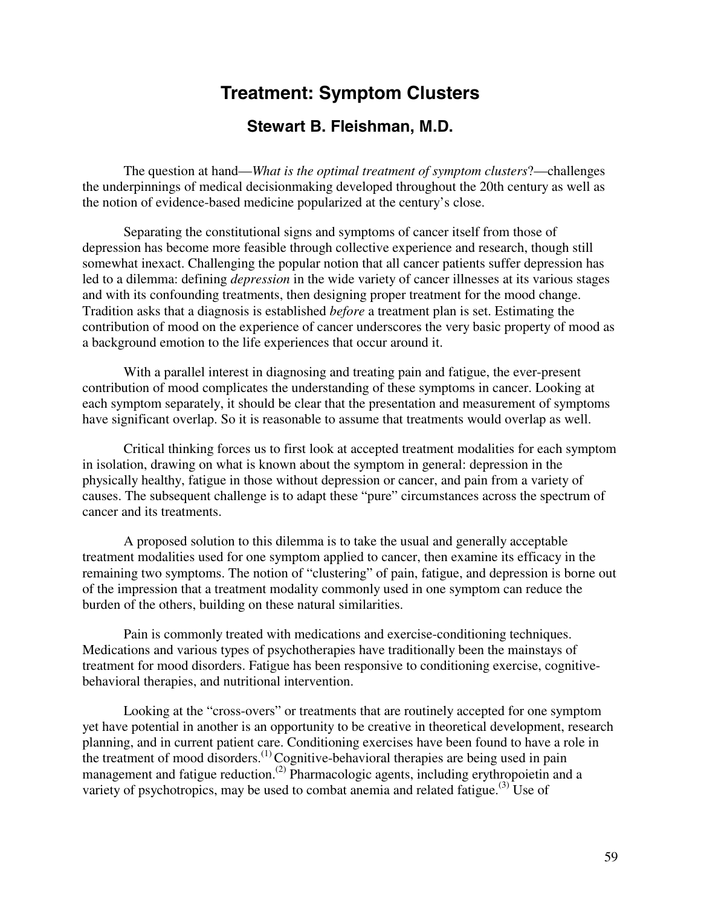# Treatment: Symptom Clusters

## Stewart B. Fleishman, M.D.

The question at hand—*What is the optimal treatment of symptom clusters*?—challenges the underpinnings of medical decisionmaking developed throughout the 20th century as well as the notion of evidence-based medicine popularized at the century's close.

Separating the constitutional signs and symptoms of cancer itself from those of depression has become more feasible through collective experience and research, though still somewhat inexact. Challenging the popular notion that all cancer patients suffer depression has led to a dilemma: defining *depression* in the wide variety of cancer illnesses at its various stages and with its confounding treatments, then designing proper treatment for the mood change. Tradition asks that a diagnosis is established *before* a treatment plan is set. Estimating the contribution of mood on the experience of cancer underscores the very basic property of mood as a background emotion to the life experiences that occur around it.

With a parallel interest in diagnosing and treating pain and fatigue, the ever-present contribution of mood complicates the understanding of these symptoms in cancer. Looking at each symptom separately, it should be clear that the presentation and measurement of symptoms have significant overlap. So it is reasonable to assume that treatments would overlap as well.

Critical thinking forces us to first look at accepted treatment modalities for each symptom in isolation, drawing on what is known about the symptom in general: depression in the physically healthy, fatigue in those without depression or cancer, and pain from a variety of causes. The subsequent challenge is to adapt these "pure" circumstances across the spectrum of cancer and its treatments.

A proposed solution to this dilemma is to take the usual and generally acceptable treatment modalities used for one symptom applied to cancer, then examine its efficacy in the remaining two symptoms. The notion of "clustering" of pain, fatigue, and depression is borne out of the impression that a treatment modality commonly used in one symptom can reduce the burden of the others, building on these natural similarities.

Pain is commonly treated with medications and exercise-conditioning techniques. Medications and various types of psychotherapies have traditionally been the mainstays of treatment for mood disorders. Fatigue has been responsive to conditioning exercise, cognitive-behavioral therapies, and nutritional intervention.

Looking at the "cross-overs" or treatments that are routinely accepted for one symptom yet have potential in another is an opportunity to be creative in theoretical development, research planning, and in current patient care. Conditioning exercises have been found to have a role in the treatment of mood disorders.[(1)] Cognitive-behavioral therapies are being used in pain management and fatigue reduction.[(2)] Pharmacologic agents, including erythropoietin and a variety of psychotropics, may be used to combat anemia and related fatigue.[(3)] Use of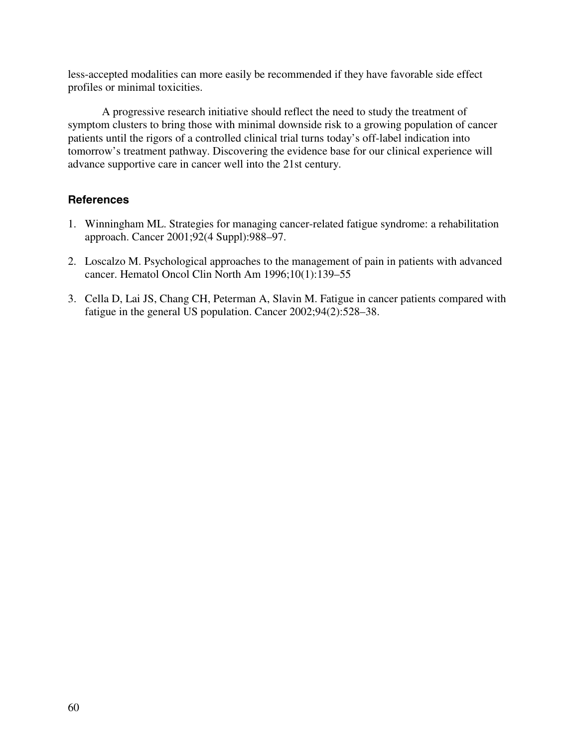less-accepted modalities can more easily be recommended if they have favorable side effect profiles or minimal toxicities.

A progressive research initiative should reflect the need to study the treatment of symptom clusters to bring those with minimal downside risk to a growing population of cancer patients until the rigors of a controlled clinical trial turns today's off-label indication into tomorrow's treatment pathway. Discovering the evidence base for our clinical experience will advance supportive care in cancer well into the 21st century.

### References

1. Winningham ML. Strategies for managing cancer-related fatigue syndrome: a rehabilitation approach. Cancer 2001;92(4 Suppl):988–97.
2. Loscalzo M. Psychological approaches to the management of pain in patients with advanced cancer. Hematol Oncol Clin North Am 1996;10(1):139–55
3. Cella D, Lai JS, Chang CH, Peterman A, Slavin M. Fatigue in cancer patients compared with fatigue in the general US population. Cancer 2002;94(2):528–38.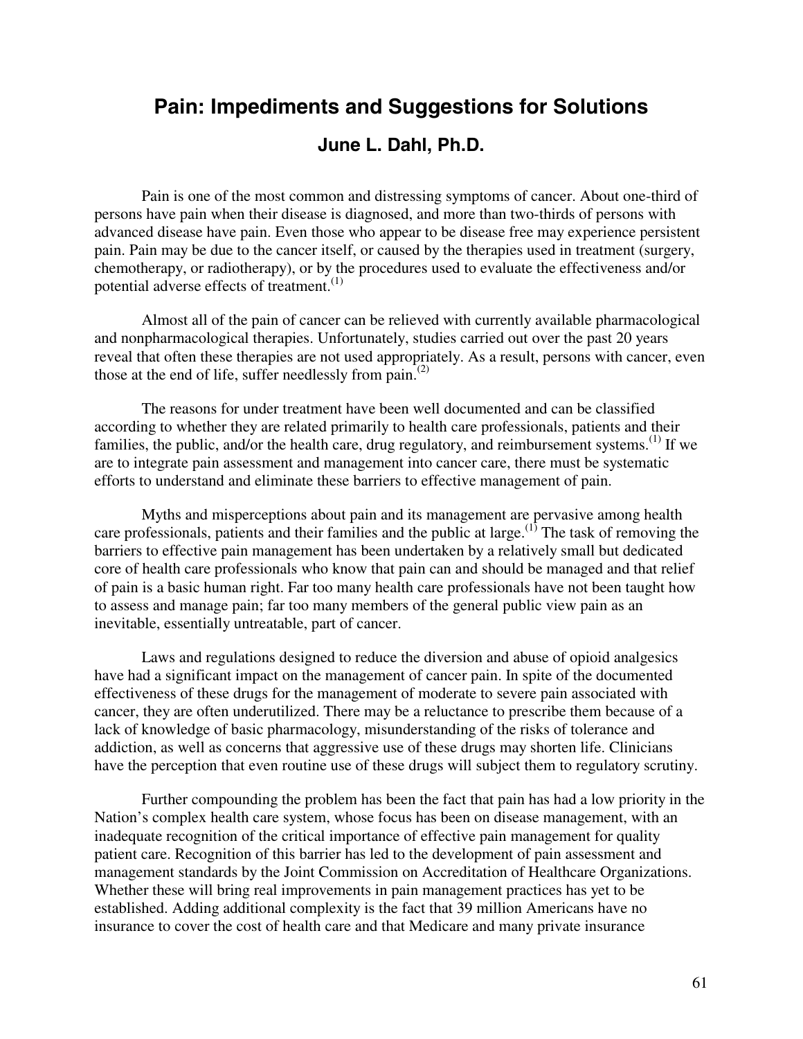# Pain: Impediments and Suggestions for Solutions

## June L. Dahl, Ph.D.

Pain is one of the most common and distressing symptoms of cancer. About one-third of persons have pain when their disease is diagnosed, and more than two-thirds of persons with advanced disease have pain. Even those who appear to be disease free may experience persistent pain. Pain may be due to the cancer itself, or caused by the therapies used in treatment (surgery, chemotherapy, or radiotherapy), or by the procedures used to evaluate the effectiveness and/or potential adverse effects of treatment.[(1)]

Almost all of the pain of cancer can be relieved with currently available pharmacological and nonpharmacological therapies. Unfortunately, studies carried out over the past 20 years reveal that often these therapies are not used appropriately. As a result, persons with cancer, even those at the end of life, suffer needlessly from pain.[(2)]

The reasons for under treatment have been well documented and can be classified according to whether they are related primarily to health care professionals, patients and their families, the public, and/or the health care, drug regulatory, and reimbursement systems.[(1)] If we are to integrate pain assessment and management into cancer care, there must be systematic efforts to understand and eliminate these barriers to effective management of pain.

Myths and misperceptions about pain and its management are pervasive among health care professionals, patients and their families and the public at large.[(1)] The task of removing the barriers to effective pain management has been undertaken by a relatively small but dedicated core of health care professionals who know that pain can and should be managed and that relief of pain is a basic human right. Far too many health care professionals have not been taught how to assess and manage pain; far too many members of the general public view pain as an inevitable, essentially untreatable, part of cancer.

Laws and regulations designed to reduce the diversion and abuse of opioid analgesics have had a significant impact on the management of cancer pain. In spite of the documented effectiveness of these drugs for the management of moderate to severe pain associated with cancer, they are often underutilized. There may be a reluctance to prescribe them because of a lack of knowledge of basic pharmacology, misunderstanding of the risks of tolerance and addiction, as well as concerns that aggressive use of these drugs may shorten life. Clinicians have the perception that even routine use of these drugs will subject them to regulatory scrutiny.

Further compounding the problem has been the fact that pain has had a low priority in the Nation's complex health care system, whose focus has been on disease management, with an inadequate recognition of the critical importance of effective pain management for quality patient care. Recognition of this barrier has led to the development of pain assessment and management standards by the Joint Commission on Accreditation of Healthcare Organizations. Whether these will bring real improvements in pain management practices has yet to be established. Adding additional complexity is the fact that 39 million Americans have no insurance to cover the cost of health care and that Medicare and many private insurance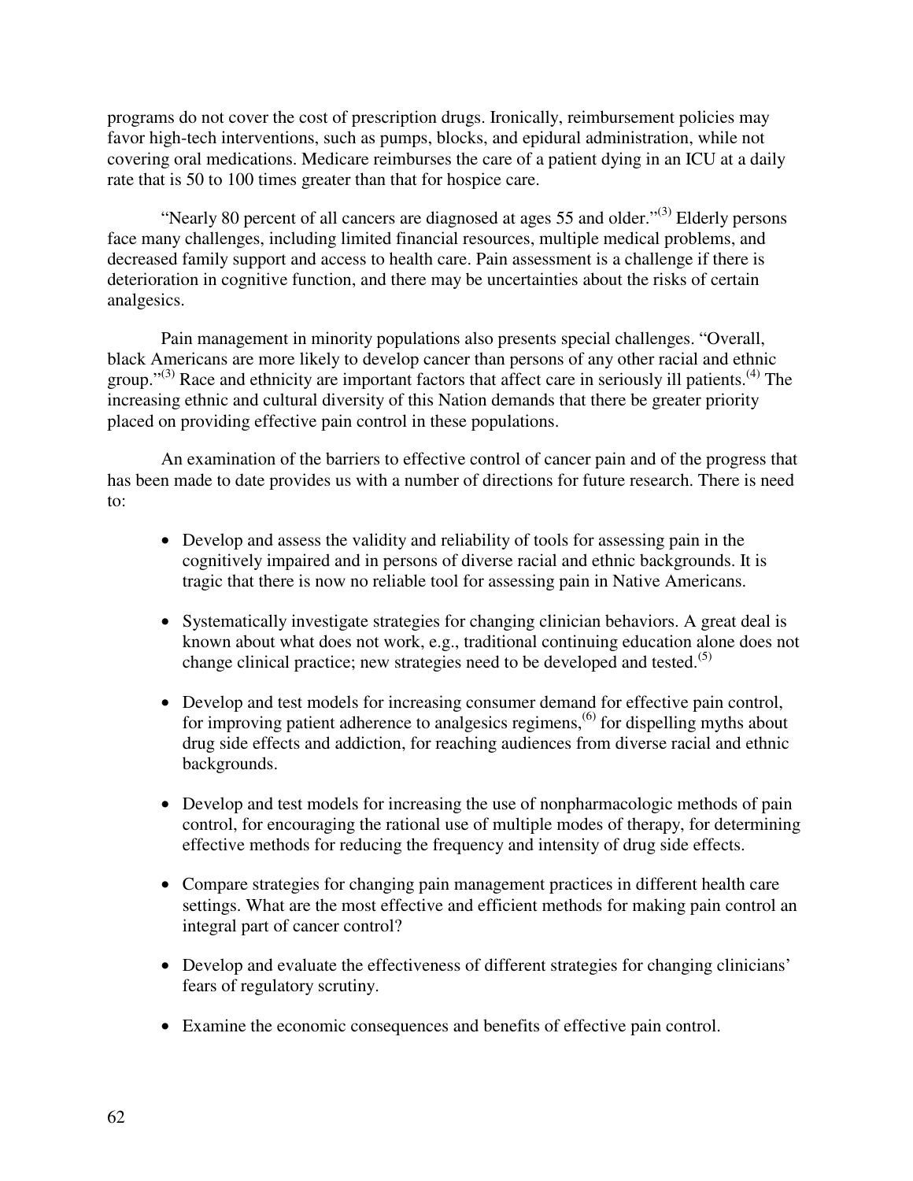programs do not cover the cost of prescription drugs. Ironically, reimbursement policies may favor high-tech interventions, such as pumps, blocks, and epidural administration, while not covering oral medications. Medicare reimburses the care of a patient dying in an ICU at a daily rate that is 50 to 100 times greater than that for hospice care.

"Nearly 80 percent of all cancers are diagnosed at ages 55 and older."[3] Elderly persons face many challenges, including limited financial resources, multiple medical problems, and decreased family support and access to health care. Pain assessment is a challenge if there is deterioration in cognitive function, and there may be uncertainties about the risks of certain analgesics.

Pain management in minority populations also presents special challenges. "Overall, black Americans are more likely to develop cancer than persons of any other racial and ethnic group."[3] Race and ethnicity are important factors that affect care in seriously ill patients.[4] The increasing ethnic and cultural diversity of this Nation demands that there be greater priority placed on providing effective pain control in these populations.

An examination of the barriers to effective control of cancer pain and of the progress that has been made to date provides us with a number of directions for future research. There is need to:

- Develop and assess the validity and reliability of tools for assessing pain in the cognitively impaired and in persons of diverse racial and ethnic backgrounds. It is tragic that there is now no reliable tool for assessing pain in Native Americans.

- Systematically investigate strategies for changing clinician behaviors. A great deal is known about what does not work, e.g., traditional continuing education alone does not change clinical practice; new strategies need to be developed and tested.[5]

- Develop and test models for increasing consumer demand for effective pain control, for improving patient adherence to analgesics regimens,[6] for dispelling myths about drug side effects and addiction, for reaching audiences from diverse racial and ethnic backgrounds.

- Develop and test models for increasing the use of nonpharmacologic methods of pain control, for encouraging the rational use of multiple modes of therapy, for determining effective methods for reducing the frequency and intensity of drug side effects.

- Compare strategies for changing pain management practices in different health care settings. What are the most effective and efficient methods for making pain control an integral part of cancer control?

- Develop and evaluate the effectiveness of different strategies for changing clinicians' fears of regulatory scrutiny.

- Examine the economic consequences and benefits of effective pain control.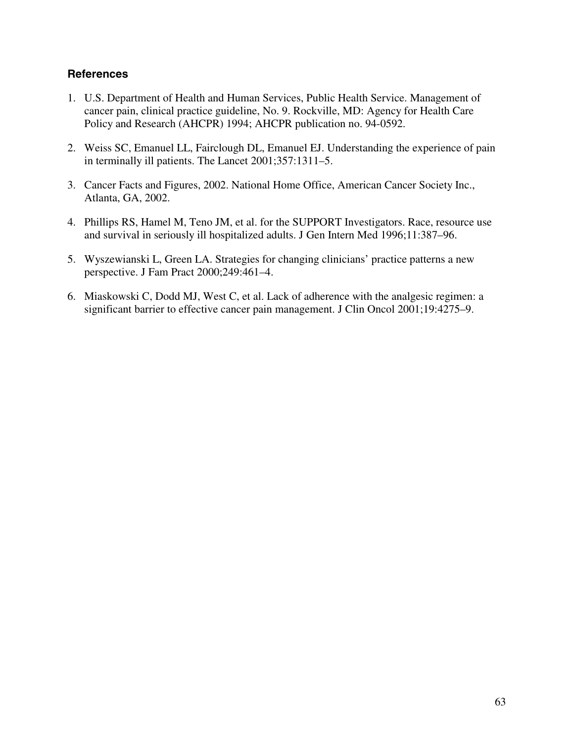### References

1. U.S. Department of Health and Human Services, Public Health Service. Management of cancer pain, clinical practice guideline, No. 9. Rockville, MD: Agency for Health Care Policy and Research (AHCPR) 1994; AHCPR publication no. 94-0592.

2. Weiss SC, Emanuel LL, Fairclough DL, Emanuel EJ. Understanding the experience of pain in terminally ill patients. The Lancet 2001;357:1311–5.

3. Cancer Facts and Figures, 2002. National Home Office, American Cancer Society Inc., Atlanta, GA, 2002.

4. Phillips RS, Hamel M, Teno JM, et al. for the SUPPORT Investigators. Race, resource use and survival in seriously ill hospitalized adults. J Gen Intern Med 1996;11:387–96.

5. Wyszewianski L, Green LA. Strategies for changing clinicians' practice patterns a new perspective. J Fam Pract 2000;249:461–4.

6. Miaskowski C, Dodd MJ, West C, et al. Lack of adherence with the analgesic regimen: a significant barrier to effective cancer pain management. J Clin Oncol 2001;19:4275–9.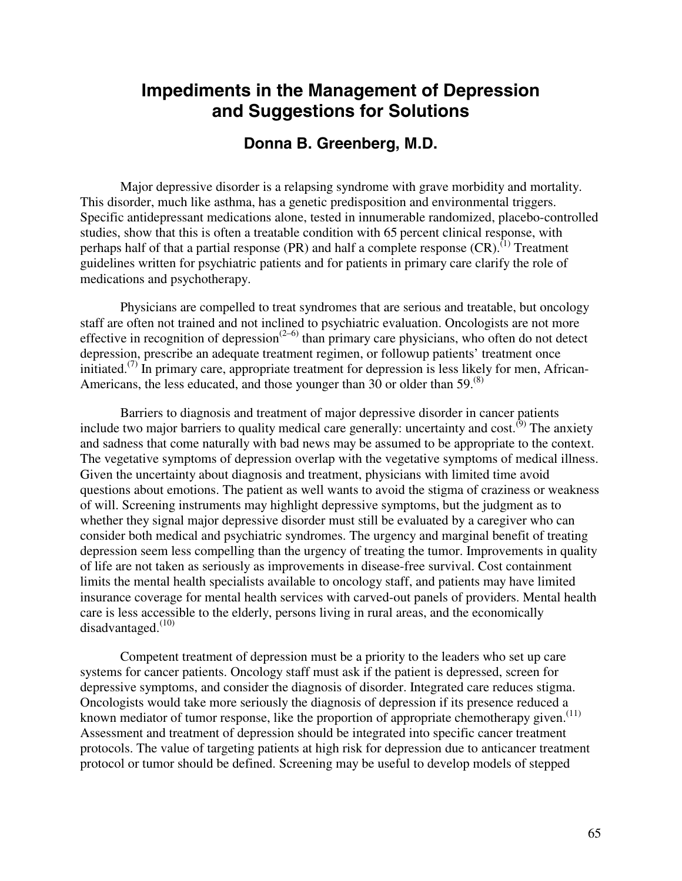# Impediments in the Management of Depression and Suggestions for Solutions

## Donna B. Greenberg, M.D.

Major depressive disorder is a relapsing syndrome with grave morbidity and mortality. This disorder, much like asthma, has a genetic predisposition and environmental triggers. Specific antidepressant medications alone, tested in innumerable randomized, placebo-controlled studies, show that this is often a treatable condition with 65 percent clinical response, with perhaps half of that a partial response (PR) and half a complete response (CR).[1] Treatment guidelines written for psychiatric patients and for patients in primary care clarify the role of medications and psychotherapy.

Physicians are compelled to treat syndromes that are serious and treatable, but oncology staff are often not trained and not inclined to psychiatric evaluation. Oncologists are not more effective in recognition of depression[2–6] than primary care physicians, who often do not detect depression, prescribe an adequate treatment regimen, or followup patients' treatment once initiated.[7] In primary care, appropriate treatment for depression is less likely for men, African-Americans, the less educated, and those younger than 30 or older than 59.[8]

Barriers to diagnosis and treatment of major depressive disorder in cancer patients include two major barriers to quality medical care generally: uncertainty and cost.[9] The anxiety and sadness that come naturally with bad news may be assumed to be appropriate to the context. The vegetative symptoms of depression overlap with the vegetative symptoms of medical illness. Given the uncertainty about diagnosis and treatment, physicians with limited time avoid questions about emotions. The patient as well wants to avoid the stigma of craziness or weakness of will. Screening instruments may highlight depressive symptoms, but the judgment as to whether they signal major depressive disorder must still be evaluated by a caregiver who can consider both medical and psychiatric syndromes. The urgency and marginal benefit of treating depression seem less compelling than the urgency of treating the tumor. Improvements in quality of life are not taken as seriously as improvements in disease-free survival. Cost containment limits the mental health specialists available to oncology staff, and patients may have limited insurance coverage for mental health services with carved-out panels of providers. Mental health care is less accessible to the elderly, persons living in rural areas, and the economically disadvantaged.[10]

Competent treatment of depression must be a priority to the leaders who set up care systems for cancer patients. Oncology staff must ask if the patient is depressed, screen for depressive symptoms, and consider the diagnosis of disorder. Integrated care reduces stigma. Oncologists would take more seriously the diagnosis of depression if its presence reduced a known mediator of tumor response, like the proportion of appropriate chemotherapy given.[11] Assessment and treatment of depression should be integrated into specific cancer treatment protocols. The value of targeting patients at high risk for depression due to anticancer treatment protocol or tumor should be defined. Screening may be useful to develop models of stepped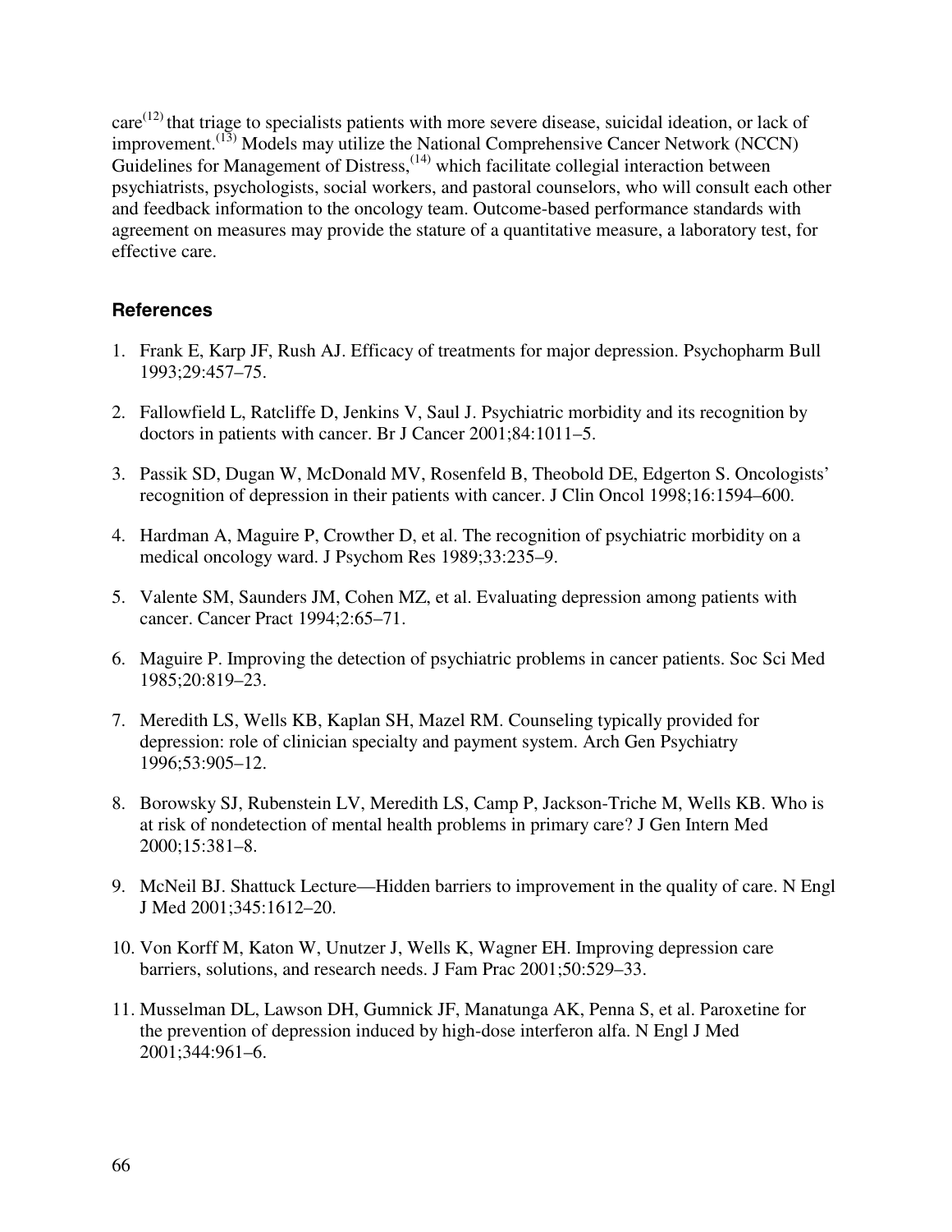care[12] that triage to specialists patients with more severe disease, suicidal ideation, or lack of improvement.[13] Models may utilize the National Comprehensive Cancer Network (NCCN) Guidelines for Management of Distress,[14] which facilitate collegial interaction between psychiatrists, psychologists, social workers, and pastoral counselors, who will consult each other and feedback information to the oncology team. Outcome-based performance standards with agreement on measures may provide the stature of a quantitative measure, a laboratory test, for effective care.

### References

1. Frank E, Karp JF, Rush AJ. Efficacy of treatments for major depression. Psychopharm Bull 1993;29:457–75.
2. Fallowfield L, Ratcliffe D, Jenkins V, Saul J. Psychiatric morbidity and its recognition by doctors in patients with cancer. Br J Cancer 2001;84:1011–5.
3. Passik SD, Dugan W, McDonald MV, Rosenfeld B, Theobold DE, Edgerton S. Oncologists' recognition of depression in their patients with cancer. J Clin Oncol 1998;16:1594–600.
4. Hardman A, Maguire P, Crowther D, et al. The recognition of psychiatric morbidity on a medical oncology ward. J Psychom Res 1989;33:235–9.
5. Valente SM, Saunders JM, Cohen MZ, et al. Evaluating depression among patients with cancer. Cancer Pract 1994;2:65–71.
6. Maguire P. Improving the detection of psychiatric problems in cancer patients. Soc Sci Med 1985;20:819–23.
7. Meredith LS, Wells KB, Kaplan SH, Mazel RM. Counseling typically provided for depression: role of clinician specialty and payment system. Arch Gen Psychiatry 1996;53:905–12.
8. Borowsky SJ, Rubenstein LV, Meredith LS, Camp P, Jackson-Triche M, Wells KB. Who is at risk of nondetection of mental health problems in primary care? J Gen Intern Med 2000;15:381–8.
9. McNeil BJ. Shattuck Lecture—Hidden barriers to improvement in the quality of care. N Engl J Med 2001;345:1612–20.
10. Von Korff M, Katon W, Unutzer J, Wells K, Wagner EH. Improving depression care barriers, solutions, and research needs. J Fam Prac 2001;50:529–33.
11. Musselman DL, Lawson DH, Gumnick JF, Manatunga AK, Penna S, et al. Paroxetine for the prevention of depression induced by high-dose interferon alfa. N Engl J Med 2001;344:961–6.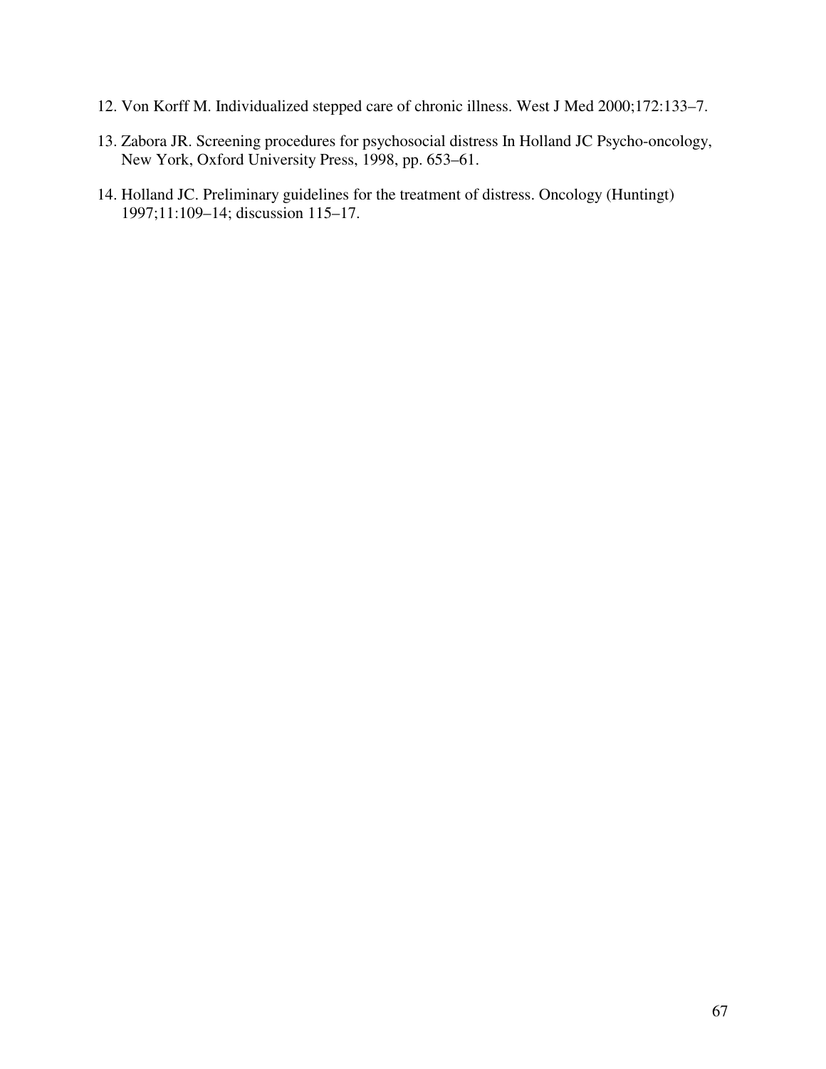12. Von Korff M. Individualized stepped care of chronic illness. West J Med 2000;172:133–7.

13. Zabora JR. Screening procedures for psychosocial distress In Holland JC Psycho-oncology, New York, Oxford University Press, 1998, pp. 653–61.

14. Holland JC. Preliminary guidelines for the treatment of distress. Oncology (Huntingt) 1997;11:109–14; discussion 115–17.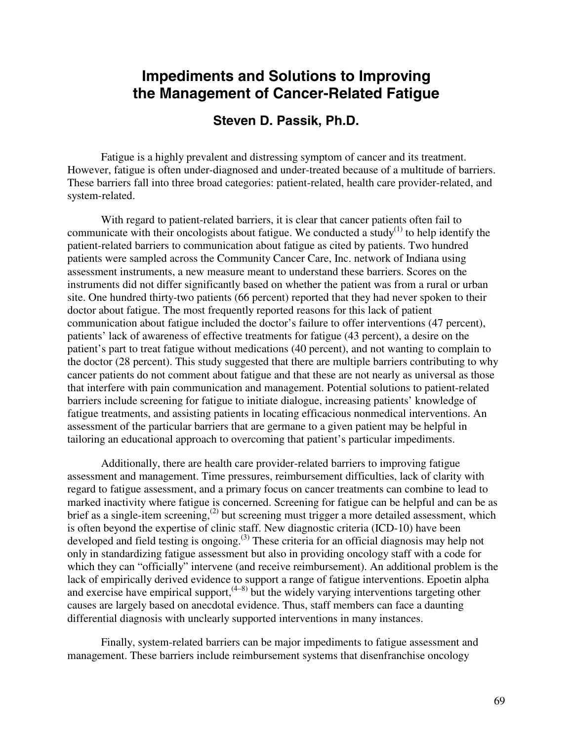# Impediments and Solutions to Improving the Management of Cancer-Related Fatigue

## Steven D. Passik, Ph.D.

Fatigue is a highly prevalent and distressing symptom of cancer and its treatment. However, fatigue is often under-diagnosed and under-treated because of a multitude of barriers. These barriers fall into three broad categories: patient-related, health care provider-related, and system-related.

With regard to patient-related barriers, it is clear that cancer patients often fail to communicate with their oncologists about fatigue. We conducted a study[1] to help identify the patient-related barriers to communication about fatigue as cited by patients. Two hundred patients were sampled across the Community Cancer Care, Inc. network of Indiana using assessment instruments, a new measure meant to understand these barriers. Scores on the instruments did not differ significantly based on whether the patient was from a rural or urban site. One hundred thirty-two patients (66 percent) reported that they had never spoken to their doctor about fatigue. The most frequently reported reasons for this lack of patient communication about fatigue included the doctor's failure to offer interventions (47 percent), patients' lack of awareness of effective treatments for fatigue (43 percent), a desire on the patient's part to treat fatigue without medications (40 percent), and not wanting to complain to the doctor (28 percent). This study suggested that there are multiple barriers contributing to why cancer patients do not comment about fatigue and that these are not nearly as universal as those that interfere with pain communication and management. Potential solutions to patient-related barriers include screening for fatigue to initiate dialogue, increasing patients' knowledge of fatigue treatments, and assisting patients in locating efficacious nonmedical interventions. An assessment of the particular barriers that are germane to a given patient may be helpful in tailoring an educational approach to overcoming that patient's particular impediments.

Additionally, there are health care provider-related barriers to improving fatigue assessment and management. Time pressures, reimbursement difficulties, lack of clarity with regard to fatigue assessment, and a primary focus on cancer treatments can combine to lead to marked inactivity where fatigue is concerned. Screening for fatigue can be helpful and can be as brief as a single-item screening,[2] but screening must trigger a more detailed assessment, which is often beyond the expertise of clinic staff. New diagnostic criteria (ICD-10) have been developed and field testing is ongoing.[3] These criteria for an official diagnosis may help not only in standardizing fatigue assessment but also in providing oncology staff with a code for which they can "officially" intervene (and receive reimbursement). An additional problem is the lack of empirically derived evidence to support a range of fatigue interventions. Epoetin alpha and exercise have empirical support,[4–8] but the widely varying interventions targeting other causes are largely based on anecdotal evidence. Thus, staff members can face a daunting differential diagnosis with unclearly supported interventions in many instances.

Finally, system-related barriers can be major impediments to fatigue assessment and management. These barriers include reimbursement systems that disenfranchise oncology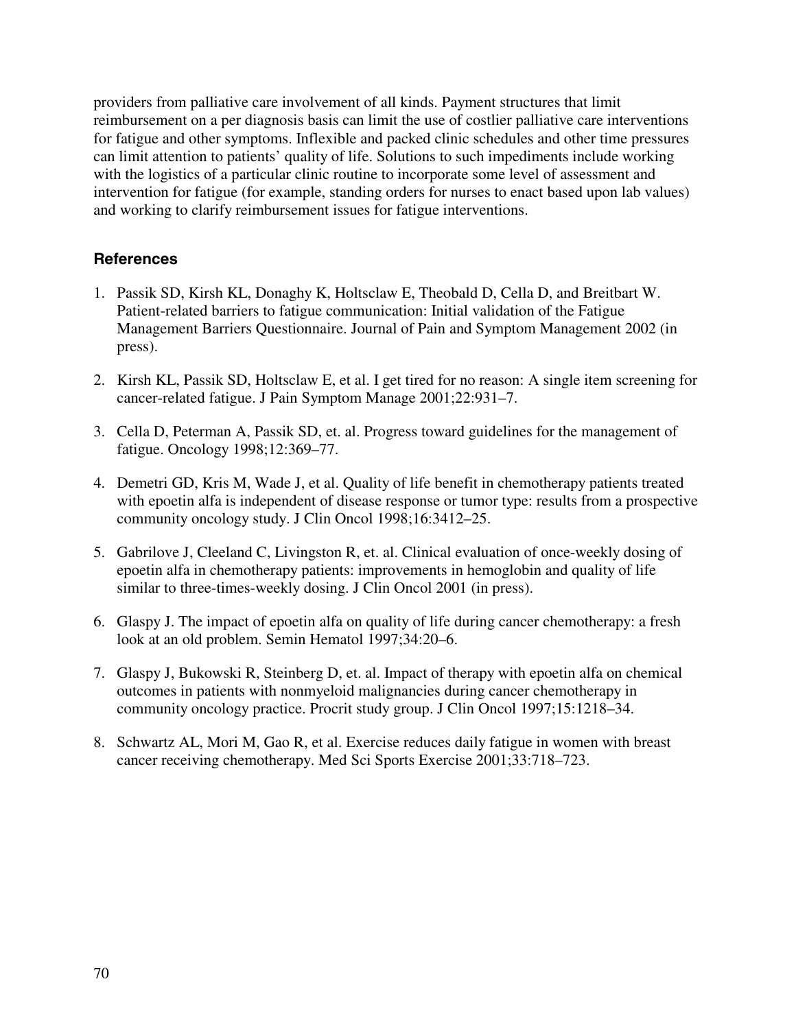providers from palliative care involvement of all kinds. Payment structures that limit reimbursement on a per diagnosis basis can limit the use of costlier palliative care interventions for fatigue and other symptoms. Inflexible and packed clinic schedules and other time pressures can limit attention to patients' quality of life. Solutions to such impediments include working with the logistics of a particular clinic routine to incorporate some level of assessment and intervention for fatigue (for example, standing orders for nurses to enact based upon lab values) and working to clarify reimbursement issues for fatigue interventions.

### References

1. Passik SD, Kirsh KL, Donaghy K, Holtsclaw E, Theobald D, Cella D, and Breitbart W. Patient-related barriers to fatigue communication: Initial validation of the Fatigue Management Barriers Questionnaire. Journal of Pain and Symptom Management 2002 (in press).

2. Kirsh KL, Passik SD, Holtsclaw E, et al. I get tired for no reason: A single item screening for cancer-related fatigue. J Pain Symptom Manage 2001;22:931–7.

3. Cella D, Peterman A, Passik SD, et. al. Progress toward guidelines for the management of fatigue. Oncology 1998;12:369–77.

4. Demetri GD, Kris M, Wade J, et al. Quality of life benefit in chemotherapy patients treated with epoetin alfa is independent of disease response or tumor type: results from a prospective community oncology study. J Clin Oncol 1998;16:3412–25.

5. Gabrilove J, Cleeland C, Livingston R, et. al. Clinical evaluation of once-weekly dosing of epoetin alfa in chemotherapy patients: improvements in hemoglobin and quality of life similar to three-times-weekly dosing. J Clin Oncol 2001 (in press).

6. Glaspy J. The impact of epoetin alfa on quality of life during cancer chemotherapy: a fresh look at an old problem. Semin Hematol 1997;34:20–6.

7. Glaspy J, Bukowski R, Steinberg D, et. al. Impact of therapy with epoetin alfa on chemical outcomes in patients with nonmyeloid malignancies during cancer chemotherapy in community oncology practice. Procrit study group. J Clin Oncol 1997;15:1218–34.

8. Schwartz AL, Mori M, Gao R, et al. Exercise reduces daily fatigue in women with breast cancer receiving chemotherapy. Med Sci Sports Exercise 2001;33:718–723.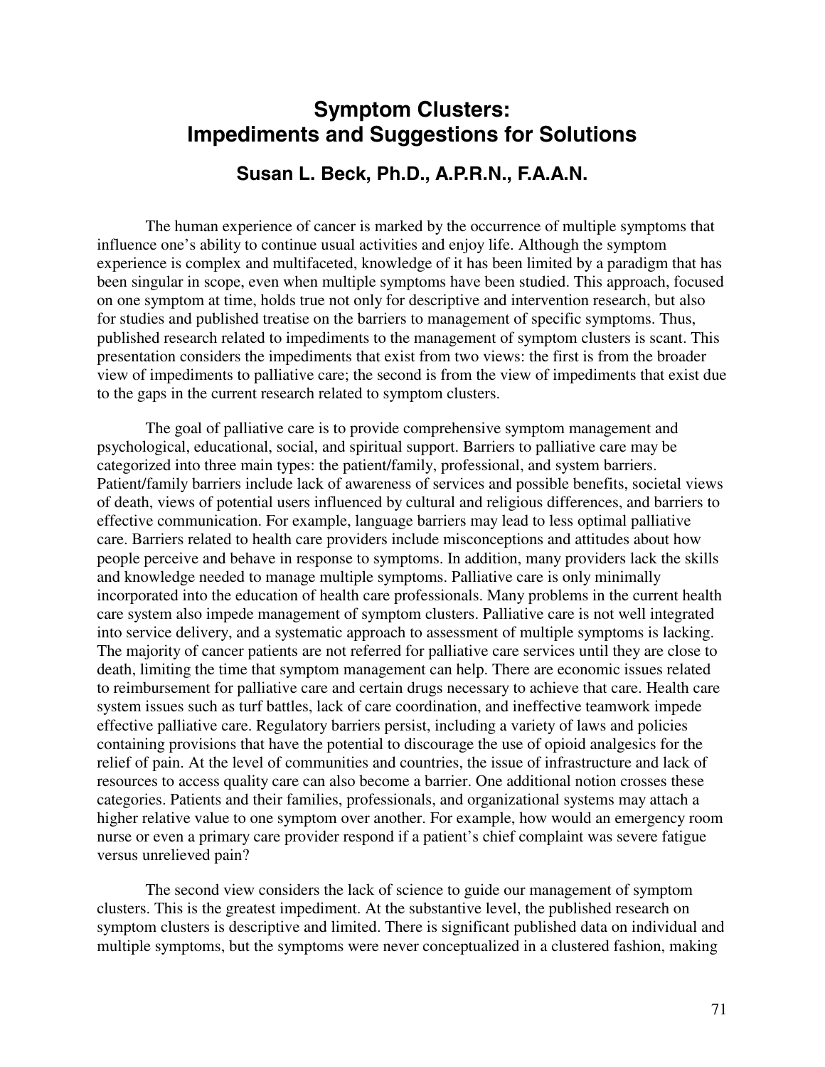# Symptom Clusters: Impediments and Suggestions for Solutions

## Susan L. Beck, Ph.D., A.P.R.N., F.A.A.N.

The human experience of cancer is marked by the occurrence of multiple symptoms that influence one's ability to continue usual activities and enjoy life. Although the symptom experience is complex and multifaceted, knowledge of it has been limited by a paradigm that has been singular in scope, even when multiple symptoms have been studied. This approach, focused on one symptom at time, holds true not only for descriptive and intervention research, but also for studies and published treatise on the barriers to management of specific symptoms. Thus, published research related to impediments to the management of symptom clusters is scant. This presentation considers the impediments that exist from two views: the first is from the broader view of impediments to palliative care; the second is from the view of impediments that exist due to the gaps in the current research related to symptom clusters.

The goal of palliative care is to provide comprehensive symptom management and psychological, educational, social, and spiritual support. Barriers to palliative care may be categorized into three main types: the patient/family, professional, and system barriers. Patient/family barriers include lack of awareness of services and possible benefits, societal views of death, views of potential users influenced by cultural and religious differences, and barriers to effective communication. For example, language barriers may lead to less optimal palliative care. Barriers related to health care providers include misconceptions and attitudes about how people perceive and behave in response to symptoms. In addition, many providers lack the skills and knowledge needed to manage multiple symptoms. Palliative care is only minimally incorporated into the education of health care professionals. Many problems in the current health care system also impede management of symptom clusters. Palliative care is not well integrated into service delivery, and a systematic approach to assessment of multiple symptoms is lacking. The majority of cancer patients are not referred for palliative care services until they are close to death, limiting the time that symptom management can help. There are economic issues related to reimbursement for palliative care and certain drugs necessary to achieve that care. Health care system issues such as turf battles, lack of care coordination, and ineffective teamwork impede effective palliative care. Regulatory barriers persist, including a variety of laws and policies containing provisions that have the potential to discourage the use of opioid analgesics for the relief of pain. At the level of communities and countries, the issue of infrastructure and lack of resources to access quality care can also become a barrier. One additional notion crosses these categories. Patients and their families, professionals, and organizational systems may attach a higher relative value to one symptom over another. For example, how would an emergency room nurse or even a primary care provider respond if a patient's chief complaint was severe fatigue versus unrelieved pain?

The second view considers the lack of science to guide our management of symptom clusters. This is the greatest impediment. At the substantive level, the published research on symptom clusters is descriptive and limited. There is significant published data on individual and multiple symptoms, but the symptoms were never conceptualized in a clustered fashion, making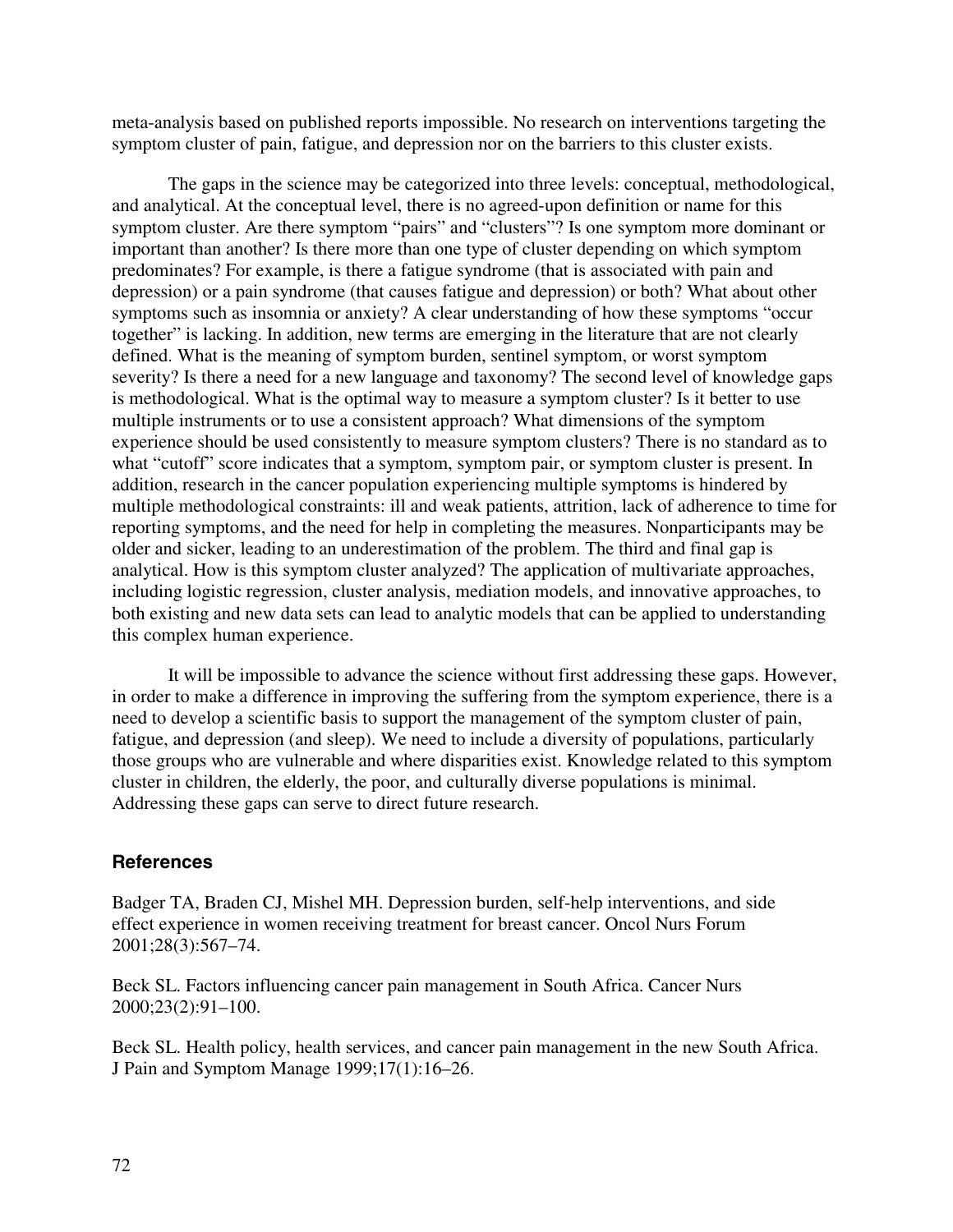meta-analysis based on published reports impossible. No research on interventions targeting the symptom cluster of pain, fatigue, and depression nor on the barriers to this cluster exists.

The gaps in the science may be categorized into three levels: conceptual, methodological, and analytical. At the conceptual level, there is no agreed-upon definition or name for this symptom cluster. Are there symptom "pairs" and "clusters"? Is one symptom more dominant or important than another? Is there more than one type of cluster depending on which symptom predominates? For example, is there a fatigue syndrome (that is associated with pain and depression) or a pain syndrome (that causes fatigue and depression) or both? What about other symptoms such as insomnia or anxiety? A clear understanding of how these symptoms "occur together" is lacking. In addition, new terms are emerging in the literature that are not clearly defined. What is the meaning of symptom burden, sentinel symptom, or worst symptom severity? Is there a need for a new language and taxonomy? The second level of knowledge gaps is methodological. What is the optimal way to measure a symptom cluster? Is it better to use multiple instruments or to use a consistent approach? What dimensions of the symptom experience should be used consistently to measure symptom clusters? There is no standard as to what "cutoff" score indicates that a symptom, symptom pair, or symptom cluster is present. In addition, research in the cancer population experiencing multiple symptoms is hindered by multiple methodological constraints: ill and weak patients, attrition, lack of adherence to time for reporting symptoms, and the need for help in completing the measures. Nonparticipants may be older and sicker, leading to an underestimation of the problem. The third and final gap is analytical. How is this symptom cluster analyzed? The application of multivariate approaches, including logistic regression, cluster analysis, mediation models, and innovative approaches, to both existing and new data sets can lead to analytic models that can be applied to understanding this complex human experience.

It will be impossible to advance the science without first addressing these gaps. However, in order to make a difference in improving the suffering from the symptom experience, there is a need to develop a scientific basis to support the management of the symptom cluster of pain, fatigue, and depression (and sleep). We need to include a diversity of populations, particularly those groups who are vulnerable and where disparities exist. Knowledge related to this symptom cluster in children, the elderly, the poor, and culturally diverse populations is minimal. Addressing these gaps can serve to direct future research.

## References

Badger TA, Braden CJ, Mishel MH. Depression burden, self-help interventions, and side effect experience in women receiving treatment for breast cancer. Oncol Nurs Forum 2001;28(3):567–74.

Beck SL. Factors influencing cancer pain management in South Africa. Cancer Nurs 2000;23(2):91–100.

Beck SL. Health policy, health services, and cancer pain management in the new South Africa. J Pain and Symptom Manage 1999;17(1):16–26.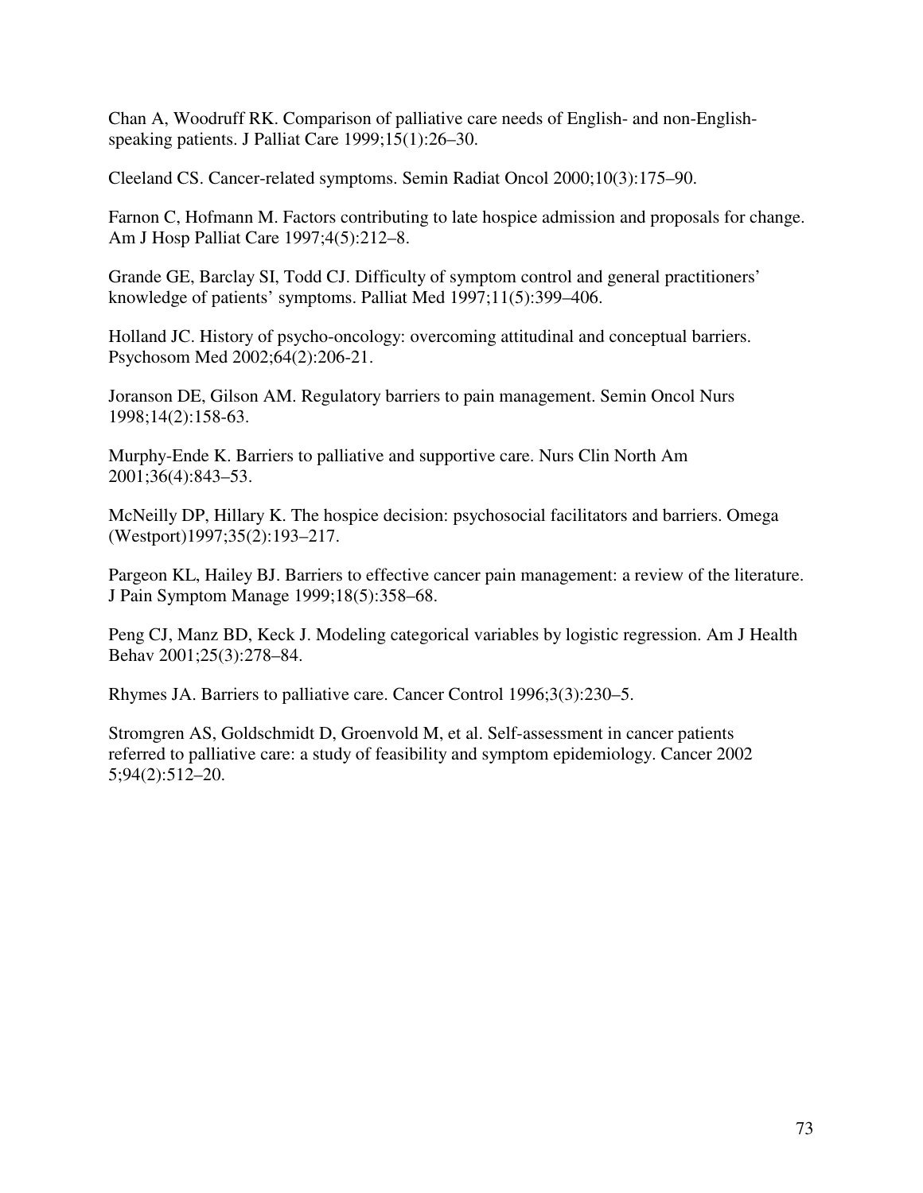Chan A, Woodruff RK. Comparison of palliative care needs of English- and non-English-speaking patients. J Palliat Care 1999;15(1):26–30.

Cleeland CS. Cancer-related symptoms. Semin Radiat Oncol 2000;10(3):175–90.

Farnon C, Hofmann M. Factors contributing to late hospice admission and proposals for change. Am J Hosp Palliat Care 1997;4(5):212–8.

Grande GE, Barclay SI, Todd CJ. Difficulty of symptom control and general practitioners' knowledge of patients' symptoms. Palliat Med 1997;11(5):399–406.

Holland JC. History of psycho-oncology: overcoming attitudinal and conceptual barriers. Psychosom Med 2002;64(2):206-21.

Joranson DE, Gilson AM. Regulatory barriers to pain management. Semin Oncol Nurs 1998;14(2):158-63.

Murphy-Ende K. Barriers to palliative and supportive care. Nurs Clin North Am 2001;36(4):843–53.

McNeilly DP, Hillary K. The hospice decision: psychosocial facilitators and barriers. Omega (Westport)1997;35(2):193–217.

Pargeon KL, Hailey BJ. Barriers to effective cancer pain management: a review of the literature. J Pain Symptom Manage 1999;18(5):358–68.

Peng CJ, Manz BD, Keck J. Modeling categorical variables by logistic regression. Am J Health Behav 2001;25(3):278–84.

Rhymes JA. Barriers to palliative care. Cancer Control 1996;3(3):230–5.

Stromgren AS, Goldschmidt D, Groenvold M, et al. Self-assessment in cancer patients referred to palliative care: a study of feasibility and symptom epidemiology. Cancer 2002 5;94(2):512–20.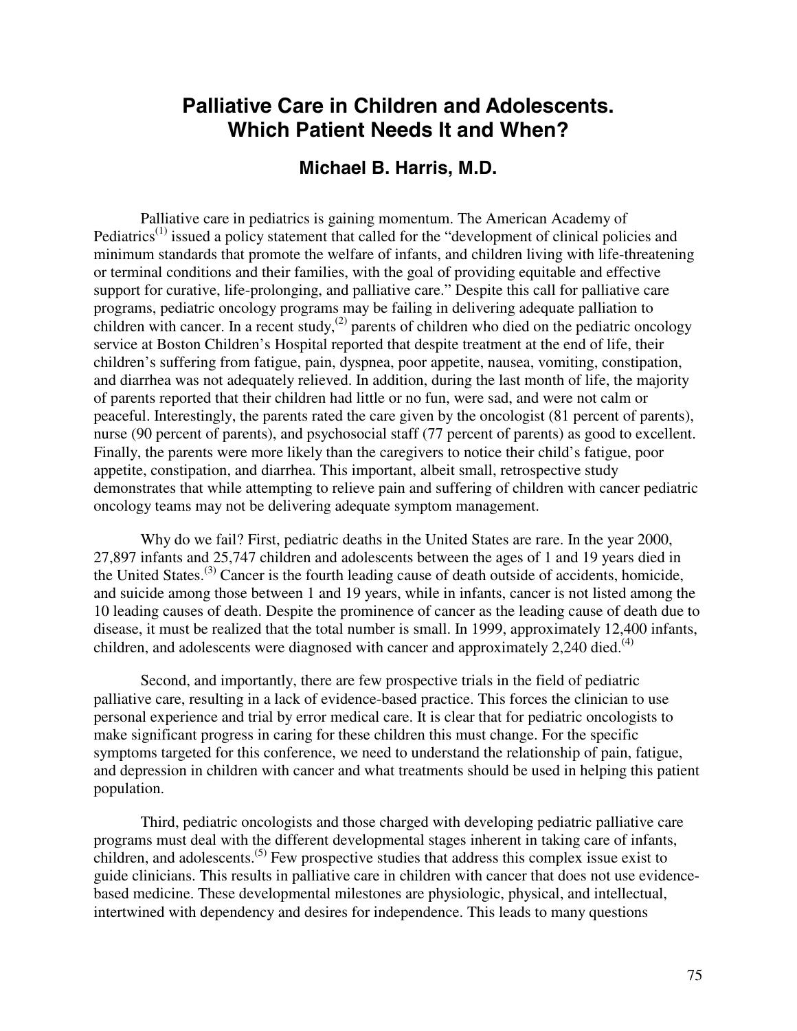# Palliative Care in Children and Adolescents. Which Patient Needs It and When?

## Michael B. Harris, M.D.

Palliative care in pediatrics is gaining momentum. The American Academy of Pediatrics[1] issued a policy statement that called for the "development of clinical policies and minimum standards that promote the welfare of infants, and children living with life-threatening or terminal conditions and their families, with the goal of providing equitable and effective support for curative, life-prolonging, and palliative care." Despite this call for palliative care programs, pediatric oncology programs may be failing in delivering adequate palliation to children with cancer. In a recent study,[2] parents of children who died on the pediatric oncology service at Boston Children's Hospital reported that despite treatment at the end of life, their children's suffering from fatigue, pain, dyspnea, poor appetite, nausea, vomiting, constipation, and diarrhea was not adequately relieved. In addition, during the last month of life, the majority of parents reported that their children had little or no fun, were sad, and were not calm or peaceful. Interestingly, the parents rated the care given by the oncologist (81 percent of parents), nurse (90 percent of parents), and psychosocial staff (77 percent of parents) as good to excellent. Finally, the parents were more likely than the caregivers to notice their child's fatigue, poor appetite, constipation, and diarrhea. This important, albeit small, retrospective study demonstrates that while attempting to relieve pain and suffering of children with cancer pediatric oncology teams may not be delivering adequate symptom management.

Why do we fail? First, pediatric deaths in the United States are rare. In the year 2000, 27,897 infants and 25,747 children and adolescents between the ages of 1 and 19 years died in the United States.[3] Cancer is the fourth leading cause of death outside of accidents, homicide, and suicide among those between 1 and 19 years, while in infants, cancer is not listed among the 10 leading causes of death. Despite the prominence of cancer as the leading cause of death due to disease, it must be realized that the total number is small. In 1999, approximately 12,400 infants, children, and adolescents were diagnosed with cancer and approximately 2,240 died.[4]

Second, and importantly, there are few prospective trials in the field of pediatric palliative care, resulting in a lack of evidence-based practice. This forces the clinician to use personal experience and trial by error medical care. It is clear that for pediatric oncologists to make significant progress in caring for these children this must change. For the specific symptoms targeted for this conference, we need to understand the relationship of pain, fatigue, and depression in children with cancer and what treatments should be used in helping this patient population.

Third, pediatric oncologists and those charged with developing pediatric palliative care programs must deal with the different developmental stages inherent in taking care of infants, children, and adolescents.[5] Few prospective studies that address this complex issue exist to guide clinicians. This results in palliative care in children with cancer that does not use evidence-based medicine. These developmental milestones are physiologic, physical, and intellectual, intertwined with dependency and desires for independence. This leads to many questions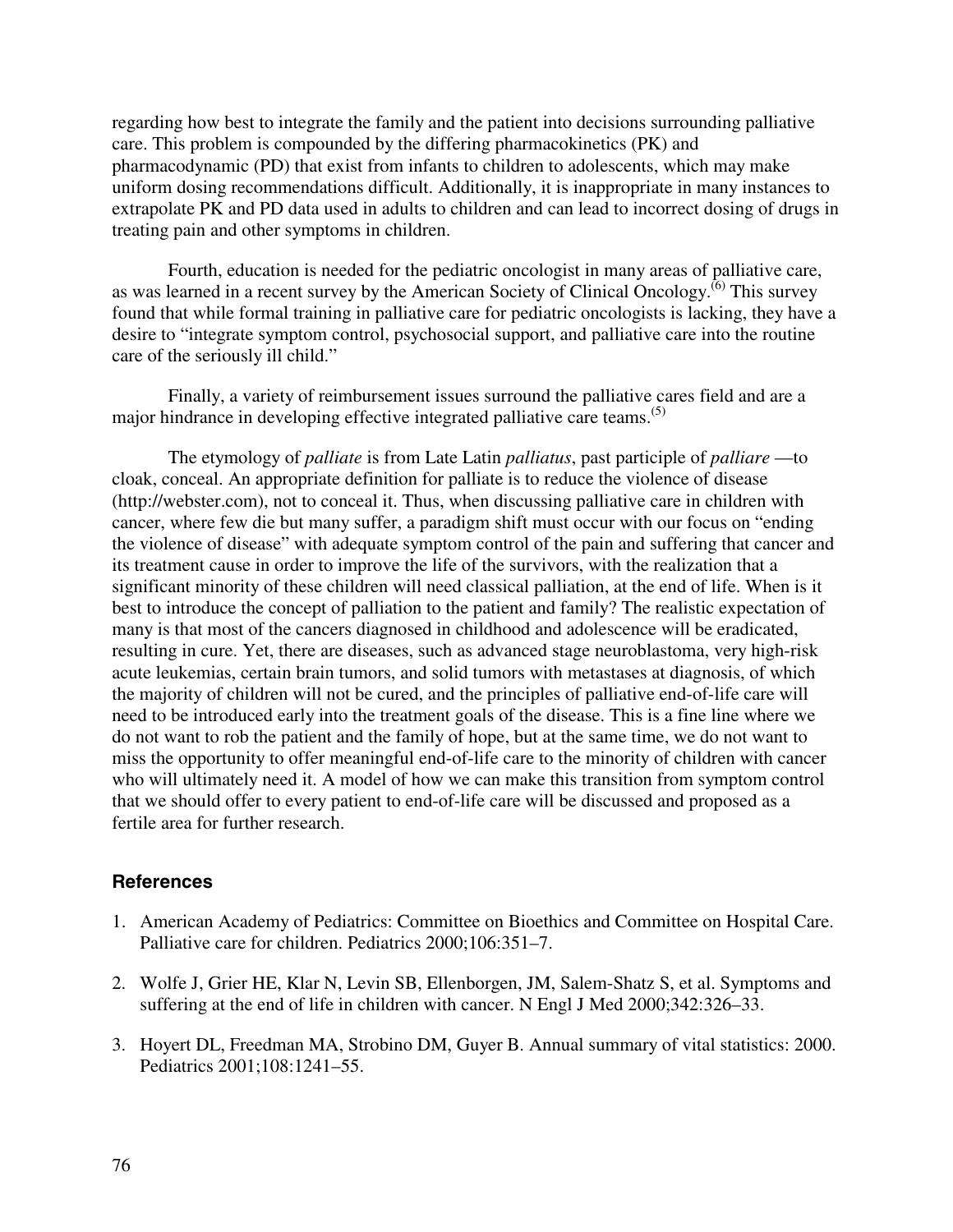regarding how best to integrate the family and the patient into decisions surrounding palliative care. This problem is compounded by the differing pharmacokinetics (PK) and pharmacodynamic (PD) that exist from infants to children to adolescents, which may make uniform dosing recommendations difficult. Additionally, it is inappropriate in many instances to extrapolate PK and PD data used in adults to children and can lead to incorrect dosing of drugs in treating pain and other symptoms in children.

Fourth, education is needed for the pediatric oncologist in many areas of palliative care, as was learned in a recent survey by the American Society of Clinical Oncology.[6] This survey found that while formal training in palliative care for pediatric oncologists is lacking, they have a desire to "integrate symptom control, psychosocial support, and palliative care into the routine care of the seriously ill child."

Finally, a variety of reimbursement issues surround the palliative cares field and are a major hindrance in developing effective integrated palliative care teams.[5]

The etymology of *palliate* is from Late Latin *palliatus*, past participle of *palliare* —to cloak, conceal. An appropriate definition for palliate is to reduce the violence of disease (http://webster.com), not to conceal it. Thus, when discussing palliative care in children with cancer, where few die but many suffer, a paradigm shift must occur with our focus on "ending the violence of disease" with adequate symptom control of the pain and suffering that cancer and its treatment cause in order to improve the life of the survivors, with the realization that a significant minority of these children will need classical palliation, at the end of life. When is it best to introduce the concept of palliation to the patient and family? The realistic expectation of many is that most of the cancers diagnosed in childhood and adolescence will be eradicated, resulting in cure. Yet, there are diseases, such as advanced stage neuroblastoma, very high-risk acute leukemias, certain brain tumors, and solid tumors with metastases at diagnosis, of which the majority of children will not be cured, and the principles of palliative end-of-life care will need to be introduced early into the treatment goals of the disease. This is a fine line where we do not want to rob the patient and the family of hope, but at the same time, we do not want to miss the opportunity to offer meaningful end-of-life care to the minority of children with cancer who will ultimately need it. A model of how we can make this transition from symptom control that we should offer to every patient to end-of-life care will be discussed and proposed as a fertile area for further research.

### References

1. American Academy of Pediatrics: Committee on Bioethics and Committee on Hospital Care. Palliative care for children. Pediatrics 2000;106:351–7.

2. Wolfe J, Grier HE, Klar N, Levin SB, Ellenborgen, JM, Salem-Shatz S, et al. Symptoms and suffering at the end of life in children with cancer. N Engl J Med 2000;342:326–33.

3. Hoyert DL, Freedman MA, Strobino DM, Guyer B. Annual summary of vital statistics: 2000. Pediatrics 2001;108:1241–55.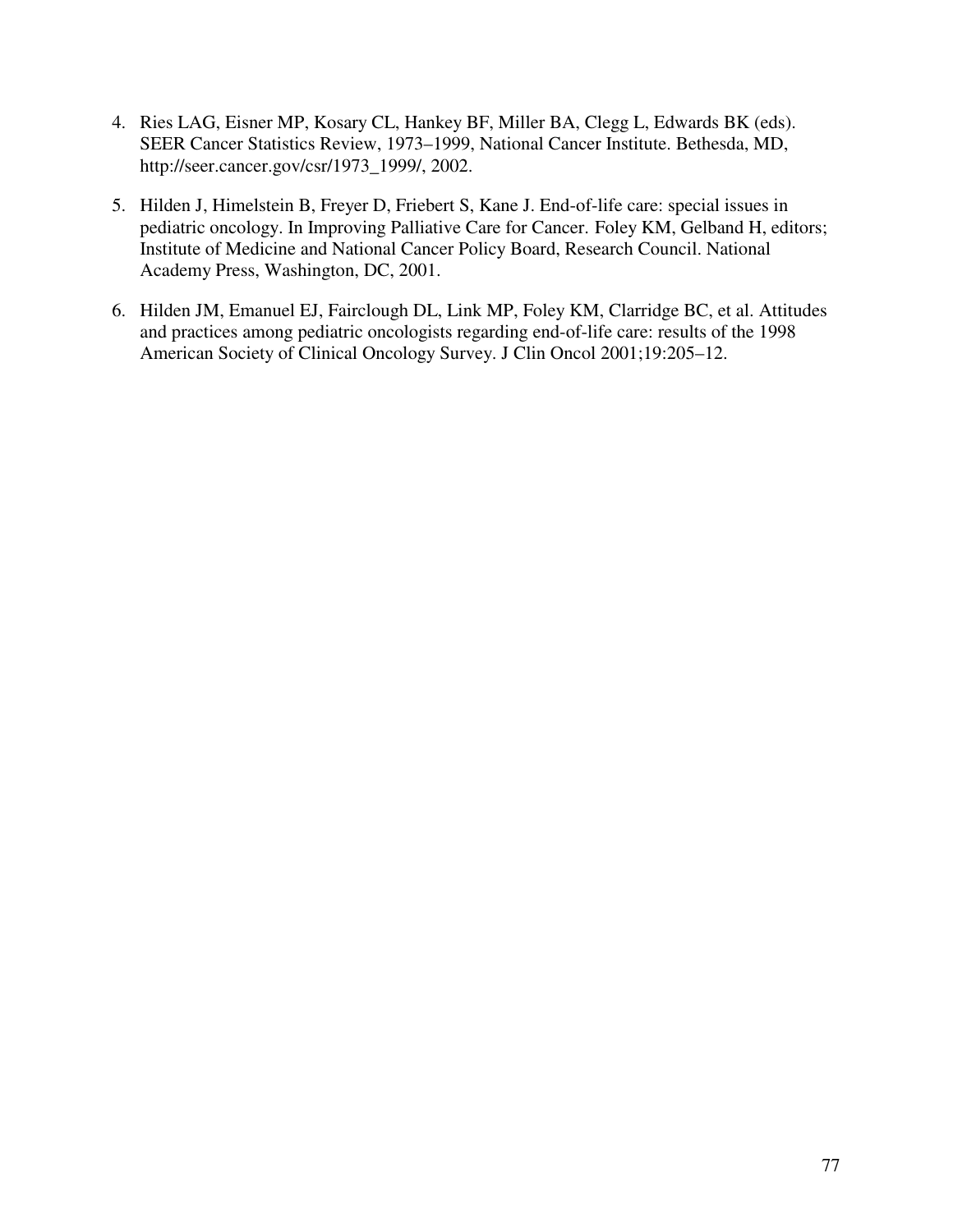4. Ries LAG, Eisner MP, Kosary CL, Hankey BF, Miller BA, Clegg L, Edwards BK (eds). SEER Cancer Statistics Review, 1973–1999, National Cancer Institute. Bethesda, MD, http://seer.cancer.gov/csr/1973_1999/, 2002.

5. Hilden J, Himelstein B, Freyer D, Friebert S, Kane J. End-of-life care: special issues in pediatric oncology. In Improving Palliative Care for Cancer. Foley KM, Gelband H, editors; Institute of Medicine and National Cancer Policy Board, Research Council. National Academy Press, Washington, DC, 2001.

6. Hilden JM, Emanuel EJ, Fairclough DL, Link MP, Foley KM, Clarridge BC, et al. Attitudes and practices among pediatric oncologists regarding end-of-life care: results of the 1998 American Society of Clinical Oncology Survey. J Clin Oncol 2001;19:205–12.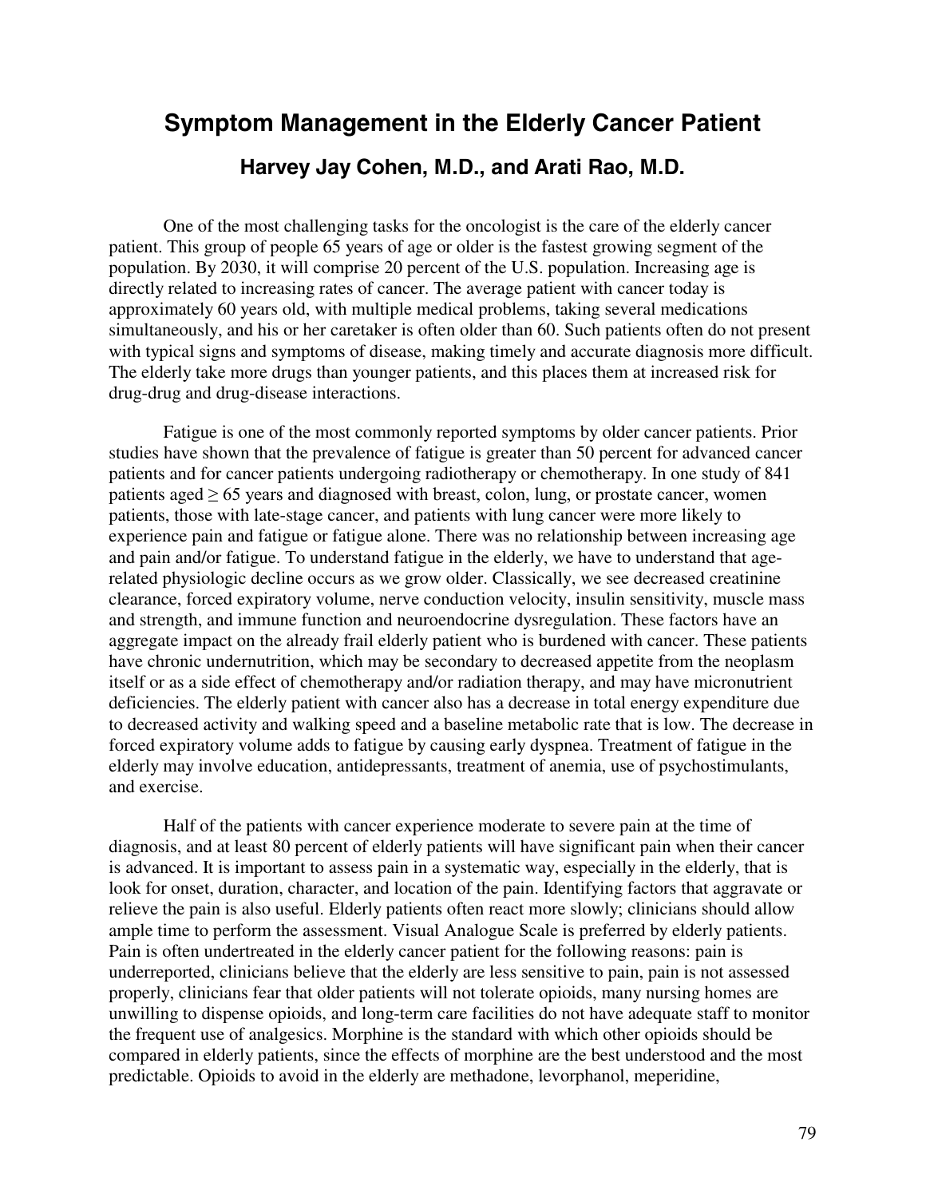# Symptom Management in the Elderly Cancer Patient

### Harvey Jay Cohen, M.D., and Arati Rao, M.D.

One of the most challenging tasks for the oncologist is the care of the elderly cancer patient. This group of people 65 years of age or older is the fastest growing segment of the population. By 2030, it will comprise 20 percent of the U.S. population. Increasing age is directly related to increasing rates of cancer. The average patient with cancer today is approximately 60 years old, with multiple medical problems, taking several medications simultaneously, and his or her caretaker is often older than 60. Such patients often do not present with typical signs and symptoms of disease, making timely and accurate diagnosis more difficult. The elderly take more drugs than younger patients, and this places them at increased risk for drug-drug and drug-disease interactions.

Fatigue is one of the most commonly reported symptoms by older cancer patients. Prior studies have shown that the prevalence of fatigue is greater than 50 percent for advanced cancer patients and for cancer patients undergoing radiotherapy or chemotherapy. In one study of 841 patients aged ≥ 65 years and diagnosed with breast, colon, lung, or prostate cancer, women patients, those with late-stage cancer, and patients with lung cancer were more likely to experience pain and fatigue or fatigue alone. There was no relationship between increasing age and pain and/or fatigue. To understand fatigue in the elderly, we have to understand that age-related physiologic decline occurs as we grow older. Classically, we see decreased creatinine clearance, forced expiratory volume, nerve conduction velocity, insulin sensitivity, muscle mass and strength, and immune function and neuroendocrine dysregulation. These factors have an aggregate impact on the already frail elderly patient who is burdened with cancer. These patients have chronic undernutrition, which may be secondary to decreased appetite from the neoplasm itself or as a side effect of chemotherapy and/or radiation therapy, and may have micronutrient deficiencies. The elderly patient with cancer also has a decrease in total energy expenditure due to decreased activity and walking speed and a baseline metabolic rate that is low. The decrease in forced expiratory volume adds to fatigue by causing early dyspnea. Treatment of fatigue in the elderly may involve education, antidepressants, treatment of anemia, use of psychostimulants, and exercise.

Half of the patients with cancer experience moderate to severe pain at the time of diagnosis, and at least 80 percent of elderly patients will have significant pain when their cancer is advanced. It is important to assess pain in a systematic way, especially in the elderly, that is look for onset, duration, character, and location of the pain. Identifying factors that aggravate or relieve the pain is also useful. Elderly patients often react more slowly; clinicians should allow ample time to perform the assessment. Visual Analogue Scale is preferred by elderly patients. Pain is often undertreated in the elderly cancer patient for the following reasons: pain is underreported, clinicians believe that the elderly are less sensitive to pain, pain is not assessed properly, clinicians fear that older patients will not tolerate opioids, many nursing homes are unwilling to dispense opioids, and long-term care facilities do not have adequate staff to monitor the frequent use of analgesics. Morphine is the standard with which other opioids should be compared in elderly patients, since the effects of morphine are the best understood and the most predictable. Opioids to avoid in the elderly are methadone, levorphanol, meperidine,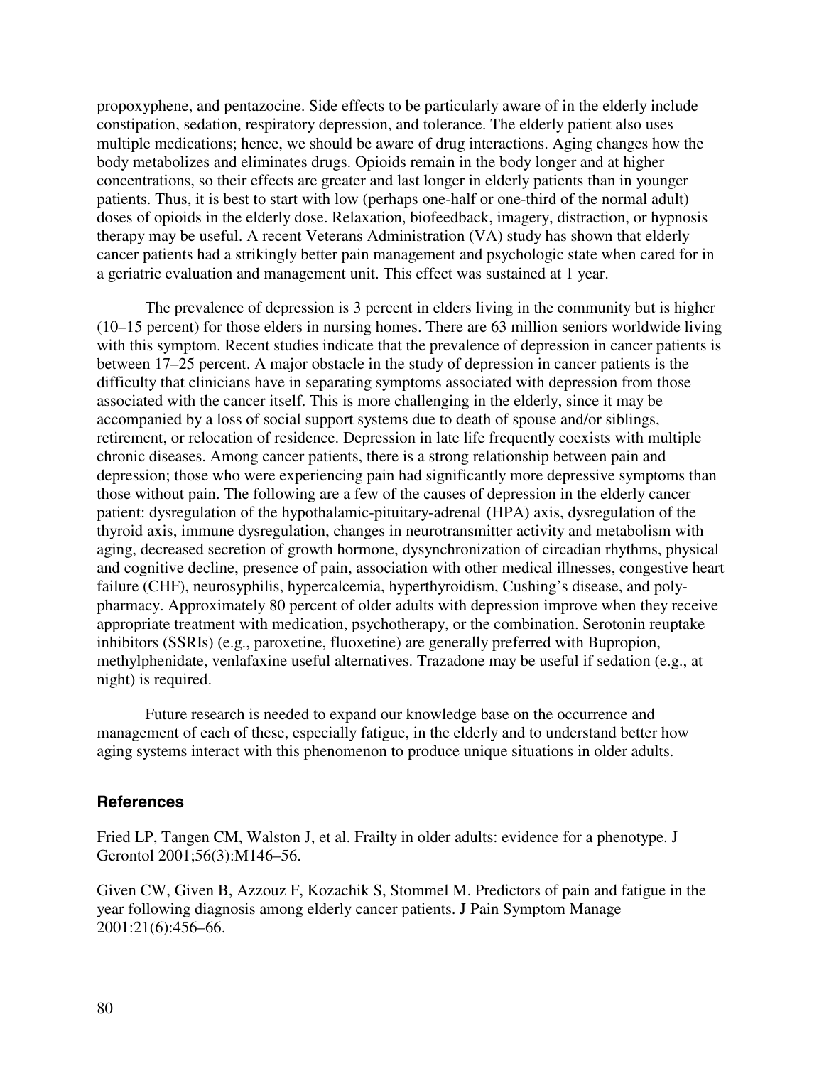propoxyphene, and pentazocine. Side effects to be particularly aware of in the elderly include constipation, sedation, respiratory depression, and tolerance. The elderly patient also uses multiple medications; hence, we should be aware of drug interactions. Aging changes how the body metabolizes and eliminates drugs. Opioids remain in the body longer and at higher concentrations, so their effects are greater and last longer in elderly patients than in younger patients. Thus, it is best to start with low (perhaps one-half or one-third of the normal adult) doses of opioids in the elderly dose. Relaxation, biofeedback, imagery, distraction, or hypnosis therapy may be useful. A recent Veterans Administration (VA) study has shown that elderly cancer patients had a strikingly better pain management and psychologic state when cared for in a geriatric evaluation and management unit. This effect was sustained at 1 year.

The prevalence of depression is 3 percent in elders living in the community but is higher (10–15 percent) for those elders in nursing homes. There are 63 million seniors worldwide living with this symptom. Recent studies indicate that the prevalence of depression in cancer patients is between 17–25 percent. A major obstacle in the study of depression in cancer patients is the difficulty that clinicians have in separating symptoms associated with depression from those associated with the cancer itself. This is more challenging in the elderly, since it may be accompanied by a loss of social support systems due to death of spouse and/or siblings, retirement, or relocation of residence. Depression in late life frequently coexists with multiple chronic diseases. Among cancer patients, there is a strong relationship between pain and depression; those who were experiencing pain had significantly more depressive symptoms than those without pain. The following are a few of the causes of depression in the elderly cancer patient: dysregulation of the hypothalamic-pituitary-adrenal (HPA) axis, dysregulation of the thyroid axis, immune dysregulation, changes in neurotransmitter activity and metabolism with aging, decreased secretion of growth hormone, dysynchronization of circadian rhythms, physical and cognitive decline, presence of pain, association with other medical illnesses, congestive heart failure (CHF), neurosyphilis, hypercalcemia, hyperthyroidism, Cushing's disease, and poly-pharmacy. Approximately 80 percent of older adults with depression improve when they receive appropriate treatment with medication, psychotherapy, or the combination. Serotonin reuptake inhibitors (SSRIs) (e.g., paroxetine, fluoxetine) are generally preferred with Bupropion, methylphenidate, venlafaxine useful alternatives. Trazadone may be useful if sedation (e.g., at night) is required.

Future research is needed to expand our knowledge base on the occurrence and management of each of these, especially fatigue, in the elderly and to understand better how aging systems interact with this phenomenon to produce unique situations in older adults.

### References

Fried LP, Tangen CM, Walston J, et al. Frailty in older adults: evidence for a phenotype. J Gerontol 2001;56(3):M146–56.

Given CW, Given B, Azzouz F, Kozachik S, Stommel M. Predictors of pain and fatigue in the year following diagnosis among elderly cancer patients. J Pain Symptom Manage 2001:21(6):456–66.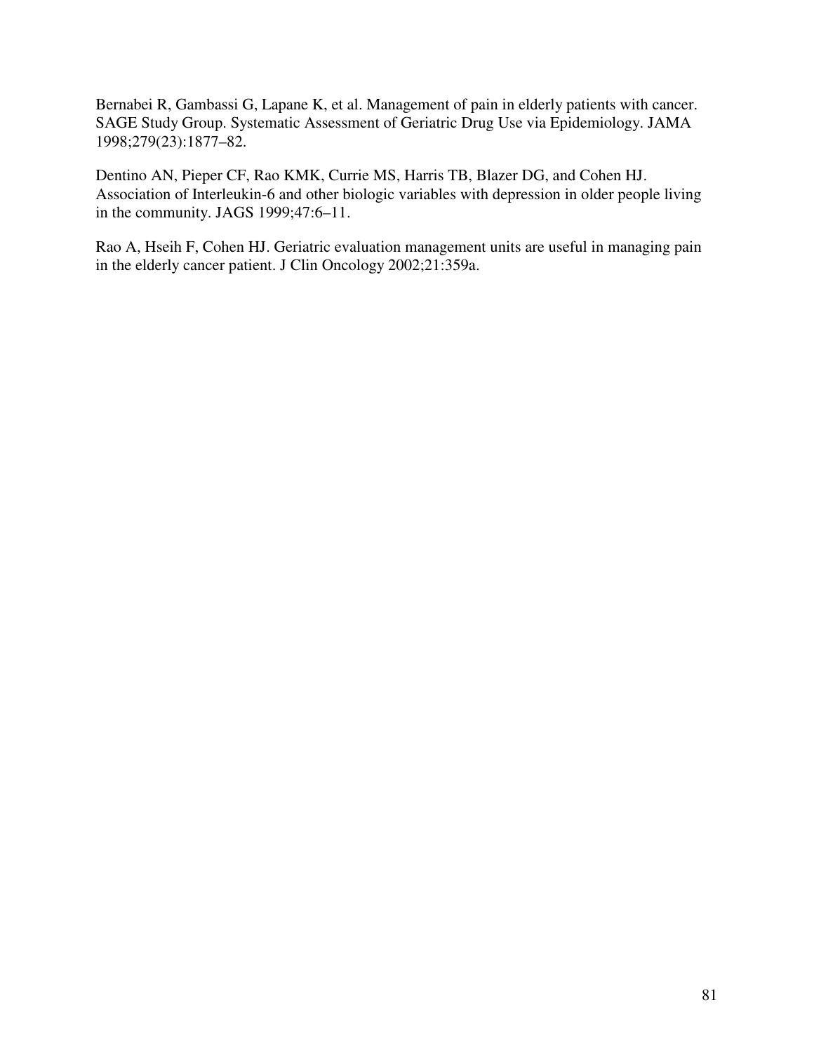Bernabei R, Gambassi G, Lapane K, et al. Management of pain in elderly patients with cancer. SAGE Study Group. Systematic Assessment of Geriatric Drug Use via Epidemiology. JAMA 1998;279(23):1877–82.

Dentino AN, Pieper CF, Rao KMK, Currie MS, Harris TB, Blazer DG, and Cohen HJ. Association of Interleukin-6 and other biologic variables with depression in older people living in the community. JAGS 1999;47:6–11.

Rao A, Hseih F, Cohen HJ. Geriatric evaluation management units are useful in managing pain in the elderly cancer patient. J Clin Oncology 2002;21:359a.